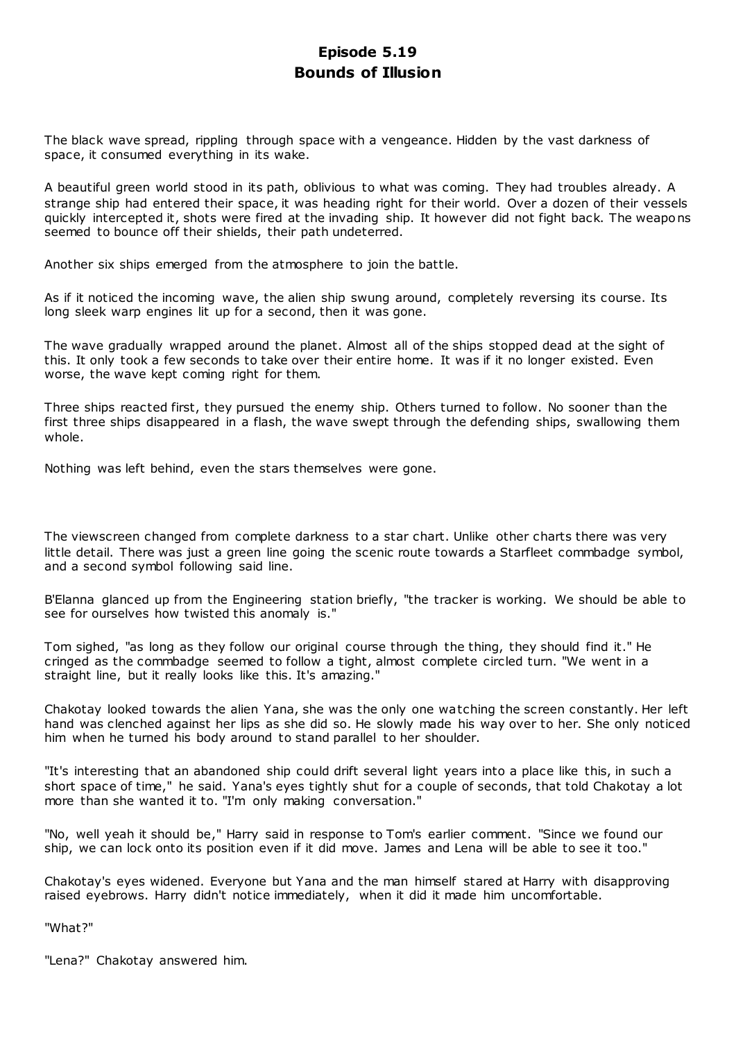# Episode 5.19
# Bounds of Illusion

The black wave spread, rippling through space with a vengeance. Hidden by the vast darkness of space, it consumed everything in its wake.

A beautiful green world stood in its path, oblivious to what was coming. They had troubles already. A strange ship had entered their space, it was heading right for their world. Over a dozen of their vessels quickly intercepted it, shots were fired at the invading ship. It however did not fight back. The weapons seemed to bounce off their shields, their path undeterred.

Another six ships emerged from the atmosphere to join the battle.

As if it noticed the incoming wave, the alien ship swung around, completely reversing its course. Its long sleek warp engines lit up for a second, then it was gone.

The wave gradually wrapped around the planet. Almost all of the ships stopped dead at the sight of this. It only took a few seconds to take over their entire home. It was if it no longer existed. Even worse, the wave kept coming right for them.

Three ships reacted first, they pursued the enemy ship. Others turned to follow. No sooner than the first three ships disappeared in a flash, the wave swept through the defending ships, swallowing them whole.

Nothing was left behind, even the stars themselves were gone.

The viewscreen changed from complete darkness to a star chart. Unlike other charts there was very little detail. There was just a green line going the scenic route towards a Starfleet commbadge symbol, and a second symbol following said line.

B'Elanna glanced up from the Engineering station briefly, "the tracker is working. We should be able to see for ourselves how twisted this anomaly is."

Tom sighed, "as long as they follow our original course through the thing, they should find it." He cringed as the commbadge seemed to follow a tight, almost complete circled turn. "We went in a straight line, but it really looks like this. It's amazing."

Chakotay looked towards the alien Yana, she was the only one watching the screen constantly. Her left hand was clenched against her lips as she did so. He slowly made his way over to her. She only noticed him when he turned his body around to stand parallel to her shoulder.

"It's interesting that an abandoned ship could drift several light years into a place like this, in such a short space of time," he said. Yana's eyes tightly shut for a couple of seconds, that told Chakotay a lot more than she wanted it to. "I'm only making conversation."

"No, well yeah it should be," Harry said in response to Tom's earlier comment. "Since we found our ship, we can lock onto its position even if it did move. James and Lena will be able to see it too."

Chakotay's eyes widened. Everyone but Yana and the man himself stared at Harry with disapproving raised eyebrows. Harry didn't notice immediately, when it did it made him uncomfortable.

"What?"

"Lena?" Chakotay answered him.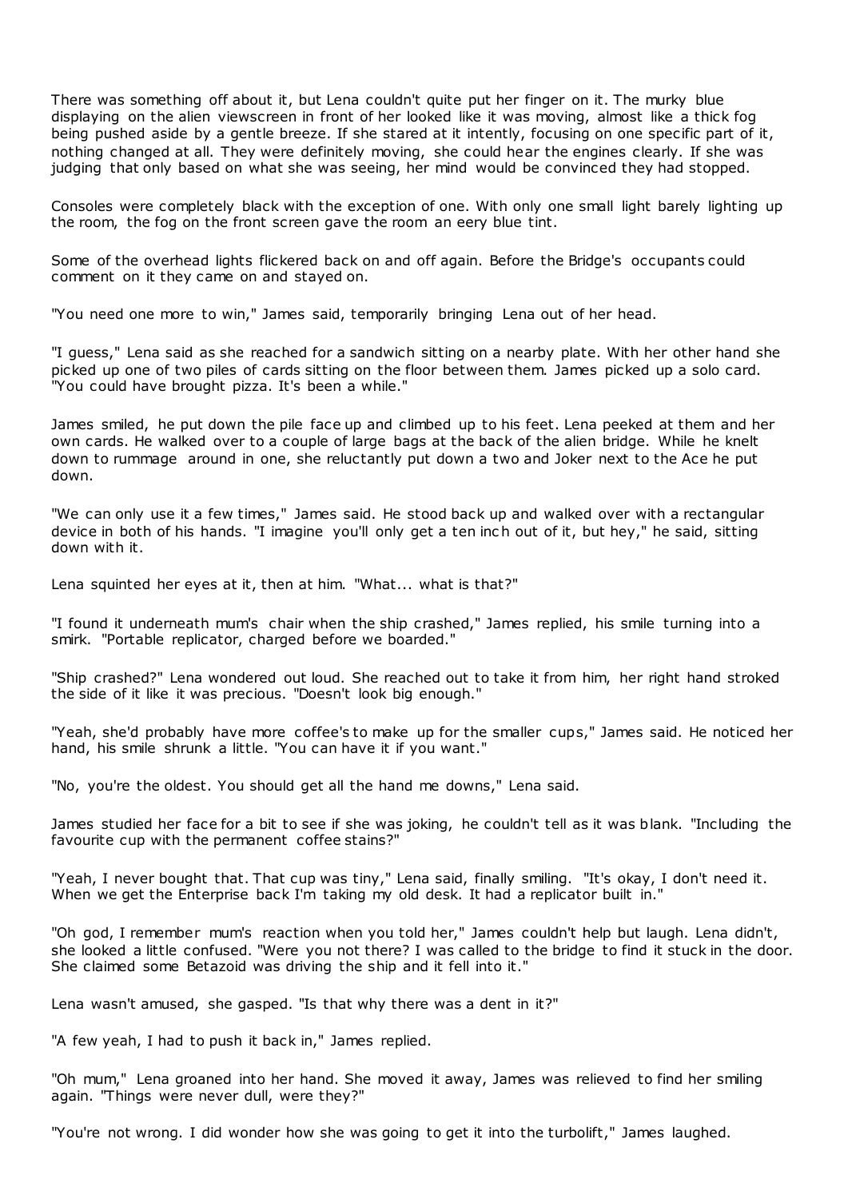There was something off about it, but Lena couldn't quite put her finger on it. The murky blue displaying on the alien viewscreen in front of her looked like it was moving, almost like a thick fog being pushed aside by a gentle breeze. If she stared at it intently, focusing on one specific part of it, nothing changed at all. They were definitely moving, she could hear the engines clearly. If she was judging that only based on what she was seeing, her mind would be convinced they had stopped.

Consoles were completely black with the exception of one. With only one small light barely lighting up the room, the fog on the front screen gave the room an eery blue tint.

Some of the overhead lights flickered back on and off again. Before the Bridge's occupants could comment on it they came on and stayed on.

"You need one more to win," James said, temporarily bringing Lena out of her head.

"I guess," Lena said as she reached for a sandwich sitting on a nearby plate. With her other hand she picked up one of two piles of cards sitting on the floor between them. James picked up a solo card. "You could have brought pizza. It's been a while."

James smiled, he put down the pile face up and climbed up to his feet. Lena peeked at them and her own cards. He walked over to a couple of large bags at the back of the alien bridge. While he knelt down to rummage around in one, she reluctantly put down a two and Joker next to the Ace he put down.

"We can only use it a few times," James said. He stood back up and walked over with a rectangular device in both of his hands. "I imagine you'll only get a ten inch out of it, but hey," he said, sitting down with it.

Lena squinted her eyes at it, then at him. "What... what is that?"

"I found it underneath mum's chair when the ship crashed," James replied, his smile turning into a smirk. "Portable replicator, charged before we boarded."

"Ship crashed?" Lena wondered out loud. She reached out to take it from him, her right hand stroked the side of it like it was precious. "Doesn't look big enough."

"Yeah, she'd probably have more coffee's to make up for the smaller cups," James said. He noticed her hand, his smile shrunk a little. "You can have it if you want."

"No, you're the oldest. You should get all the hand me downs," Lena said.

James studied her face for a bit to see if she was joking, he couldn't tell as it was blank. "Including the favourite cup with the permanent coffee stains?"

"Yeah, I never bought that. That cup was tiny," Lena said, finally smiling. "It's okay, I don't need it. When we get the Enterprise back I'm taking my old desk. It had a replicator built in."

"Oh god, I remember mum's reaction when you told her," James couldn't help but laugh. Lena didn't, she looked a little confused. "Were you not there? I was called to the bridge to find it stuck in the door. She claimed some Betazoid was driving the ship and it fell into it."

Lena wasn't amused, she gasped. "Is that why there was a dent in it?"

"A few yeah, I had to push it back in," James replied.

"Oh mum," Lena groaned into her hand. She moved it away, James was relieved to find her smiling again. "Things were never dull, were they?"

"You're not wrong. I did wonder how she was going to get it into the turbolift," James laughed.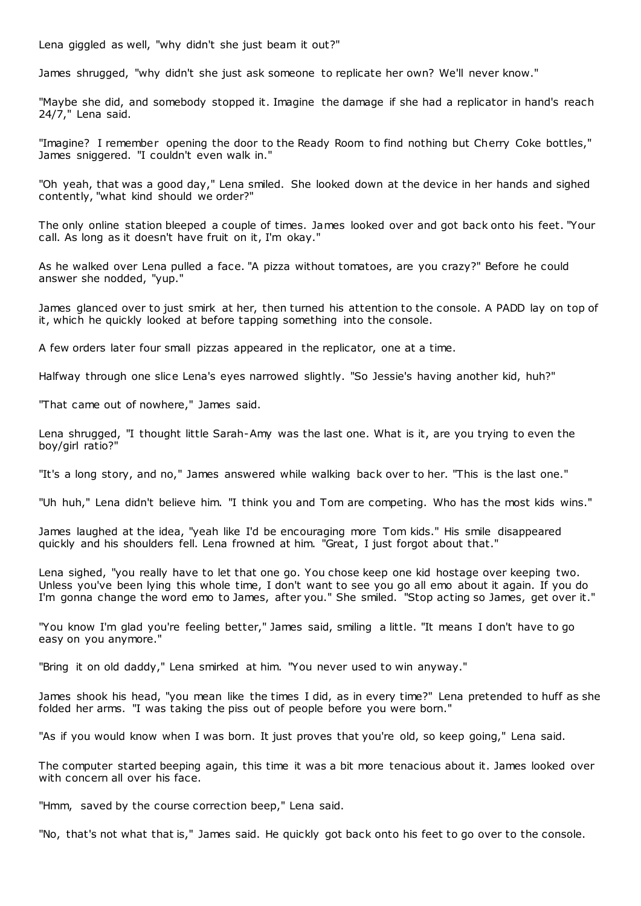Lena giggled as well, "why didn't she just beam it out?"

James shrugged, "why didn't she just ask someone to replicate her own? We'll never know."

"Maybe she did, and somebody stopped it. Imagine the damage if she had a replicator in hand's reach 24/7," Lena said.

"Imagine? I remember opening the door to the Ready Room to find nothing but Cherry Coke bottles," James sniggered. "I couldn't even walk in."

"Oh yeah, that was a good day," Lena smiled. She looked down at the device in her hands and sighed contently, "what kind should we order?"

The only online station bleeped a couple of times. James looked over and got back onto his feet. "Your call. As long as it doesn't have fruit on it, I'm okay."

As he walked over Lena pulled a face. "A pizza without tomatoes, are you crazy?" Before he could answer she nodded, "yup."

James glanced over to just smirk at her, then turned his attention to the console. A PADD lay on top of it, which he quickly looked at before tapping something into the console.

A few orders later four small pizzas appeared in the replicator, one at a time.

Halfway through one slice Lena's eyes narrowed slightly. "So Jessie's having another kid, huh?"

"That came out of nowhere," James said.

Lena shrugged, "I thought little Sarah-Amy was the last one. What is it, are you trying to even the boy/girl ratio?"

"It's a long story, and no," James answered while walking back over to her. "This is the last one."

"Uh huh," Lena didn't believe him. "I think you and Tom are competing. Who has the most kids wins."

James laughed at the idea, "yeah like I'd be encouraging more Tom kids." His smile disappeared quickly and his shoulders fell. Lena frowned at him. "Great, I just forgot about that."

Lena sighed, "you really have to let that one go. You chose keep one kid hostage over keeping two. Unless you've been lying this whole time, I don't want to see you go all emo about it again. If you do I'm gonna change the word emo to James, after you." She smiled. "Stop acting so James, get over it."

"You know I'm glad you're feeling better," James said, smiling a little. "It means I don't have to go easy on you anymore."

"Bring it on old daddy," Lena smirked at him. "You never used to win anyway."

James shook his head, "you mean like the times I did, as in every time?" Lena pretended to huff as she folded her arms. "I was taking the piss out of people before you were born."

"As if you would know when I was born. It just proves that you're old, so keep going," Lena said.

The computer started beeping again, this time it was a bit more tenacious about it. James looked over with concern all over his face.

"Hmm, saved by the course correction beep," Lena said.

"No, that's not what that is," James said. He quickly got back onto his feet to go over to the console.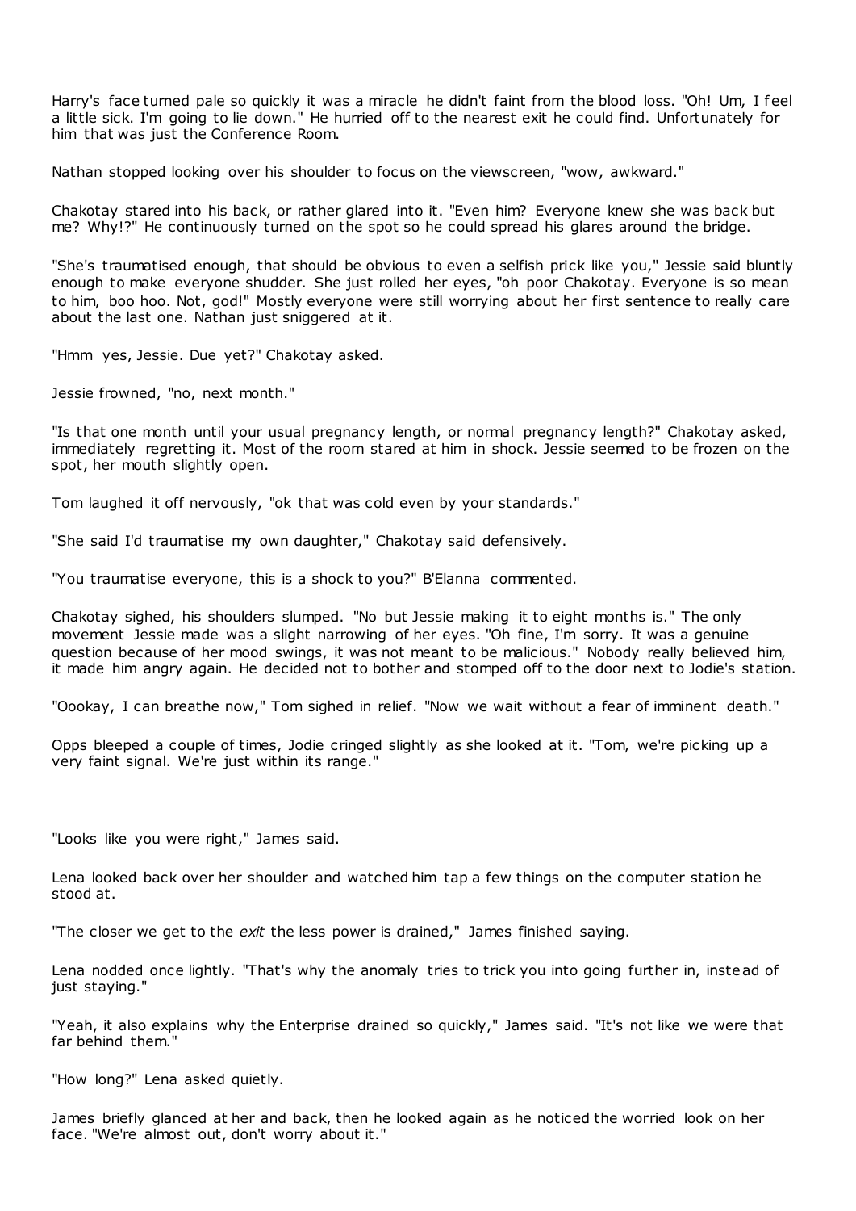Harry's face turned pale so quickly it was a miracle he didn't faint from the blood loss. "Oh! Um, I feel a little sick. I'm going to lie down." He hurried off to the nearest exit he could find. Unfortunately for him that was just the Conference Room.

Nathan stopped looking over his shoulder to focus on the viewscreen, "wow, awkward."

Chakotay stared into his back, or rather glared into it. "Even him? Everyone knew she was back but me? Why!?" He continuously turned on the spot so he could spread his glares around the bridge.

"She's traumatised enough, that should be obvious to even a selfish prick like you," Jessie said bluntly enough to make everyone shudder. She just rolled her eyes, "oh poor Chakotay. Everyone is so mean to him, boo hoo. Not, god!" Mostly everyone were still worrying about her first sentence to really care about the last one. Nathan just sniggered at it.

"Hmm yes, Jessie. Due yet?" Chakotay asked.

Jessie frowned, "no, next month."

"Is that one month until your usual pregnancy length, or normal pregnancy length?" Chakotay asked, immediately regretting it. Most of the room stared at him in shock. Jessie seemed to be frozen on the spot, her mouth slightly open.

Tom laughed it off nervously, "ok that was cold even by your standards."

"She said I'd traumatise my own daughter," Chakotay said defensively.

"You traumatise everyone, this is a shock to you?" B'Elanna commented.

Chakotay sighed, his shoulders slumped. "No but Jessie making it to eight months is." The only movement Jessie made was a slight narrowing of her eyes. "Oh fine, I'm sorry. It was a genuine question because of her mood swings, it was not meant to be malicious." Nobody really believed him, it made him angry again. He decided not to bother and stomped off to the door next to Jodie's station.

"Oookay, I can breathe now," Tom sighed in relief. "Now we wait without a fear of imminent death."

Opps bleeped a couple of times, Jodie cringed slightly as she looked at it. "Tom, we're picking up a very faint signal. We're just within its range."

"Looks like you were right," James said.

Lena looked back over her shoulder and watched him tap a few things on the computer station he stood at.

"The closer we get to the *exit* the less power is drained," James finished saying.

Lena nodded once lightly. "That's why the anomaly tries to trick you into going further in, instead of just staying."

"Yeah, it also explains why the Enterprise drained so quickly," James said. "It's not like we were that far behind them."

"How long?" Lena asked quietly.

James briefly glanced at her and back, then he looked again as he noticed the worried look on her face. "We're almost out, don't worry about it."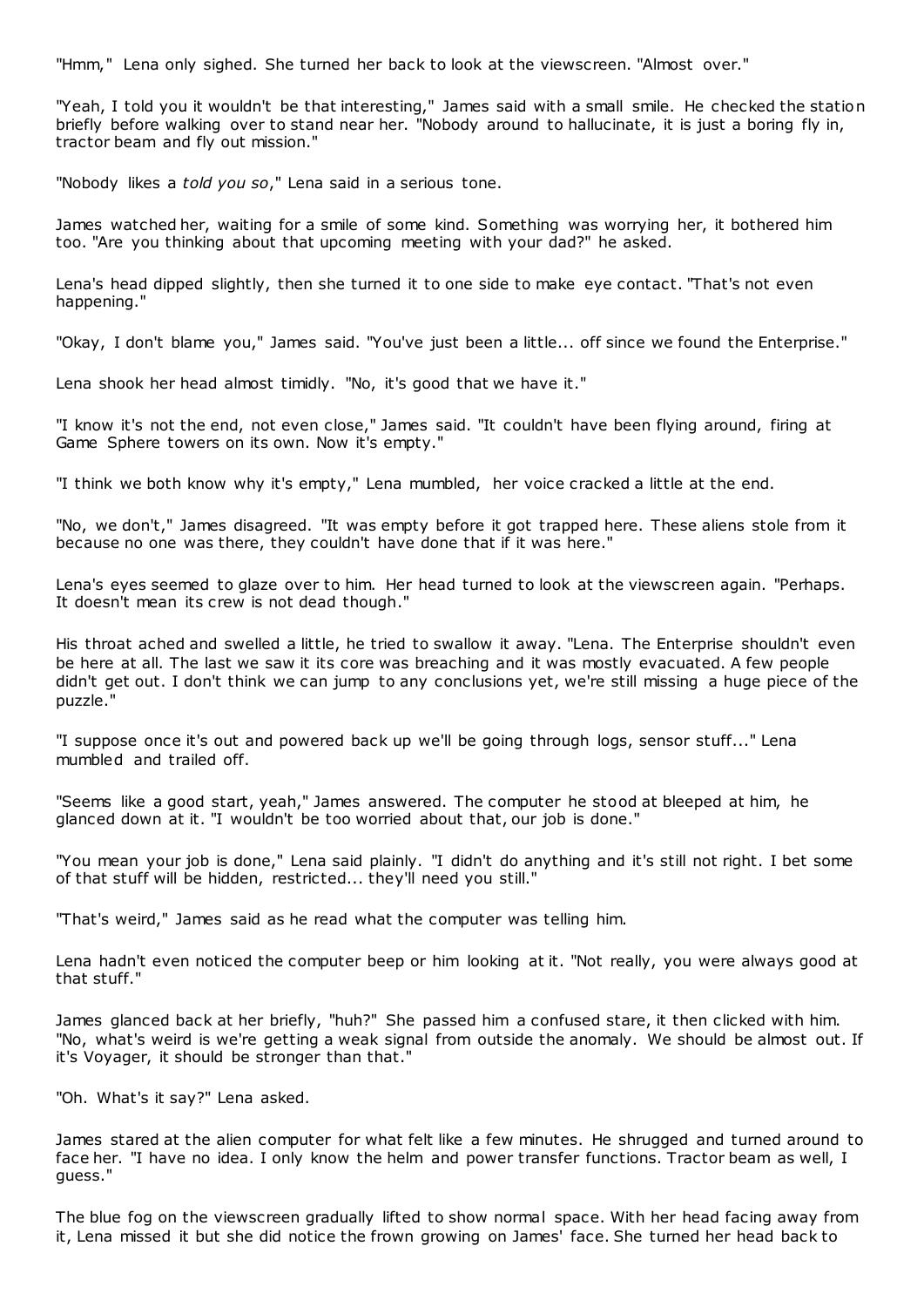"Hmm," Lena only sighed. She turned her back to look at the viewscreen. "Almost over."

"Yeah, I told you it wouldn't be that interesting," James said with a small smile. He checked the station briefly before walking over to stand near her. "Nobody around to hallucinate, it is just a boring fly in, tractor beam and fly out mission."

"Nobody likes a *told you so*," Lena said in a serious tone.

James watched her, waiting for a smile of some kind. Something was worrying her, it bothered him too. "Are you thinking about that upcoming meeting with your dad?" he asked.

Lena's head dipped slightly, then she turned it to one side to make eye contact. "That's not even happening."

"Okay, I don't blame you," James said. "You've just been a little... off since we found the Enterprise."

Lena shook her head almost timidly. "No, it's good that we have it."

"I know it's not the end, not even close," James said. "It couldn't have been flying around, firing at Game Sphere towers on its own. Now it's empty."

"I think we both know why it's empty," Lena mumbled, her voice cracked a little at the end.

"No, we don't," James disagreed. "It was empty before it got trapped here. These aliens stole from it because no one was there, they couldn't have done that if it was here."

Lena's eyes seemed to glaze over to him. Her head turned to look at the viewscreen again. "Perhaps. It doesn't mean its crew is not dead though."

His throat ached and swelled a little, he tried to swallow it away. "Lena. The Enterprise shouldn't even be here at all. The last we saw it its core was breaching and it was mostly evacuated. A few people didn't get out. I don't think we can jump to any conclusions yet, we're still missing a huge piece of the puzzle."

"I suppose once it's out and powered back up we'll be going through logs, sensor stuff..." Lena mumbled and trailed off.

"Seems like a good start, yeah," James answered. The computer he stood at bleeped at him, he glanced down at it. "I wouldn't be too worried about that, our job is done."

"You mean your job is done," Lena said plainly. "I didn't do anything and it's still not right. I bet some of that stuff will be hidden, restricted... they'll need you still."

"That's weird," James said as he read what the computer was telling him.

Lena hadn't even noticed the computer beep or him looking at it. "Not really, you were always good at that stuff."

James glanced back at her briefly, "huh?" She passed him a confused stare, it then clicked with him. "No, what's weird is we're getting a weak signal from outside the anomaly. We should be almost out. If it's Voyager, it should be stronger than that."

"Oh. What's it say?" Lena asked.

James stared at the alien computer for what felt like a few minutes. He shrugged and turned around to face her. "I have no idea. I only know the helm and power transfer functions. Tractor beam as well, I guess."

The blue fog on the viewscreen gradually lifted to show normal space. With her head facing away from it, Lena missed it but she did notice the frown growing on James' face. She turned her head back to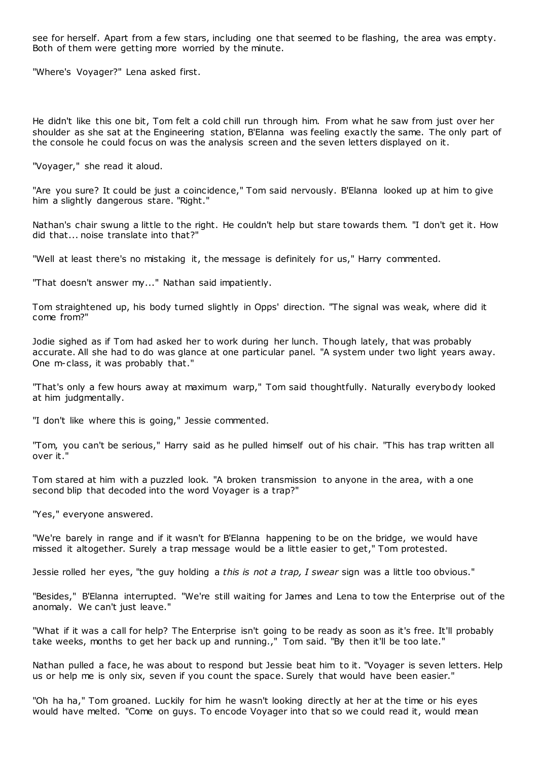see for herself. Apart from a few stars, including one that seemed to be flashing, the area was empty. Both of them were getting more worried by the minute.

"Where's Voyager?" Lena asked first.

He didn't like this one bit, Tom felt a cold chill run through him. From what he saw from just over her shoulder as she sat at the Engineering station, B'Elanna was feeling exactly the same. The only part of the console he could focus on was the analysis screen and the seven letters displayed on it.

"Voyager," she read it aloud.

"Are you sure? It could be just a coincidence," Tom said nervously. B'Elanna looked up at him to give him a slightly dangerous stare. "Right."

Nathan's chair swung a little to the right. He couldn't help but stare towards them. "I don't get it. How did that... noise translate into that?"

"Well at least there's no mistaking it, the message is definitely for us," Harry commented.

"That doesn't answer my..." Nathan said impatiently.

Tom straightened up, his body turned slightly in Opps' direction. "The signal was weak, where did it come from?"

Jodie sighed as if Tom had asked her to work during her lunch. Though lately, that was probably accurate. All she had to do was glance at one particular panel. "A system under two light years away. One m-class, it was probably that."

"That's only a few hours away at maximum warp," Tom said thoughtfully. Naturally everybody looked at him judgmentally.

"I don't like where this is going," Jessie commented.

"Tom, you can't be serious," Harry said as he pulled himself out of his chair. "This has trap written all over it."

Tom stared at him with a puzzled look. "A broken transmission to anyone in the area, with a one second blip that decoded into the word Voyager is a trap?"

"Yes," everyone answered.

"We're barely in range and if it wasn't for B'Elanna happening to be on the bridge, we would have missed it altogether. Surely a trap message would be a little easier to get," Tom protested.

Jessie rolled her eyes, "the guy holding a *this is not a trap, I swear* sign was a little too obvious."

"Besides," B'Elanna interrupted. "We're still waiting for James and Lena to tow the Enterprise out of the anomaly. We can't just leave."

"What if it was a call for help? The Enterprise isn't going to be ready as soon as it's free. It'll probably take weeks, months to get her back up and running.," Tom said. "By then it'll be too late."

Nathan pulled a face, he was about to respond but Jessie beat him to it. "Voyager is seven letters. Help us or help me is only six, seven if you count the space. Surely that would have been easier."

"Oh ha ha," Tom groaned. Luckily for him he wasn't looking directly at her at the time or his eyes would have melted. "Come on guys. To encode Voyager into that so we could read it, would mean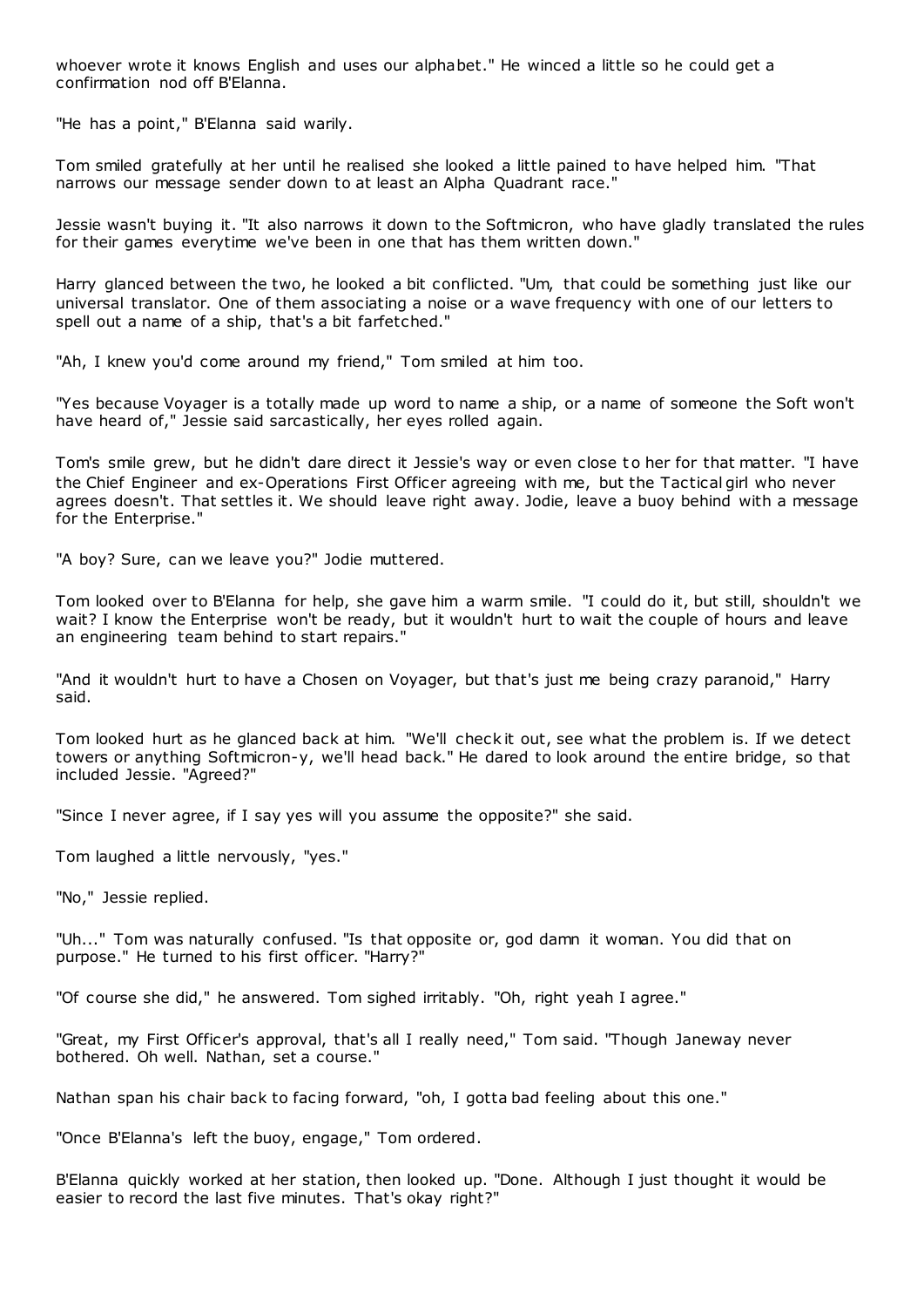whoever wrote it knows English and uses our alphabet." He winced a little so he could get a confirmation nod off B'Elanna.

"He has a point," B'Elanna said warily.

Tom smiled gratefully at her until he realised she looked a little pained to have helped him. "That narrows our message sender down to at least an Alpha Quadrant race."

Jessie wasn't buying it. "It also narrows it down to the Softmicron, who have gladly translated the rules for their games everytime we've been in one that has them written down."

Harry glanced between the two, he looked a bit conflicted. "Um, that could be something just like our universal translator. One of them associating a noise or a wave frequency with one of our letters to spell out a name of a ship, that's a bit farfetched."

"Ah, I knew you'd come around my friend," Tom smiled at him too.

"Yes because Voyager is a totally made up word to name a ship, or a name of someone the Soft won't have heard of," Jessie said sarcastically, her eyes rolled again.

Tom's smile grew, but he didn't dare direct it Jessie's way or even close to her for that matter. "I have the Chief Engineer and ex-Operations First Officer agreeing with me, but the Tactical girl who never agrees doesn't. That settles it. We should leave right away. Jodie, leave a buoy behind with a message for the Enterprise."

"A boy? Sure, can we leave you?" Jodie muttered.

Tom looked over to B'Elanna for help, she gave him a warm smile. "I could do it, but still, shouldn't we wait? I know the Enterprise won't be ready, but it wouldn't hurt to wait the couple of hours and leave an engineering team behind to start repairs."

"And it wouldn't hurt to have a Chosen on Voyager, but that's just me being crazy paranoid," Harry said.

Tom looked hurt as he glanced back at him. "We'll check it out, see what the problem is. If we detect towers or anything Softmicron-y, we'll head back." He dared to look around the entire bridge, so that included Jessie. "Agreed?"

"Since I never agree, if I say yes will you assume the opposite?" she said.

Tom laughed a little nervously, "yes."

"No," Jessie replied.

"Uh..." Tom was naturally confused. "Is that opposite or, god damn it woman. You did that on purpose." He turned to his first officer. "Harry?"

"Of course she did," he answered. Tom sighed irritably. "Oh, right yeah I agree."

"Great, my First Officer's approval, that's all I really need," Tom said. "Though Janeway never bothered. Oh well. Nathan, set a course."

Nathan span his chair back to facing forward, "oh, I gotta bad feeling about this one."

"Once B'Elanna's left the buoy, engage," Tom ordered.

B'Elanna quickly worked at her station, then looked up. "Done. Although I just thought it would be easier to record the last five minutes. That's okay right?"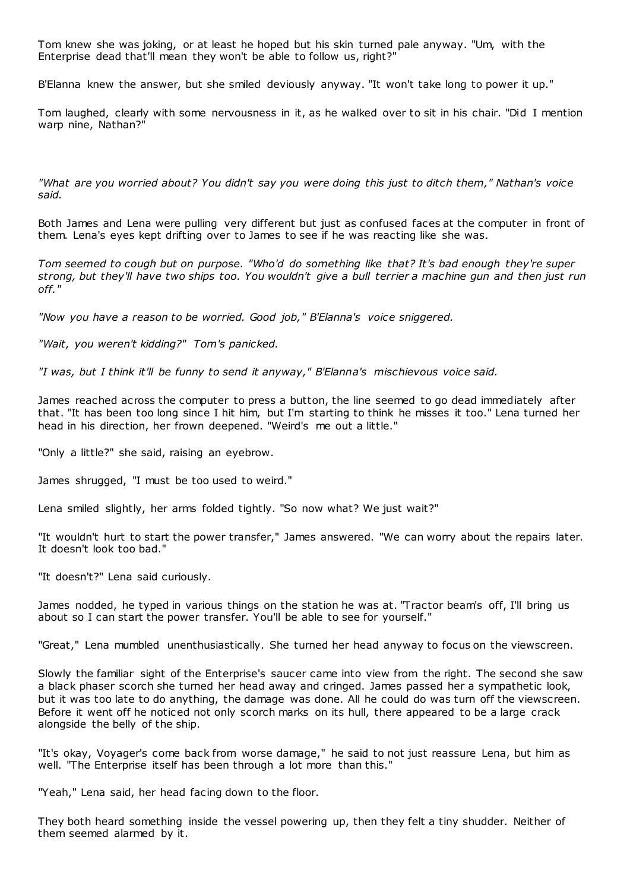Tom knew she was joking, or at least he hoped but his skin turned pale anyway. "Um, with the Enterprise dead that'll mean they won't be able to follow us, right?"

B'Elanna knew the answer, but she smiled deviously anyway. "It won't take long to power it up."

Tom laughed, clearly with some nervousness in it, as he walked over to sit in his chair. "Did I mention warp nine, Nathan?"

*"What are you worried about? You didn't say you were doing this just to ditch them," Nathan's voice said.*

Both James and Lena were pulling very different but just as confused faces at the computer in front of them. Lena's eyes kept drifting over to James to see if he was reacting like she was.

*Tom seemed to cough but on purpose. "Who'd do something like that? It's bad enough they're super strong, but they'll have two ships too. You wouldn't give a bull terrier a machine gun and then just run off."*

*"Now you have a reason to be worried. Good job," B'Elanna's voice sniggered.*

*"Wait, you weren't kidding?" Tom's panicked.*

*"I was, but I think it'll be funny to send it anyway," B'Elanna's mischievous voice said.*

James reached across the computer to press a button, the line seemed to go dead immediately after that. "It has been too long since I hit him, but I'm starting to think he misses it too." Lena turned her head in his direction, her frown deepened. "Weird's me out a little."

"Only a little?" she said, raising an eyebrow.

James shrugged, "I must be too used to weird."

Lena smiled slightly, her arms folded tightly. "So now what? We just wait?"

"It wouldn't hurt to start the power transfer," James answered. "We can worry about the repairs later. It doesn't look too bad."

"It doesn't?" Lena said curiously.

James nodded, he typed in various things on the station he was at. "Tractor beam's off, I'll bring us about so I can start the power transfer. You'll be able to see for yourself."

"Great," Lena mumbled unenthusiastically. She turned her head anyway to focus on the viewscreen.

Slowly the familiar sight of the Enterprise's saucer came into view from the right. The second she saw a black phaser scorch she turned her head away and cringed. James passed her a sympathetic look, but it was too late to do anything, the damage was done. All he could do was turn off the viewscreen. Before it went off he noticed not only scorch marks on its hull, there appeared to be a large crack alongside the belly of the ship.

"It's okay, Voyager's come back from worse damage," he said to not just reassure Lena, but him as well. "The Enterprise itself has been through a lot more than this."

"Yeah," Lena said, her head facing down to the floor.

They both heard something inside the vessel powering up, then they felt a tiny shudder. Neither of them seemed alarmed by it.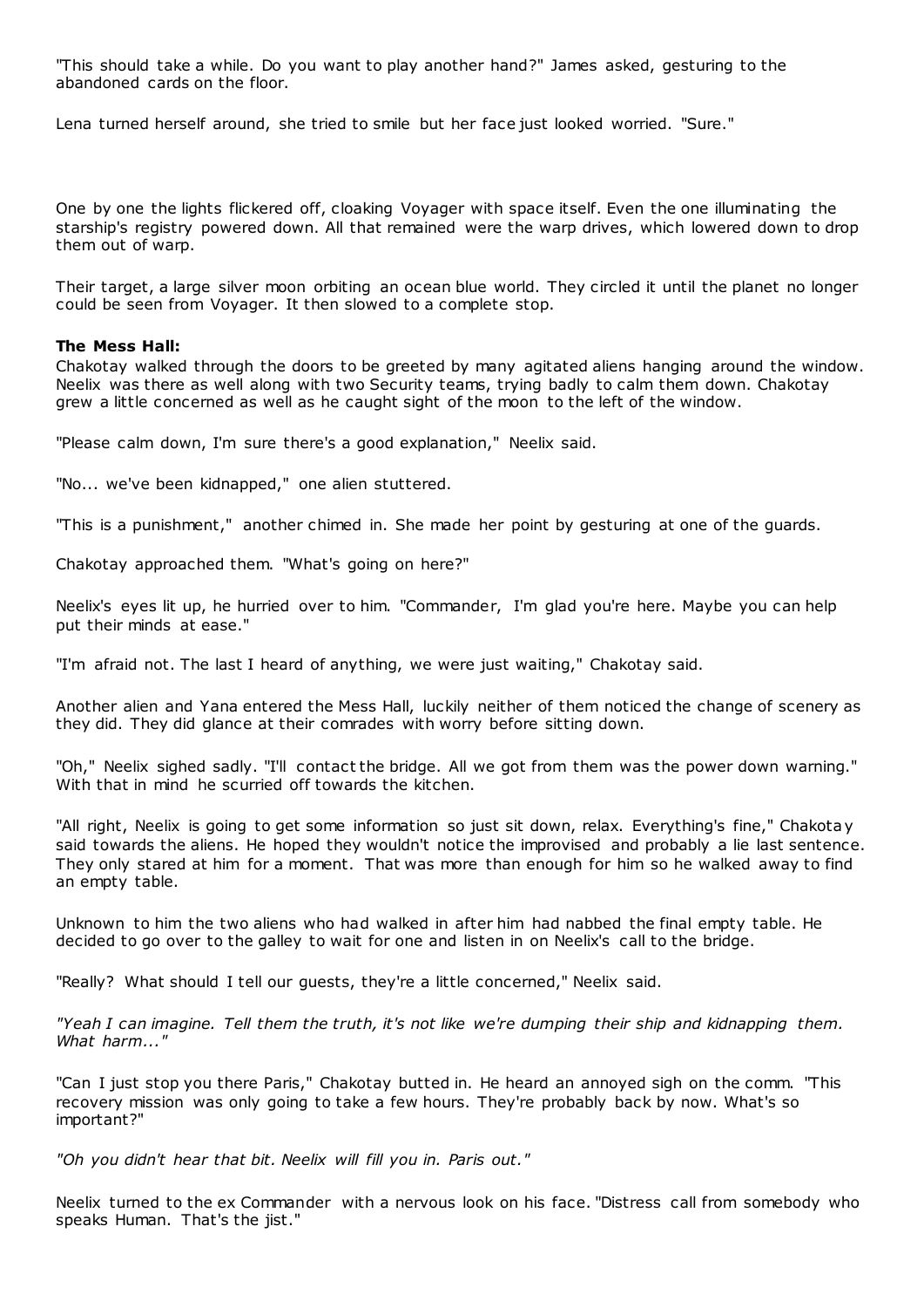"This should take a while. Do you want to play another hand?" James asked, gesturing to the abandoned cards on the floor.

Lena turned herself around, she tried to smile but her face just looked worried. "Sure."

One by one the lights flickered off, cloaking Voyager with space itself. Even the one illuminating the starship's registry powered down. All that remained were the warp drives, which lowered down to drop them out of warp.

Their target, a large silver moon orbiting an ocean blue world. They circled it until the planet no longer could be seen from Voyager. It then slowed to a complete stop.

**The Mess Hall:**

Chakotay walked through the doors to be greeted by many agitated aliens hanging around the window. Neelix was there as well along with two Security teams, trying badly to calm them down. Chakotay grew a little concerned as well as he caught sight of the moon to the left of the window.

"Please calm down, I'm sure there's a good explanation," Neelix said.

"No... we've been kidnapped," one alien stuttered.

"This is a punishment," another chimed in. She made her point by gesturing at one of the guards.

Chakotay approached them. "What's going on here?"

Neelix's eyes lit up, he hurried over to him. "Commander, I'm glad you're here. Maybe you can help put their minds at ease."

"I'm afraid not. The last I heard of anything, we were just waiting," Chakotay said.

Another alien and Yana entered the Mess Hall, luckily neither of them noticed the change of scenery as they did. They did glance at their comrades with worry before sitting down.

"Oh," Neelix sighed sadly. "I'll contact the bridge. All we got from them was the power down warning." With that in mind he scurried off towards the kitchen.

"All right, Neelix is going to get some information so just sit down, relax. Everything's fine," Chakotay said towards the aliens. He hoped they wouldn't notice the improvised and probably a lie last sentence. They only stared at him for a moment. That was more than enough for him so he walked away to find an empty table.

Unknown to him the two aliens who had walked in after him had nabbed the final empty table. He decided to go over to the galley to wait for one and listen in on Neelix's call to the bridge.

"Really? What should I tell our guests, they're a little concerned," Neelix said.

*"Yeah I can imagine. Tell them the truth, it's not like we're dumping their ship and kidnapping them. What harm..."*

"Can I just stop you there Paris," Chakotay butted in. He heard an annoyed sigh on the comm. "This recovery mission was only going to take a few hours. They're probably back by now. What's so important?"

*"Oh you didn't hear that bit. Neelix will fill you in. Paris out."*

Neelix turned to the ex Commander with a nervous look on his face. "Distress call from somebody who speaks Human. That's the jist."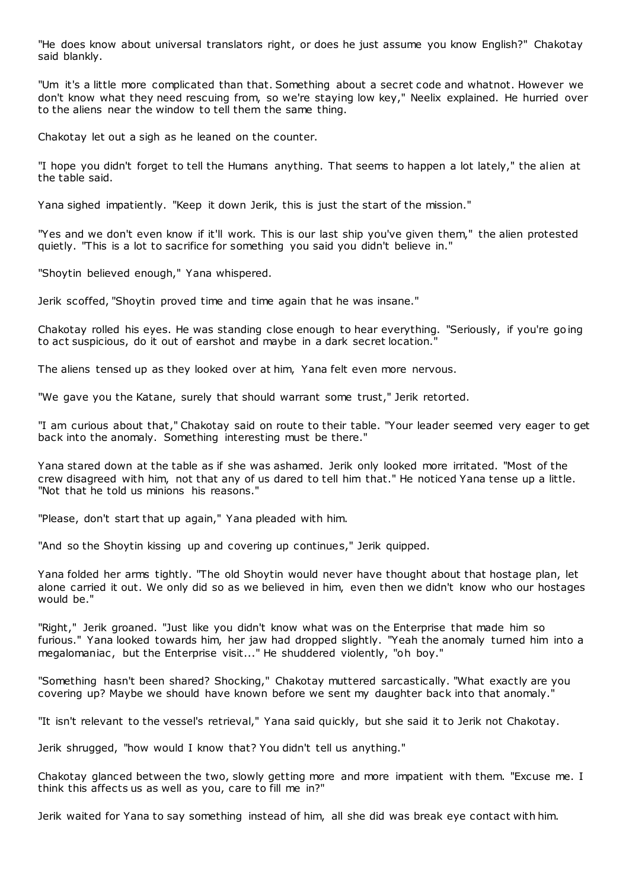"He does know about universal translators right, or does he just assume you know English?" Chakotay said blankly.

"Um it's a little more complicated than that. Something about a secret code and whatnot. However we don't know what they need rescuing from, so we're staying low key," Neelix explained. He hurried over to the aliens near the window to tell them the same thing.

Chakotay let out a sigh as he leaned on the counter.

"I hope you didn't forget to tell the Humans anything. That seems to happen a lot lately," the alien at the table said.

Yana sighed impatiently. "Keep it down Jerik, this is just the start of the mission."

"Yes and we don't even know if it'll work. This is our last ship you've given them," the alien protested quietly. "This is a lot to sacrifice for something you said you didn't believe in."

"Shoytin believed enough," Yana whispered.

Jerik scoffed, "Shoytin proved time and time again that he was insane."

Chakotay rolled his eyes. He was standing close enough to hear everything. "Seriously, if you're going to act suspicious, do it out of earshot and maybe in a dark secret location."

The aliens tensed up as they looked over at him, Yana felt even more nervous.

"We gave you the Katane, surely that should warrant some trust," Jerik retorted.

"I am curious about that," Chakotay said on route to their table. "Your leader seemed very eager to get back into the anomaly. Something interesting must be there."

Yana stared down at the table as if she was ashamed. Jerik only looked more irritated. "Most of the crew disagreed with him, not that any of us dared to tell him that." He noticed Yana tense up a little. "Not that he told us minions his reasons."

"Please, don't start that up again," Yana pleaded with him.

"And so the Shoytin kissing up and covering up continues," Jerik quipped.

Yana folded her arms tightly. "The old Shoytin would never have thought about that hostage plan, let alone carried it out. We only did so as we believed in him, even then we didn't know who our hostages would be."

"Right," Jerik groaned. "Just like you didn't know what was on the Enterprise that made him so furious." Yana looked towards him, her jaw had dropped slightly. "Yeah the anomaly turned him into a megalomaniac, but the Enterprise visit..." He shuddered violently, "oh boy."

"Something hasn't been shared? Shocking," Chakotay muttered sarcastically. "What exactly are you covering up? Maybe we should have known before we sent my daughter back into that anomaly."

"It isn't relevant to the vessel's retrieval," Yana said quickly, but she said it to Jerik not Chakotay.

Jerik shrugged, "how would I know that? You didn't tell us anything."

Chakotay glanced between the two, slowly getting more and more impatient with them. "Excuse me. I think this affects us as well as you, care to fill me in?"

Jerik waited for Yana to say something instead of him, all she did was break eye contact with him.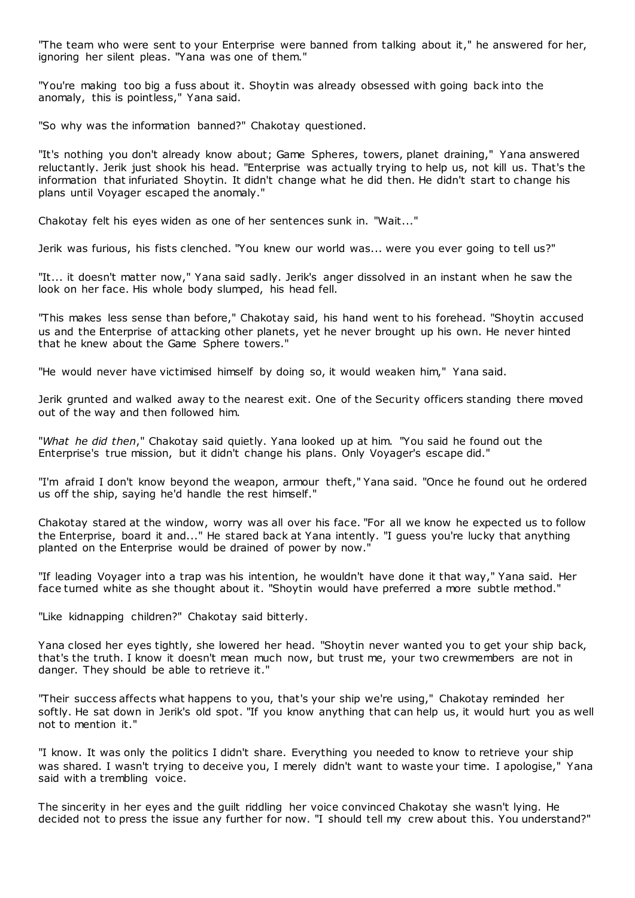"The team who were sent to your Enterprise were banned from talking about it," he answered for her, ignoring her silent pleas. "Yana was one of them."

"You're making too big a fuss about it. Shoytin was already obsessed with going back into the anomaly, this is pointless," Yana said.

"So why was the information banned?" Chakotay questioned.

"It's nothing you don't already know about; Game Spheres, towers, planet draining," Yana answered reluctantly. Jerik just shook his head. "Enterprise was actually trying to help us, not kill us. That's the information that infuriated Shoytin. It didn't change what he did then. He didn't start to change his plans until Voyager escaped the anomaly."

Chakotay felt his eyes widen as one of her sentences sunk in. "Wait..."

Jerik was furious, his fists clenched. "You knew our world was... were you ever going to tell us?"

"It... it doesn't matter now," Yana said sadly. Jerik's anger dissolved in an instant when he saw the look on her face. His whole body slumped, his head fell.

"This makes less sense than before," Chakotay said, his hand went to his forehead. "Shoytin accused us and the Enterprise of attacking other planets, yet he never brought up his own. He never hinted that he knew about the Game Sphere towers."

"He would never have victimised himself by doing so, it would weaken him," Yana said.

Jerik grunted and walked away to the nearest exit. One of the Security officers standing there moved out of the way and then followed him.

"*What he did then*," Chakotay said quietly. Yana looked up at him. "You said he found out the Enterprise's true mission, but it didn't change his plans. Only Voyager's escape did."

"I'm afraid I don't know beyond the weapon, armour theft," Yana said. "Once he found out he ordered us off the ship, saying he'd handle the rest himself."

Chakotay stared at the window, worry was all over his face. "For all we know he expected us to follow the Enterprise, board it and..." He stared back at Yana intently. "I guess you're lucky that anything planted on the Enterprise would be drained of power by now."

"If leading Voyager into a trap was his intention, he wouldn't have done it that way," Yana said. Her face turned white as she thought about it. "Shoytin would have preferred a more subtle method."

"Like kidnapping children?" Chakotay said bitterly.

Yana closed her eyes tightly, she lowered her head. "Shoytin never wanted you to get your ship back, that's the truth. I know it doesn't mean much now, but trust me, your two crewmembers are not in danger. They should be able to retrieve it."

"Their success affects what happens to you, that's your ship we're using," Chakotay reminded her softly. He sat down in Jerik's old spot. "If you know anything that can help us, it would hurt you as well not to mention it."

"I know. It was only the politics I didn't share. Everything you needed to know to retrieve your ship was shared. I wasn't trying to deceive you, I merely didn't want to waste your time. I apologise," Yana said with a trembling voice.

The sincerity in her eyes and the guilt riddling her voice convinced Chakotay she wasn't lying. He decided not to press the issue any further for now. "I should tell my crew about this. You understand?"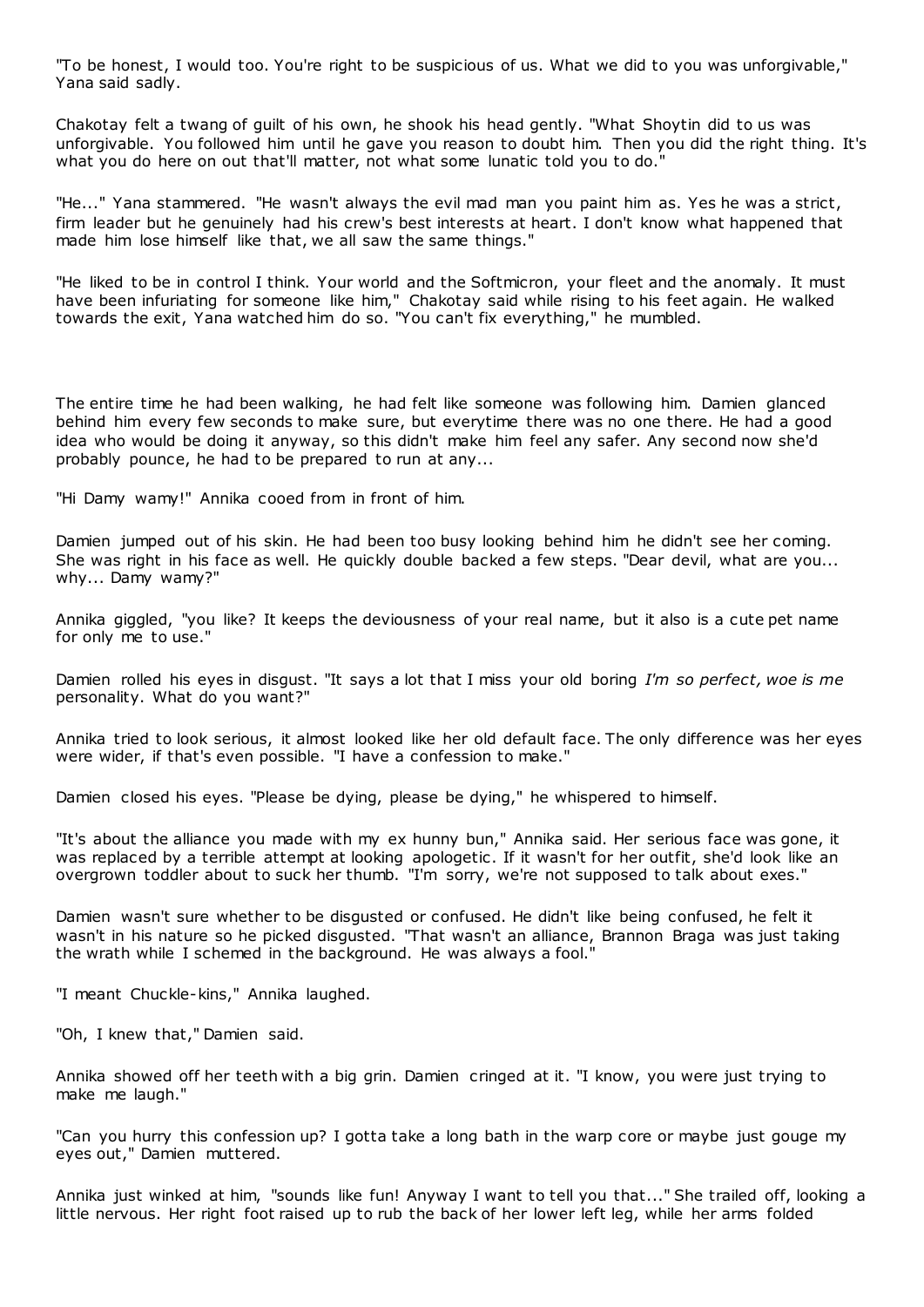"To be honest, I would too. You're right to be suspicious of us. What we did to you was unforgivable," Yana said sadly.

Chakotay felt a twang of guilt of his own, he shook his head gently. "What Shoytin did to us was unforgivable. You followed him until he gave you reason to doubt him. Then you did the right thing. It's what you do here on out that'll matter, not what some lunatic told you to do."

"He..." Yana stammered. "He wasn't always the evil mad man you paint him as. Yes he was a strict, firm leader but he genuinely had his crew's best interests at heart. I don't know what happened that made him lose himself like that, we all saw the same things."

"He liked to be in control I think. Your world and the Softmicron, your fleet and the anomaly. It must have been infuriating for someone like him," Chakotay said while rising to his feet again. He walked towards the exit, Yana watched him do so. "You can't fix everything," he mumbled.

The entire time he had been walking, he had felt like someone was following him. Damien glanced behind him every few seconds to make sure, but everytime there was no one there. He had a good idea who would be doing it anyway, so this didn't make him feel any safer. Any second now she'd probably pounce, he had to be prepared to run at any...

"Hi Damy wamy!" Annika cooed from in front of him.

Damien jumped out of his skin. He had been too busy looking behind him he didn't see her coming. She was right in his face as well. He quickly double backed a few steps. "Dear devil, what are you... why... Damy wamy?"

Annika giggled, "you like? It keeps the deviousness of your real name, but it also is a cute pet name for only me to use."

Damien rolled his eyes in disgust. "It says a lot that I miss your old boring *I'm so perfect, woe is me* personality. What do you want?"

Annika tried to look serious, it almost looked like her old default face. The only difference was her eyes were wider, if that's even possible. "I have a confession to make."

Damien closed his eyes. "Please be dying, please be dying," he whispered to himself.

"It's about the alliance you made with my ex hunny bun," Annika said. Her serious face was gone, it was replaced by a terrible attempt at looking apologetic. If it wasn't for her outfit, she'd look like an overgrown toddler about to suck her thumb. "I'm sorry, we're not supposed to talk about exes."

Damien wasn't sure whether to be disgusted or confused. He didn't like being confused, he felt it wasn't in his nature so he picked disgusted. "That wasn't an alliance, Brannon Braga was just taking the wrath while I schemed in the background. He was always a fool."

"I meant Chuckle-kins," Annika laughed.

"Oh, I knew that," Damien said.

Annika showed off her teeth with a big grin. Damien cringed at it. "I know, you were just trying to make me laugh."

"Can you hurry this confession up? I gotta take a long bath in the warp core or maybe just gouge my eyes out," Damien muttered.

Annika just winked at him, "sounds like fun! Anyway I want to tell you that..." She trailed off, looking a little nervous. Her right foot raised up to rub the back of her lower left leg, while her arms folded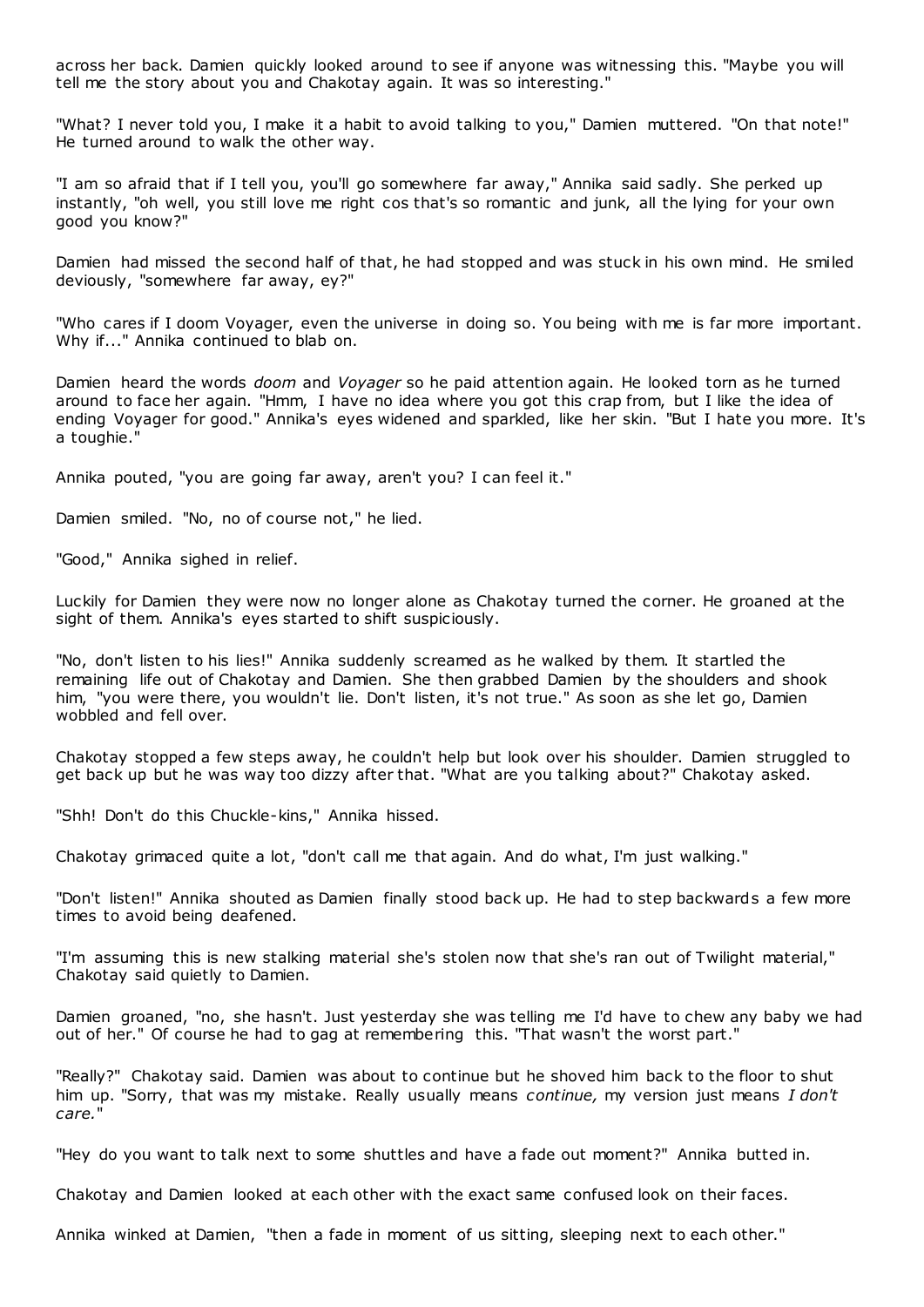across her back. Damien quickly looked around to see if anyone was witnessing this. "Maybe you will tell me the story about you and Chakotay again. It was so interesting."

"What? I never told you, I make it a habit to avoid talking to you," Damien muttered. "On that note!" He turned around to walk the other way.

"I am so afraid that if I tell you, you'll go somewhere far away," Annika said sadly. She perked up instantly, "oh well, you still love me right cos that's so romantic and junk, all the lying for your own good you know?"

Damien had missed the second half of that, he had stopped and was stuck in his own mind. He smiled deviously, "somewhere far away, ey?"

"Who cares if I doom Voyager, even the universe in doing so. You being with me is far more important. Why if..." Annika continued to blab on.

Damien heard the words *doom* and *Voyager* so he paid attention again. He looked torn as he turned around to face her again. "Hmm, I have no idea where you got this crap from, but I like the idea of ending Voyager for good." Annika's eyes widened and sparkled, like her skin. "But I hate you more. It's a toughie."

Annika pouted, "you are going far away, aren't you? I can feel it."

Damien smiled. "No, no of course not," he lied.

"Good," Annika sighed in relief.

Luckily for Damien they were now no longer alone as Chakotay turned the corner. He groaned at the sight of them. Annika's eyes started to shift suspiciously.

"No, don't listen to his lies!" Annika suddenly screamed as he walked by them. It startled the remaining life out of Chakotay and Damien. She then grabbed Damien by the shoulders and shook him, "you were there, you wouldn't lie. Don't listen, it's not true." As soon as she let go, Damien wobbled and fell over.

Chakotay stopped a few steps away, he couldn't help but look over his shoulder. Damien struggled to get back up but he was way too dizzy after that. "What are you talking about?" Chakotay asked.

"Shh! Don't do this Chuckle-kins," Annika hissed.

Chakotay grimaced quite a lot, "don't call me that again. And do what, I'm just walking."

"Don't listen!" Annika shouted as Damien finally stood back up. He had to step backwards a few more times to avoid being deafened.

"I'm assuming this is new stalking material she's stolen now that she's ran out of Twilight material," Chakotay said quietly to Damien.

Damien groaned, "no, she hasn't. Just yesterday she was telling me I'd have to chew any baby we had out of her." Of course he had to gag at remembering this. "That wasn't the worst part."

"Really?" Chakotay said. Damien was about to continue but he shoved him back to the floor to shut him up. "Sorry, that was my mistake. Really usually means *continue,* my version just means *I don't care.*"

"Hey do you want to talk next to some shuttles and have a fade out moment?" Annika butted in.

Chakotay and Damien looked at each other with the exact same confused look on their faces.

Annika winked at Damien, "then a fade in moment of us sitting, sleeping next to each other."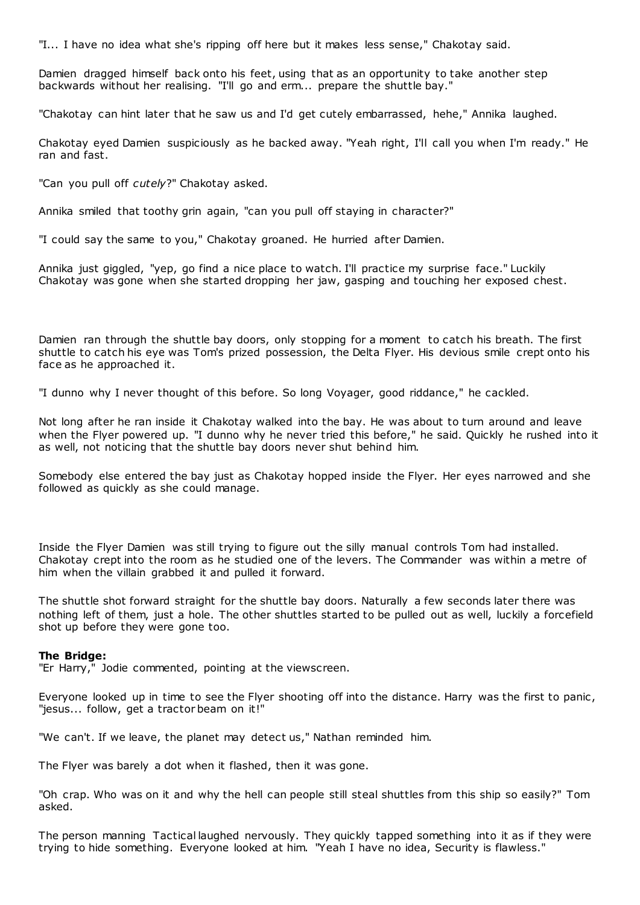"I... I have no idea what she's ripping off here but it makes less sense," Chakotay said.

Damien dragged himself back onto his feet, using that as an opportunity to take another step backwards without her realising. "I'll go and erm... prepare the shuttle bay."

"Chakotay can hint later that he saw us and I'd get cutely embarrassed, hehe," Annika laughed.

Chakotay eyed Damien suspiciously as he backed away. "Yeah right, I'll call you when I'm ready." He ran and fast.

"Can you pull off *cutely*?" Chakotay asked.

Annika smiled that toothy grin again, "can you pull off staying in character?"

"I could say the same to you," Chakotay groaned. He hurried after Damien.

Annika just giggled, "yep, go find a nice place to watch. I'll practice my surprise face." Luckily Chakotay was gone when she started dropping her jaw, gasping and touching her exposed chest.

Damien ran through the shuttle bay doors, only stopping for a moment to catch his breath. The first shuttle to catch his eye was Tom's prized possession, the Delta Flyer. His devious smile crept onto his face as he approached it.

"I dunno why I never thought of this before. So long Voyager, good riddance," he cackled.

Not long after he ran inside it Chakotay walked into the bay. He was about to turn around and leave when the Flyer powered up. "I dunno why he never tried this before," he said. Quickly he rushed into it as well, not noticing that the shuttle bay doors never shut behind him.

Somebody else entered the bay just as Chakotay hopped inside the Flyer. Her eyes narrowed and she followed as quickly as she could manage.

Inside the Flyer Damien was still trying to figure out the silly manual controls Tom had installed. Chakotay crept into the room as he studied one of the levers. The Commander was within a metre of him when the villain grabbed it and pulled it forward.

The shuttle shot forward straight for the shuttle bay doors. Naturally a few seconds later there was nothing left of them, just a hole. The other shuttles started to be pulled out as well, luckily a forcefield shot up before they were gone too.

**The Bridge:**
"Er Harry," Jodie commented, pointing at the viewscreen.

Everyone looked up in time to see the Flyer shooting off into the distance. Harry was the first to panic, "jesus... follow, get a tractor beam on it!"

"We can't. If we leave, the planet may detect us," Nathan reminded him.

The Flyer was barely a dot when it flashed, then it was gone.

"Oh crap. Who was on it and why the hell can people still steal shuttles from this ship so easily?" Tom asked.

The person manning Tactical laughed nervously. They quickly tapped something into it as if they were trying to hide something. Everyone looked at him. "Yeah I have no idea, Security is flawless."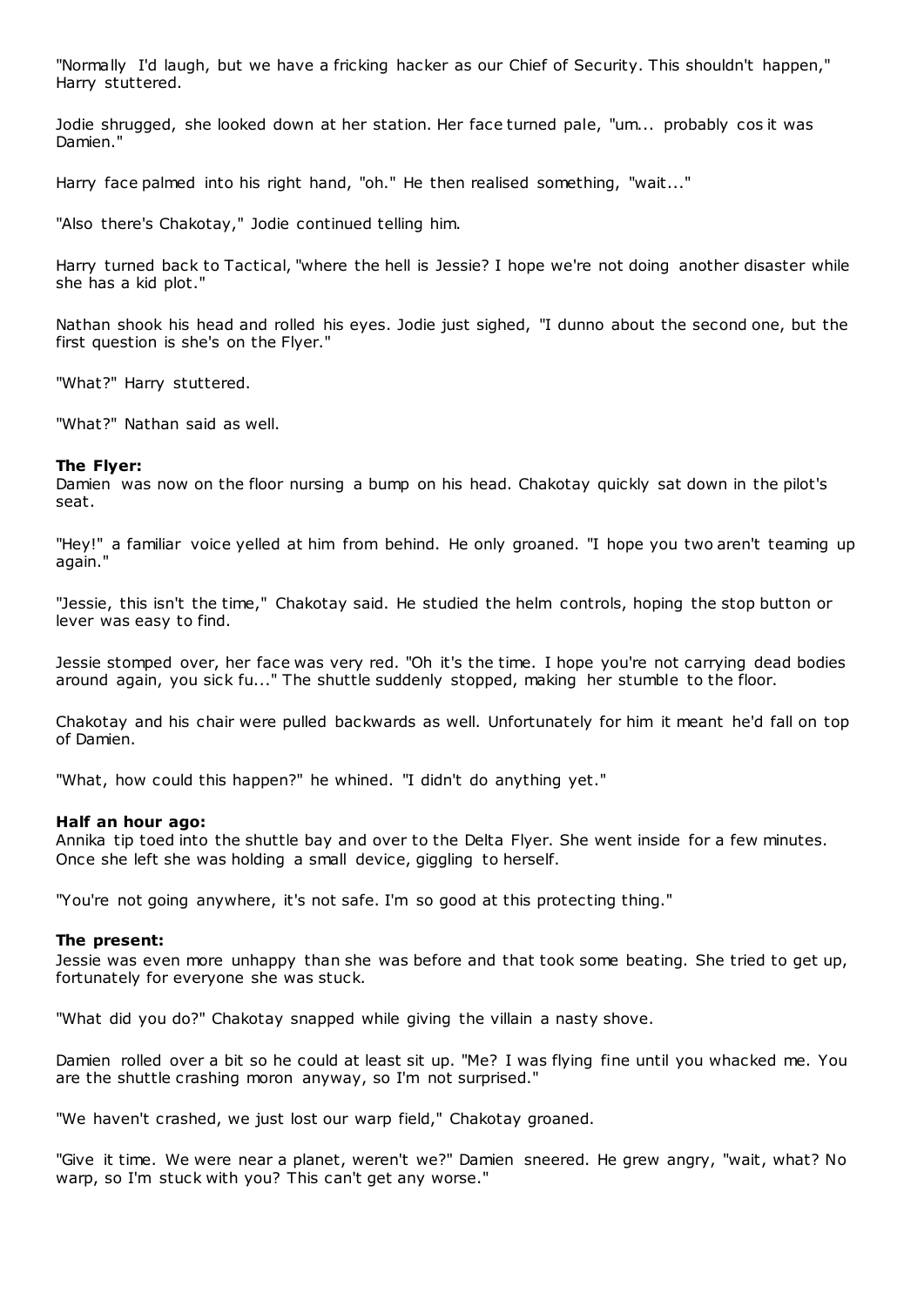"Normally I'd laugh, but we have a fricking hacker as our Chief of Security. This shouldn't happen," Harry stuttered.

Jodie shrugged, she looked down at her station. Her face turned pale, "um... probably cos it was Damien."

Harry face palmed into his right hand, "oh." He then realised something, "wait..."

"Also there's Chakotay," Jodie continued telling him.

Harry turned back to Tactical, "where the hell is Jessie? I hope we're not doing another disaster while she has a kid plot."

Nathan shook his head and rolled his eyes. Jodie just sighed, "I dunno about the second one, but the first question is she's on the Flyer."

"What?" Harry stuttered.

"What?" Nathan said as well.

**The Flyer:**
Damien was now on the floor nursing a bump on his head. Chakotay quickly sat down in the pilot's seat.

"Hey!" a familiar voice yelled at him from behind. He only groaned. "I hope you two aren't teaming up again."

"Jessie, this isn't the time," Chakotay said. He studied the helm controls, hoping the stop button or lever was easy to find.

Jessie stomped over, her face was very red. "Oh it's the time. I hope you're not carrying dead bodies around again, you sick fu..." The shuttle suddenly stopped, making her stumble to the floor.

Chakotay and his chair were pulled backwards as well. Unfortunately for him it meant he'd fall on top of Damien.

"What, how could this happen?" he whined. "I didn't do anything yet."

**Half an hour ago:**
Annika tip toed into the shuttle bay and over to the Delta Flyer. She went inside for a few minutes. Once she left she was holding a small device, giggling to herself.

"You're not going anywhere, it's not safe. I'm so good at this protecting thing."

**The present:**
Jessie was even more unhappy than she was before and that took some beating. She tried to get up, fortunately for everyone she was stuck.

"What did you do?" Chakotay snapped while giving the villain a nasty shove.

Damien rolled over a bit so he could at least sit up. "Me? I was flying fine until you whacked me. You are the shuttle crashing moron anyway, so I'm not surprised."

"We haven't crashed, we just lost our warp field," Chakotay groaned.

"Give it time. We were near a planet, weren't we?" Damien sneered. He grew angry, "wait, what? No warp, so I'm stuck with you? This can't get any worse."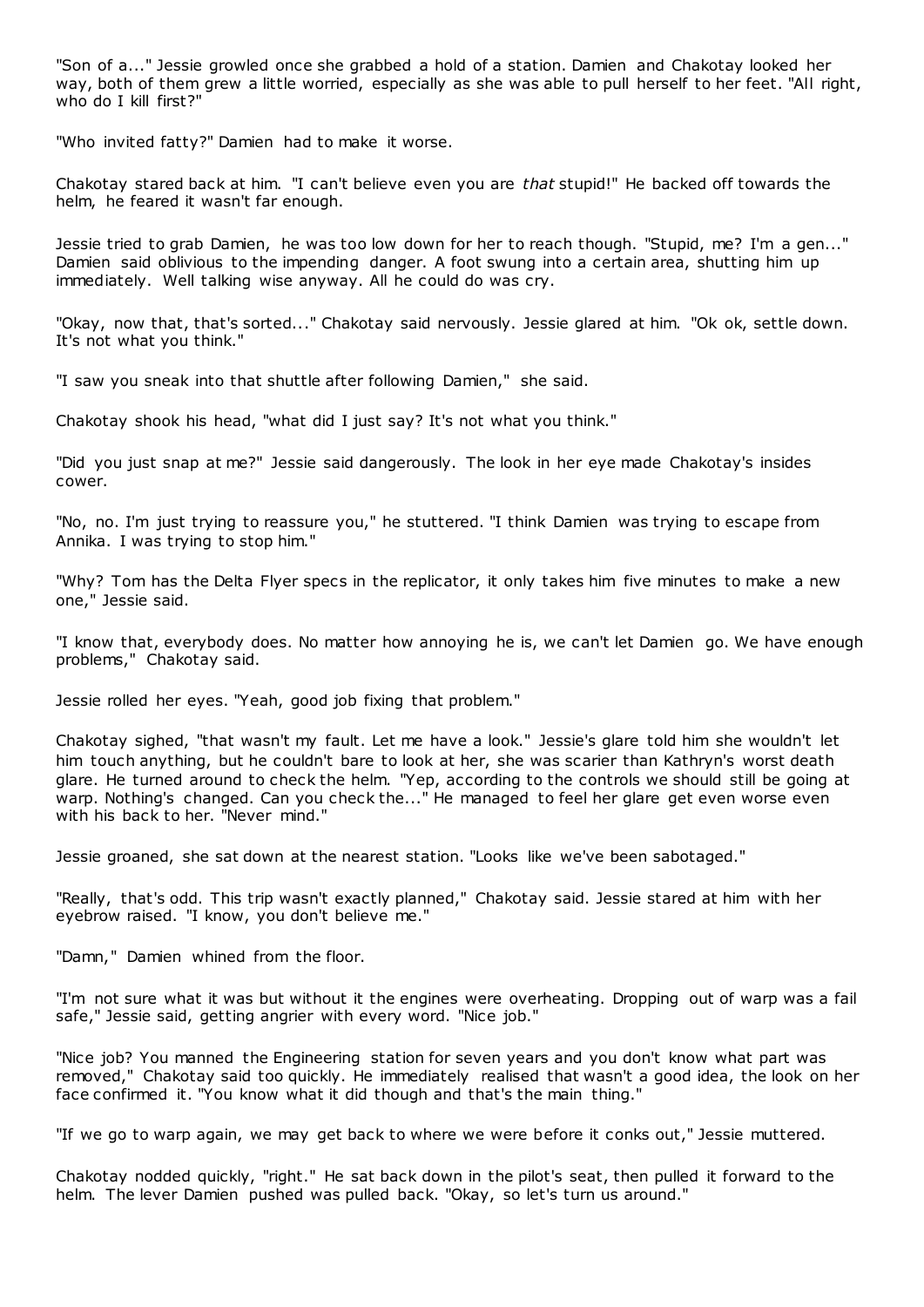"Son of a..." Jessie growled once she grabbed a hold of a station. Damien and Chakotay looked her way, both of them grew a little worried, especially as she was able to pull herself to her feet. "All right, who do I kill first?"

"Who invited fatty?" Damien had to make it worse.

Chakotay stared back at him. "I can't believe even you are *that* stupid!" He backed off towards the helm, he feared it wasn't far enough.

Jessie tried to grab Damien, he was too low down for her to reach though. "Stupid, me? I'm a gen..." Damien said oblivious to the impending danger. A foot swung into a certain area, shutting him up immediately. Well talking wise anyway. All he could do was cry.

"Okay, now that, that's sorted..." Chakotay said nervously. Jessie glared at him. "Ok ok, settle down. It's not what you think."

"I saw you sneak into that shuttle after following Damien," she said.

Chakotay shook his head, "what did I just say? It's not what you think."

"Did you just snap at me?" Jessie said dangerously. The look in her eye made Chakotay's insides cower.

"No, no. I'm just trying to reassure you," he stuttered. "I think Damien was trying to escape from Annika. I was trying to stop him."

"Why? Tom has the Delta Flyer specs in the replicator, it only takes him five minutes to make a new one," Jessie said.

"I know that, everybody does. No matter how annoying he is, we can't let Damien go. We have enough problems," Chakotay said.

Jessie rolled her eyes. "Yeah, good job fixing that problem."

Chakotay sighed, "that wasn't my fault. Let me have a look." Jessie's glare told him she wouldn't let him touch anything, but he couldn't bare to look at her, she was scarier than Kathryn's worst death glare. He turned around to check the helm. "Yep, according to the controls we should still be going at warp. Nothing's changed. Can you check the..." He managed to feel her glare get even worse even with his back to her. "Never mind."

Jessie groaned, she sat down at the nearest station. "Looks like we've been sabotaged."

"Really, that's odd. This trip wasn't exactly planned," Chakotay said. Jessie stared at him with her eyebrow raised. "I know, you don't believe me."

"Damn," Damien whined from the floor.

"I'm not sure what it was but without it the engines were overheating. Dropping out of warp was a fail safe," Jessie said, getting angrier with every word. "Nice job."

"Nice job? You manned the Engineering station for seven years and you don't know what part was removed," Chakotay said too quickly. He immediately realised that wasn't a good idea, the look on her face confirmed it. "You know what it did though and that's the main thing."

"If we go to warp again, we may get back to where we were before it conks out," Jessie muttered.

Chakotay nodded quickly, "right." He sat back down in the pilot's seat, then pulled it forward to the helm. The lever Damien pushed was pulled back. "Okay, so let's turn us around."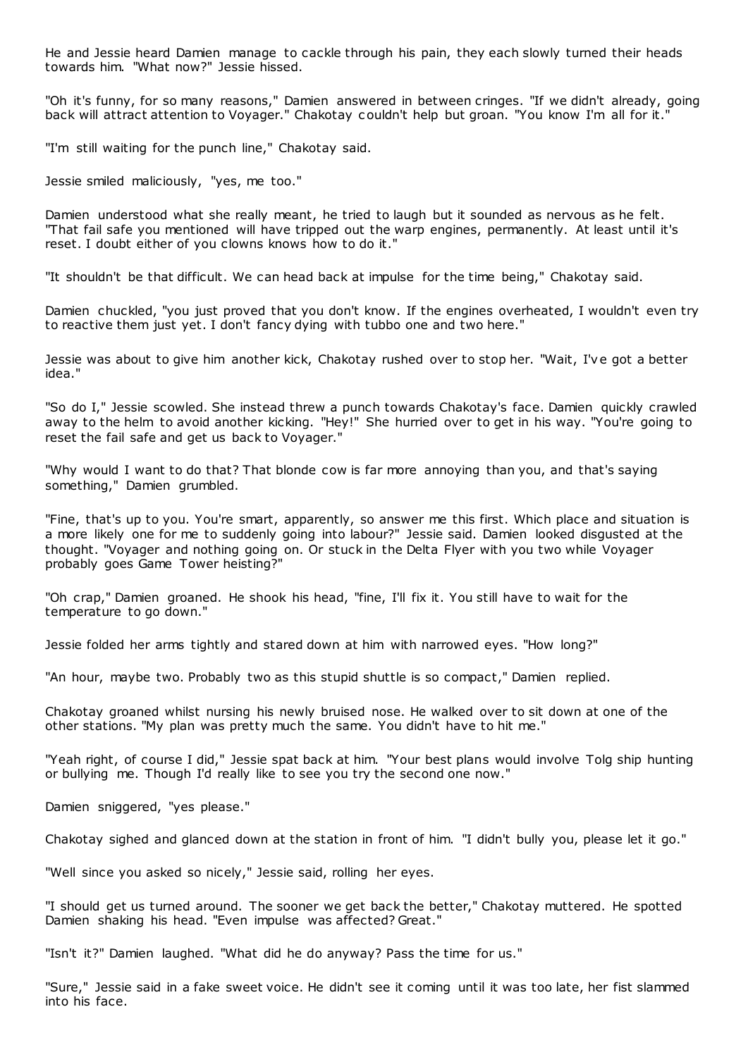He and Jessie heard Damien manage to cackle through his pain, they each slowly turned their heads towards him. "What now?" Jessie hissed.

"Oh it's funny, for so many reasons," Damien answered in between cringes. "If we didn't already, going back will attract attention to Voyager." Chakotay couldn't help but groan. "You know I'm all for it."

"I'm still waiting for the punch line," Chakotay said.

Jessie smiled maliciously, "yes, me too."

Damien understood what she really meant, he tried to laugh but it sounded as nervous as he felt. "That fail safe you mentioned will have tripped out the warp engines, permanently. At least until it's reset. I doubt either of you clowns knows how to do it."

"It shouldn't be that difficult. We can head back at impulse for the time being," Chakotay said.

Damien chuckled, "you just proved that you don't know. If the engines overheated, I wouldn't even try to reactive them just yet. I don't fancy dying with tubbo one and two here."

Jessie was about to give him another kick, Chakotay rushed over to stop her. "Wait, I've got a better idea."

"So do I," Jessie scowled. She instead threw a punch towards Chakotay's face. Damien quickly crawled away to the helm to avoid another kicking. "Hey!" She hurried over to get in his way. "You're going to reset the fail safe and get us back to Voyager."

"Why would I want to do that? That blonde cow is far more annoying than you, and that's saying something," Damien grumbled.

"Fine, that's up to you. You're smart, apparently, so answer me this first. Which place and situation is a more likely one for me to suddenly going into labour?" Jessie said. Damien looked disgusted at the thought. "Voyager and nothing going on. Or stuck in the Delta Flyer with you two while Voyager probably goes Game Tower heisting?"

"Oh crap," Damien groaned. He shook his head, "fine, I'll fix it. You still have to wait for the temperature to go down."

Jessie folded her arms tightly and stared down at him with narrowed eyes. "How long?"

"An hour, maybe two. Probably two as this stupid shuttle is so compact," Damien replied.

Chakotay groaned whilst nursing his newly bruised nose. He walked over to sit down at one of the other stations. "My plan was pretty much the same. You didn't have to hit me."

"Yeah right, of course I did," Jessie spat back at him. "Your best plans would involve Tolg ship hunting or bullying me. Though I'd really like to see you try the second one now."

Damien sniggered, "yes please."

Chakotay sighed and glanced down at the station in front of him. "I didn't bully you, please let it go."

"Well since you asked so nicely," Jessie said, rolling her eyes.

"I should get us turned around. The sooner we get back the better," Chakotay muttered. He spotted Damien shaking his head. "Even impulse was affected? Great."

"Isn't it?" Damien laughed. "What did he do anyway? Pass the time for us."

"Sure," Jessie said in a fake sweet voice. He didn't see it coming until it was too late, her fist slammed into his face.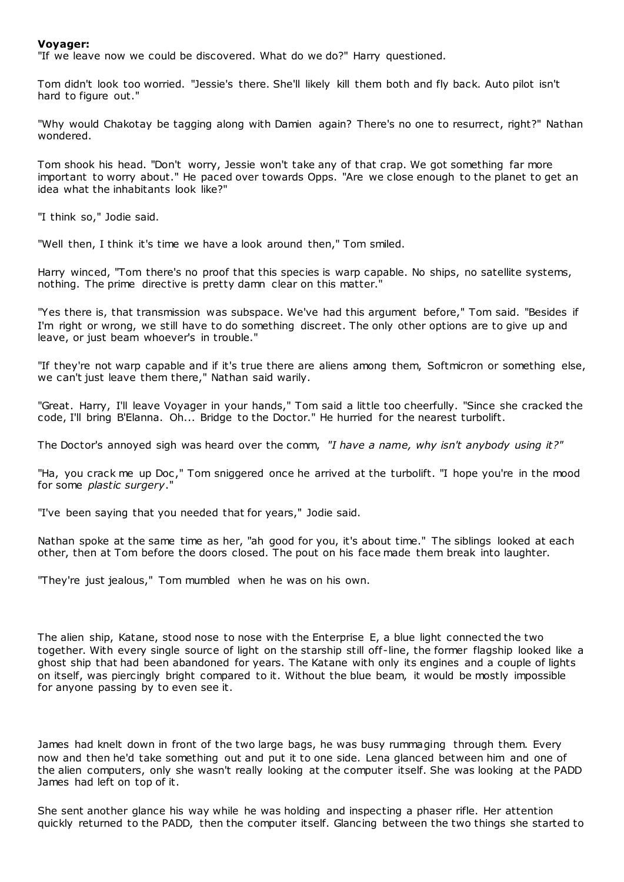**Voyager:**

"If we leave now we could be discovered. What do we do?" Harry questioned.

Tom didn't look too worried. "Jessie's there. She'll likely kill them both and fly back. Auto pilot isn't hard to figure out."

"Why would Chakotay be tagging along with Damien again? There's no one to resurrect, right?" Nathan wondered.

Tom shook his head. "Don't worry, Jessie won't take any of that crap. We got something far more important to worry about." He paced over towards Opps. "Are we close enough to the planet to get an idea what the inhabitants look like?"

"I think so," Jodie said.

"Well then, I think it's time we have a look around then," Tom smiled.

Harry winced, "Tom there's no proof that this species is warp capable. No ships, no satellite systems, nothing. The prime directive is pretty damn clear on this matter."

"Yes there is, that transmission was subspace. We've had this argument before," Tom said. "Besides if I'm right or wrong, we still have to do something discreet. The only other options are to give up and leave, or just beam whoever's in trouble."

"If they're not warp capable and if it's true there are aliens among them, Softmicron or something else, we can't just leave them there," Nathan said warily.

"Great. Harry, I'll leave Voyager in your hands," Tom said a little too cheerfully. "Since she cracked the code, I'll bring B'Elanna. Oh... Bridge to the Doctor." He hurried for the nearest turbolift.

The Doctor's annoyed sigh was heard over the comm, *"I have a name, why isn't anybody using it?"*

"Ha, you crack me up Doc," Tom sniggered once he arrived at the turbolift. "I hope you're in the mood for some *plastic surgery*."

"I've been saying that you needed that for years," Jodie said.

Nathan spoke at the same time as her, "ah good for you, it's about time." The siblings looked at each other, then at Tom before the doors closed. The pout on his face made them break into laughter.

"They're just jealous," Tom mumbled when he was on his own.

The alien ship, Katane, stood nose to nose with the Enterprise E, a blue light connected the two together. With every single source of light on the starship still off-line, the former flagship looked like a ghost ship that had been abandoned for years. The Katane with only its engines and a couple of lights on itself, was piercingly bright compared to it. Without the blue beam, it would be mostly impossible for anyone passing by to even see it.

James had knelt down in front of the two large bags, he was busy rummaging through them. Every now and then he'd take something out and put it to one side. Lena glanced between him and one of the alien computers, only she wasn't really looking at the computer itself. She was looking at the PADD James had left on top of it.

She sent another glance his way while he was holding and inspecting a phaser rifle. Her attention quickly returned to the PADD, then the computer itself. Glancing between the two things she started to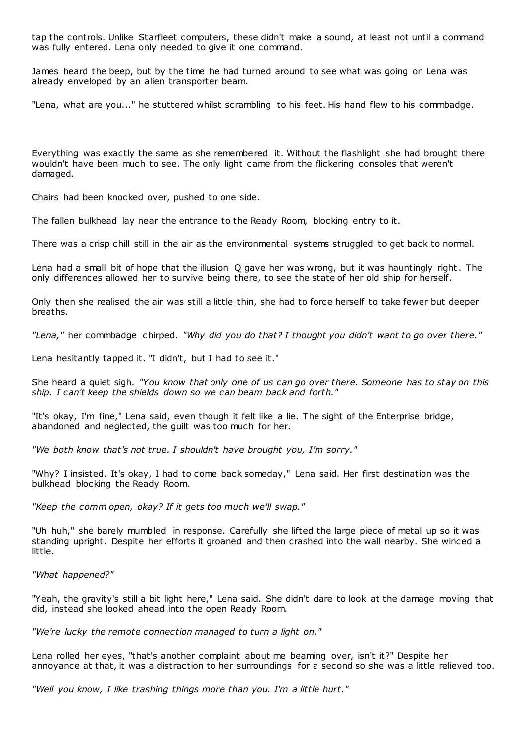tap the controls. Unlike Starfleet computers, these didn't make a sound, at least not until a command was fully entered. Lena only needed to give it one command.

James heard the beep, but by the time he had turned around to see what was going on Lena was already enveloped by an alien transporter beam.

"Lena, what are you..." he stuttered whilst scrambling to his feet. His hand flew to his commbadge.

Everything was exactly the same as she remembered it. Without the flashlight she had brought there wouldn't have been much to see. The only light came from the flickering consoles that weren't damaged.

Chairs had been knocked over, pushed to one side.

The fallen bulkhead lay near the entrance to the Ready Room, blocking entry to it.

There was a crisp chill still in the air as the environmental systems struggled to get back to normal.

Lena had a small bit of hope that the illusion Q gave her was wrong, but it was hauntingly right. The only differences allowed her to survive being there, to see the state of her old ship for herself.

Only then she realised the air was still a little thin, she had to force herself to take fewer but deeper breaths.

*"Lena,"* her commbadge chirped. *"Why did you do that? I thought you didn't want to go over there."*

Lena hesitantly tapped it. "I didn't, but I had to see it."

She heard a quiet sigh. *"You know that only one of us can go over there. Someone has to stay on this ship. I can't keep the shields down so we can beam back and forth."*

"It's okay, I'm fine," Lena said, even though it felt like a lie. The sight of the Enterprise bridge, abandoned and neglected, the guilt was too much for her.

*"We both know that's not true. I shouldn't have brought you, I'm sorry."*

"Why? I insisted. It's okay, I had to come back someday," Lena said. Her first destination was the bulkhead blocking the Ready Room.

*"Keep the comm open, okay? If it gets too much we'll swap."*

"Uh huh," she barely mumbled in response. Carefully she lifted the large piece of metal up so it was standing upright. Despite her efforts it groaned and then crashed into the wall nearby. She winced a little.

*"What happened?"*

"Yeah, the gravity's still a bit light here," Lena said. She didn't dare to look at the damage moving that did, instead she looked ahead into the open Ready Room.

*"We're lucky the remote connection managed to turn a light on."*

Lena rolled her eyes, "that's another complaint about me beaming over, isn't it?" Despite her annoyance at that, it was a distraction to her surroundings for a second so she was a little relieved too.

*"Well you know, I like trashing things more than you. I'm a little hurt."*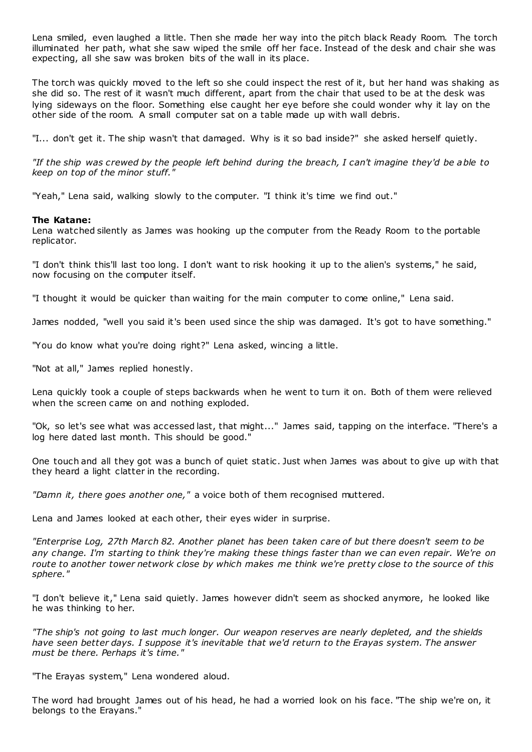Lena smiled, even laughed a little. Then she made her way into the pitch black Ready Room. The torch illuminated her path, what she saw wiped the smile off her face. Instead of the desk and chair she was expecting, all she saw was broken bits of the wall in its place.

The torch was quickly moved to the left so she could inspect the rest of it, but her hand was shaking as she did so. The rest of it wasn't much different, apart from the chair that used to be at the desk was lying sideways on the floor. Something else caught her eye before she could wonder why it lay on the other side of the room. A small computer sat on a table made up with wall debris.

"I... don't get it. The ship wasn't that damaged. Why is it so bad inside?" she asked herself quietly.

*"If the ship was crewed by the people left behind during the breach, I can't imagine they'd be able to keep on top of the minor stuff."*

"Yeah," Lena said, walking slowly to the computer. "I think it's time we find out."

**The Katane:**
Lena watched silently as James was hooking up the computer from the Ready Room to the portable replicator.

"I don't think this'll last too long. I don't want to risk hooking it up to the alien's systems," he said, now focusing on the computer itself.

"I thought it would be quicker than waiting for the main computer to come online," Lena said.

James nodded, "well you said it's been used since the ship was damaged. It's got to have something."

"You do know what you're doing right?" Lena asked, wincing a little.

"Not at all," James replied honestly.

Lena quickly took a couple of steps backwards when he went to turn it on. Both of them were relieved when the screen came on and nothing exploded.

"Ok, so let's see what was accessed last, that might..." James said, tapping on the interface. "There's a log here dated last month. This should be good."

One touch and all they got was a bunch of quiet static. Just when James was about to give up with that they heard a light clatter in the recording.

*"Damn it, there goes another one,"* a voice both of them recognised muttered.

Lena and James looked at each other, their eyes wider in surprise.

*"Enterprise Log, 27th March 82. Another planet has been taken care of but there doesn't seem to be any change. I'm starting to think they're making these things faster than we can even repair. We're on route to another tower network close by which makes me think we're pretty close to the source of this sphere."*

"I don't believe it," Lena said quietly. James however didn't seem as shocked anymore, he looked like he was thinking to her.

*"The ship's not going to last much longer. Our weapon reserves are nearly depleted, and the shields have seen better days. I suppose it's inevitable that we'd return to the Erayas system. The answer must be there. Perhaps it's time."*

"The Erayas system," Lena wondered aloud.

The word had brought James out of his head, he had a worried look on his face. "The ship we're on, it belongs to the Erayans."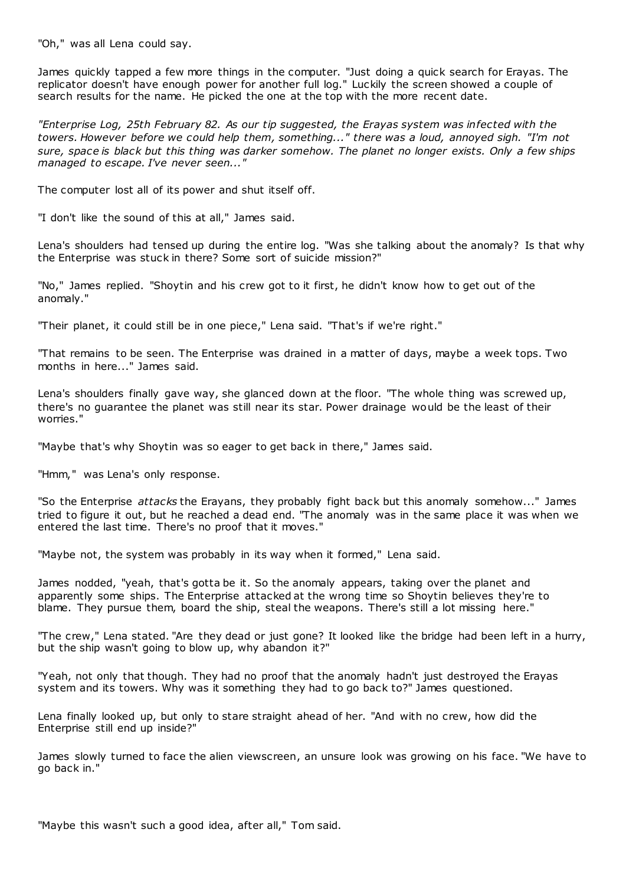"Oh," was all Lena could say.

James quickly tapped a few more things in the computer. "Just doing a quick search for Erayas. The replicator doesn't have enough power for another full log." Luckily the screen showed a couple of search results for the name. He picked the one at the top with the more recent date.

*"Enterprise Log, 25th February 82. As our tip suggested, the Erayas system was infected with the towers. However before we could help them, something..." there was a loud, annoyed sigh. "I'm not sure, space is black but this thing was darker somehow. The planet no longer exists. Only a few ships managed to escape. I've never seen..."*

The computer lost all of its power and shut itself off.

"I don't like the sound of this at all," James said.

Lena's shoulders had tensed up during the entire log. "Was she talking about the anomaly? Is that why the Enterprise was stuck in there? Some sort of suicide mission?"

"No," James replied. "Shoytin and his crew got to it first, he didn't know how to get out of the anomaly."

"Their planet, it could still be in one piece," Lena said. "That's if we're right."

"That remains to be seen. The Enterprise was drained in a matter of days, maybe a week tops. Two months in here..." James said.

Lena's shoulders finally gave way, she glanced down at the floor. "The whole thing was screwed up, there's no guarantee the planet was still near its star. Power drainage would be the least of their worries."

"Maybe that's why Shoytin was so eager to get back in there," James said.

"Hmm," was Lena's only response.

"So the Enterprise *attacks* the Erayans, they probably fight back but this anomaly somehow..." James tried to figure it out, but he reached a dead end. "The anomaly was in the same place it was when we entered the last time. There's no proof that it moves."

"Maybe not, the system was probably in its way when it formed," Lena said.

James nodded, "yeah, that's gotta be it. So the anomaly appears, taking over the planet and apparently some ships. The Enterprise attacked at the wrong time so Shoytin believes they're to blame. They pursue them, board the ship, steal the weapons. There's still a lot missing here."

"The crew," Lena stated. "Are they dead or just gone? It looked like the bridge had been left in a hurry, but the ship wasn't going to blow up, why abandon it?"

"Yeah, not only that though. They had no proof that the anomaly hadn't just destroyed the Erayas system and its towers. Why was it something they had to go back to?" James questioned.

Lena finally looked up, but only to stare straight ahead of her. "And with no crew, how did the Enterprise still end up inside?"

James slowly turned to face the alien viewscreen, an unsure look was growing on his face. "We have to go back in."

"Maybe this wasn't such a good idea, after all," Tom said.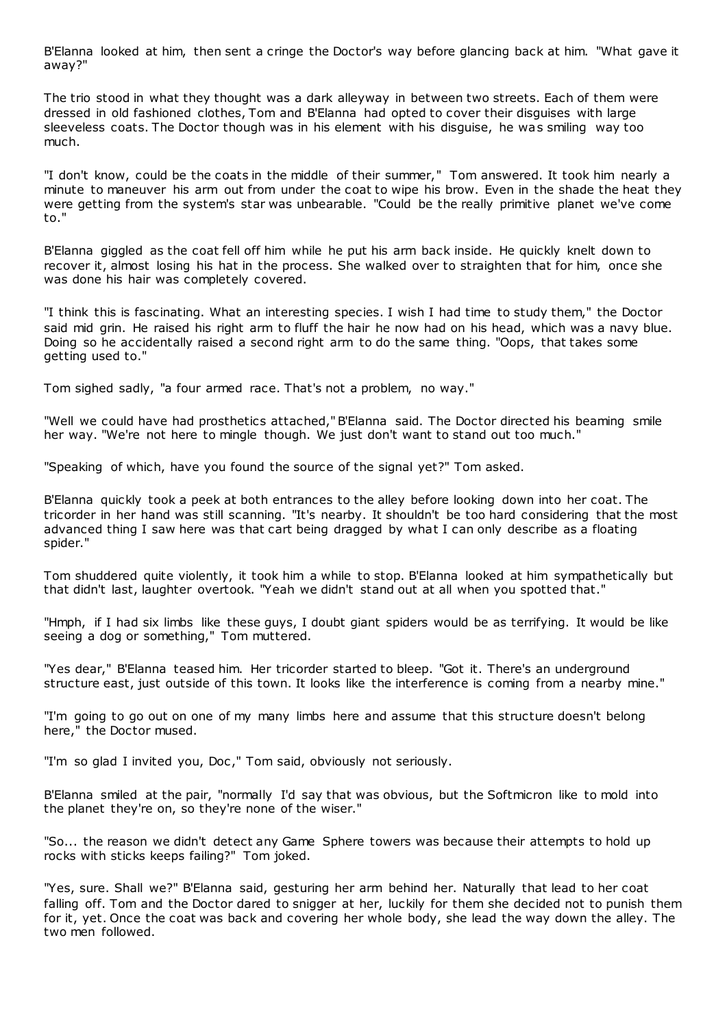B'Elanna looked at him, then sent a cringe the Doctor's way before glancing back at him. "What gave it away?"

The trio stood in what they thought was a dark alleyway in between two streets. Each of them were dressed in old fashioned clothes, Tom and B'Elanna had opted to cover their disguises with large sleeveless coats. The Doctor though was in his element with his disguise, he was smiling way too much.

"I don't know, could be the coats in the middle of their summer," Tom answered. It took him nearly a minute to maneuver his arm out from under the coat to wipe his brow. Even in the shade the heat they were getting from the system's star was unbearable. "Could be the really primitive planet we've come to."

B'Elanna giggled as the coat fell off him while he put his arm back inside. He quickly knelt down to recover it, almost losing his hat in the process. She walked over to straighten that for him, once she was done his hair was completely covered.

"I think this is fascinating. What an interesting species. I wish I had time to study them," the Doctor said mid grin. He raised his right arm to fluff the hair he now had on his head, which was a navy blue. Doing so he accidentally raised a second right arm to do the same thing. "Oops, that takes some getting used to."

Tom sighed sadly, "a four armed race. That's not a problem, no way."

"Well we could have had prosthetics attached," B'Elanna said. The Doctor directed his beaming smile her way. "We're not here to mingle though. We just don't want to stand out too much."

"Speaking of which, have you found the source of the signal yet?" Tom asked.

B'Elanna quickly took a peek at both entrances to the alley before looking down into her coat. The tricorder in her hand was still scanning. "It's nearby. It shouldn't be too hard considering that the most advanced thing I saw here was that cart being dragged by what I can only describe as a floating spider."

Tom shuddered quite violently, it took him a while to stop. B'Elanna looked at him sympathetically but that didn't last, laughter overtook. "Yeah we didn't stand out at all when you spotted that."

"Hmph, if I had six limbs like these guys, I doubt giant spiders would be as terrifying. It would be like seeing a dog or something," Tom muttered.

"Yes dear," B'Elanna teased him. Her tricorder started to bleep. "Got it. There's an underground structure east, just outside of this town. It looks like the interference is coming from a nearby mine."

"I'm going to go out on one of my many limbs here and assume that this structure doesn't belong here," the Doctor mused.

"I'm so glad I invited you, Doc," Tom said, obviously not seriously.

B'Elanna smiled at the pair, "normally I'd say that was obvious, but the Softmicron like to mold into the planet they're on, so they're none of the wiser."

"So... the reason we didn't detect any Game Sphere towers was because their attempts to hold up rocks with sticks keeps failing?" Tom joked.

"Yes, sure. Shall we?" B'Elanna said, gesturing her arm behind her. Naturally that lead to her coat falling off. Tom and the Doctor dared to snigger at her, luckily for them she decided not to punish them for it, yet. Once the coat was back and covering her whole body, she lead the way down the alley. The two men followed.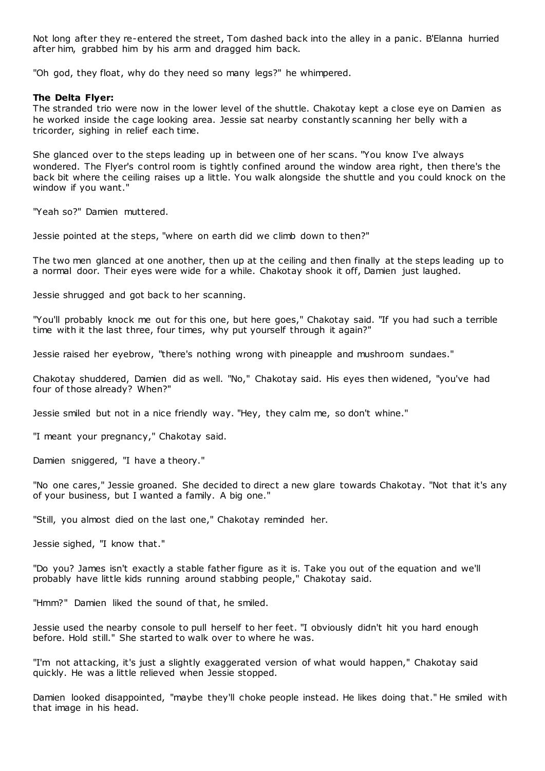Not long after they re-entered the street, Tom dashed back into the alley in a panic. B'Elanna hurried after him, grabbed him by his arm and dragged him back.

"Oh god, they float, why do they need so many legs?" he whimpered.

**The Delta Flyer:**
The stranded trio were now in the lower level of the shuttle. Chakotay kept a close eye on Damien as he worked inside the cage looking area. Jessie sat nearby constantly scanning her belly with a tricorder, sighing in relief each time.

She glanced over to the steps leading up in between one of her scans. "You know I've always wondered. The Flyer's control room is tightly confined around the window area right, then there's the back bit where the ceiling raises up a little. You walk alongside the shuttle and you could knock on the window if you want."

"Yeah so?" Damien muttered.

Jessie pointed at the steps, "where on earth did we climb down to then?"

The two men glanced at one another, then up at the ceiling and then finally at the steps leading up to a normal door. Their eyes were wide for a while. Chakotay shook it off, Damien just laughed.

Jessie shrugged and got back to her scanning.

"You'll probably knock me out for this one, but here goes," Chakotay said. "If you had such a terrible time with it the last three, four times, why put yourself through it again?"

Jessie raised her eyebrow, "there's nothing wrong with pineapple and mushroom sundaes."

Chakotay shuddered, Damien did as well. "No," Chakotay said. His eyes then widened, "you've had four of those already? When?"

Jessie smiled but not in a nice friendly way. "Hey, they calm me, so don't whine."

"I meant your pregnancy," Chakotay said.

Damien sniggered, "I have a theory."

"No one cares," Jessie groaned. She decided to direct a new glare towards Chakotay. "Not that it's any of your business, but I wanted a family. A big one."

"Still, you almost died on the last one," Chakotay reminded her.

Jessie sighed, "I know that."

"Do you? James isn't exactly a stable father figure as it is. Take you out of the equation and we'll probably have little kids running around stabbing people," Chakotay said.

"Hmm?" Damien liked the sound of that, he smiled.

Jessie used the nearby console to pull herself to her feet. "I obviously didn't hit you hard enough before. Hold still." She started to walk over to where he was.

"I'm not attacking, it's just a slightly exaggerated version of what would happen," Chakotay said quickly. He was a little relieved when Jessie stopped.

Damien looked disappointed, "maybe they'll choke people instead. He likes doing that." He smiled with that image in his head.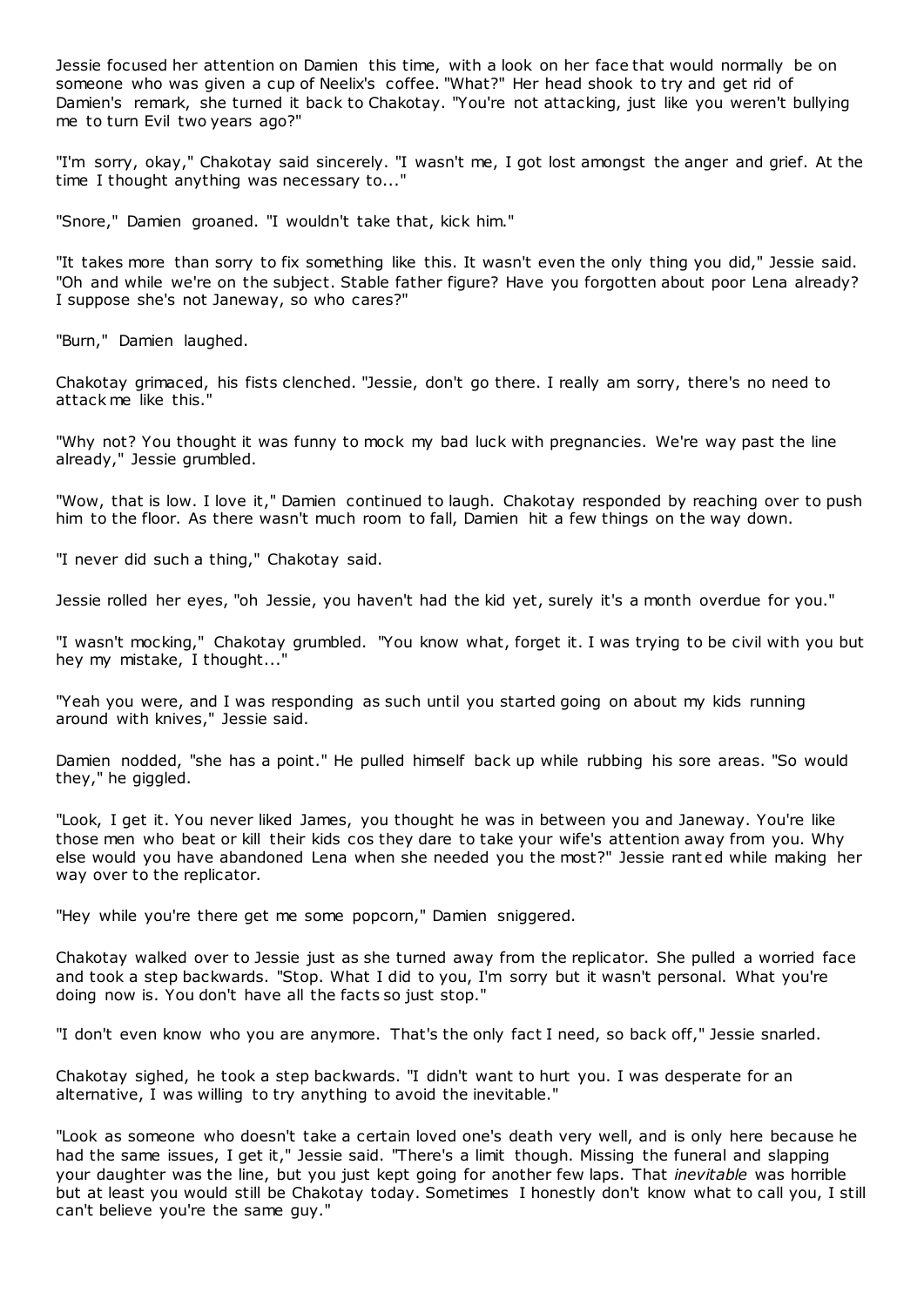Jessie focused her attention on Damien this time, with a look on her face that would normally be on someone who was given a cup of Neelix's coffee. "What?" Her head shook to try and get rid of Damien's remark, she turned it back to Chakotay. "You're not attacking, just like you weren't bullying me to turn Evil two years ago?"

"I'm sorry, okay," Chakotay said sincerely. "I wasn't me, I got lost amongst the anger and grief. At the time I thought anything was necessary to..."

"Snore," Damien groaned. "I wouldn't take that, kick him."

"It takes more than sorry to fix something like this. It wasn't even the only thing you did," Jessie said. "Oh and while we're on the subject. Stable father figure? Have you forgotten about poor Lena already? I suppose she's not Janeway, so who cares?"

"Burn," Damien laughed.

Chakotay grimaced, his fists clenched. "Jessie, don't go there. I really am sorry, there's no need to attack me like this."

"Why not? You thought it was funny to mock my bad luck with pregnancies. We're way past the line already," Jessie grumbled.

"Wow, that is low. I love it," Damien continued to laugh. Chakotay responded by reaching over to push him to the floor. As there wasn't much room to fall, Damien hit a few things on the way down.

"I never did such a thing," Chakotay said.

Jessie rolled her eyes, "oh Jessie, you haven't had the kid yet, surely it's a month overdue for you."

"I wasn't mocking," Chakotay grumbled. "You know what, forget it. I was trying to be civil with you but hey my mistake, I thought..."

"Yeah you were, and I was responding as such until you started going on about my kids running around with knives," Jessie said.

Damien nodded, "she has a point." He pulled himself back up while rubbing his sore areas. "So would they," he giggled.

"Look, I get it. You never liked James, you thought he was in between you and Janeway. You're like those men who beat or kill their kids cos they dare to take your wife's attention away from you. Why else would you have abandoned Lena when she needed you the most?" Jessie ranted while making her way over to the replicator.

"Hey while you're there get me some popcorn," Damien sniggered.

Chakotay walked over to Jessie just as she turned away from the replicator. She pulled a worried face and took a step backwards. "Stop. What I did to you, I'm sorry but it wasn't personal. What you're doing now is. You don't have all the facts so just stop."

"I don't even know who you are anymore. That's the only fact I need, so back off," Jessie snarled.

Chakotay sighed, he took a step backwards. "I didn't want to hurt you. I was desperate for an alternative, I was willing to try anything to avoid the inevitable."

"Look as someone who doesn't take a certain loved one's death very well, and is only here because he had the same issues, I get it," Jessie said. "There's a limit though. Missing the funeral and slapping your daughter was the line, but you just kept going for another few laps. That *inevitable* was horrible but at least you would still be Chakotay today. Sometimes I honestly don't know what to call you, I still can't believe you're the same guy."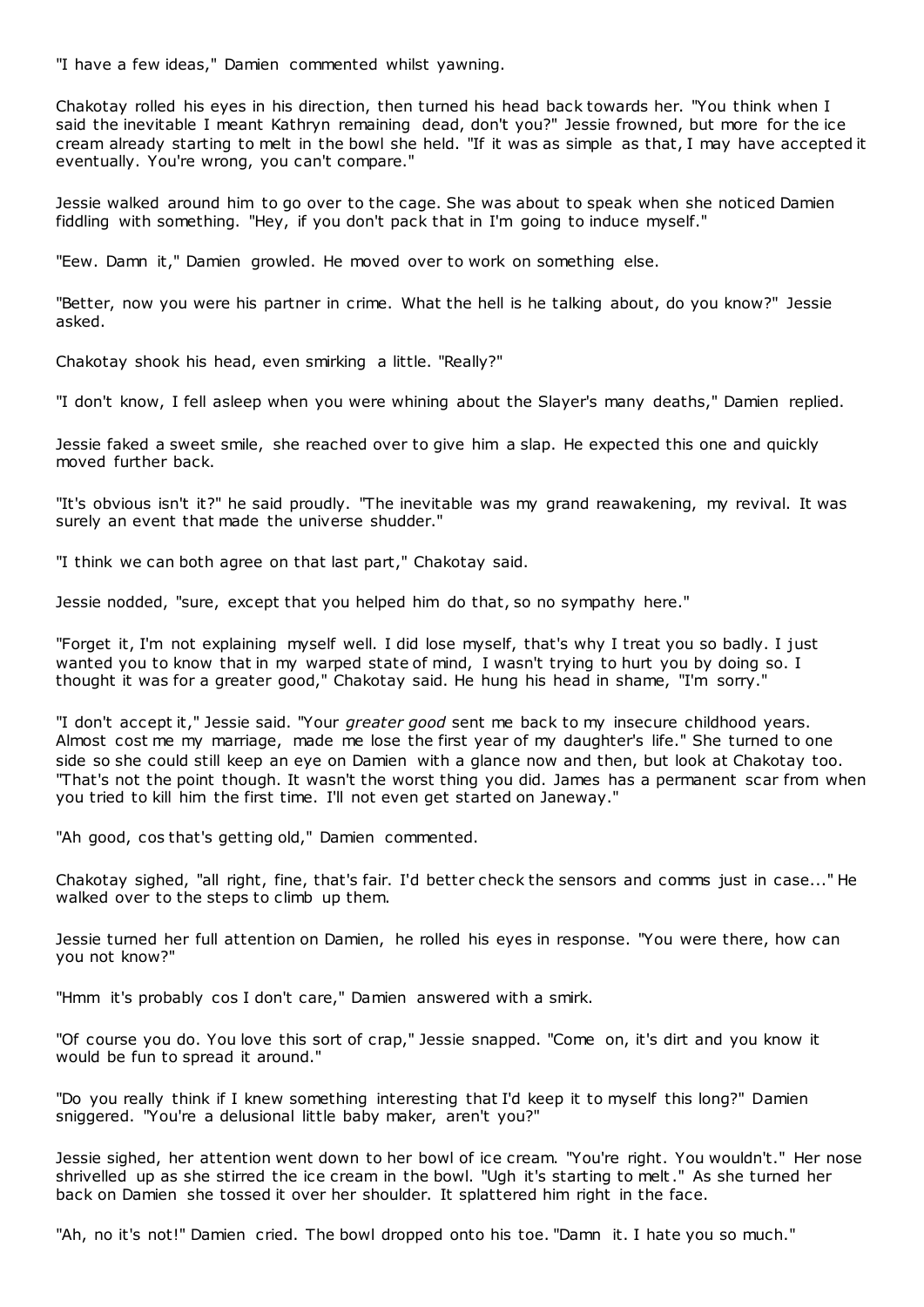"I have a few ideas," Damien commented whilst yawning.

Chakotay rolled his eyes in his direction, then turned his head back towards her. "You think when I said the inevitable I meant Kathryn remaining dead, don't you?" Jessie frowned, but more for the ice cream already starting to melt in the bowl she held. "If it was as simple as that, I may have accepted it eventually. You're wrong, you can't compare."

Jessie walked around him to go over to the cage. She was about to speak when she noticed Damien fiddling with something. "Hey, if you don't pack that in I'm going to induce myself."

"Eew. Damn it," Damien growled. He moved over to work on something else.

"Better, now you were his partner in crime. What the hell is he talking about, do you know?" Jessie asked.

Chakotay shook his head, even smirking a little. "Really?"

"I don't know, I fell asleep when you were whining about the Slayer's many deaths," Damien replied.

Jessie faked a sweet smile, she reached over to give him a slap. He expected this one and quickly moved further back.

"It's obvious isn't it?" he said proudly. "The inevitable was my grand reawakening, my revival. It was surely an event that made the universe shudder."

"I think we can both agree on that last part," Chakotay said.

Jessie nodded, "sure, except that you helped him do that, so no sympathy here."

"Forget it, I'm not explaining myself well. I did lose myself, that's why I treat you so badly. I just wanted you to know that in my warped state of mind, I wasn't trying to hurt you by doing so. I thought it was for a greater good," Chakotay said. He hung his head in shame, "I'm sorry."

"I don't accept it," Jessie said. "Your *greater good* sent me back to my insecure childhood years. Almost cost me my marriage, made me lose the first year of my daughter's life." She turned to one side so she could still keep an eye on Damien with a glance now and then, but look at Chakotay too. "That's not the point though. It wasn't the worst thing you did. James has a permanent scar from when you tried to kill him the first time. I'll not even get started on Janeway."

"Ah good, cos that's getting old," Damien commented.

Chakotay sighed, "all right, fine, that's fair. I'd better check the sensors and comms just in case..." He walked over to the steps to climb up them.

Jessie turned her full attention on Damien, he rolled his eyes in response. "You were there, how can you not know?"

"Hmm it's probably cos I don't care," Damien answered with a smirk.

"Of course you do. You love this sort of crap," Jessie snapped. "Come on, it's dirt and you know it would be fun to spread it around."

"Do you really think if I knew something interesting that I'd keep it to myself this long?" Damien sniggered. "You're a delusional little baby maker, aren't you?"

Jessie sighed, her attention went down to her bowl of ice cream. "You're right. You wouldn't." Her nose shrivelled up as she stirred the ice cream in the bowl. "Ugh it's starting to melt." As she turned her back on Damien she tossed it over her shoulder. It splattered him right in the face.

"Ah, no it's not!" Damien cried. The bowl dropped onto his toe. "Damn it. I hate you so much."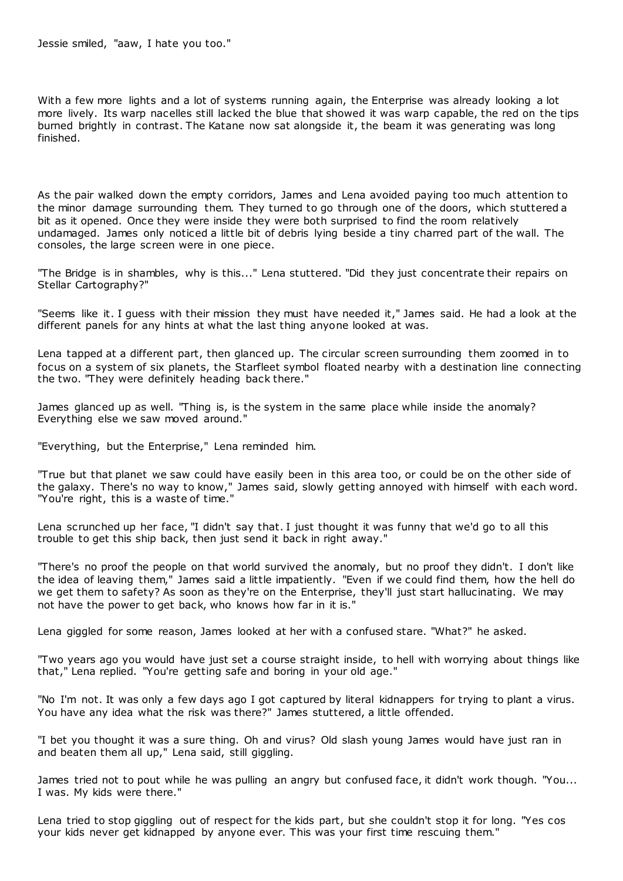Jessie smiled, "aaw, I hate you too."

With a few more lights and a lot of systems running again, the Enterprise was already looking a lot more lively. Its warp nacelles still lacked the blue that showed it was warp capable, the red on the tips burned brightly in contrast. The Katane now sat alongside it, the beam it was generating was long finished.

As the pair walked down the empty corridors, James and Lena avoided paying too much attention to the minor damage surrounding them. They turned to go through one of the doors, which stuttered a bit as it opened. Once they were inside they were both surprised to find the room relatively undamaged. James only noticed a little bit of debris lying beside a tiny charred part of the wall. The consoles, the large screen were in one piece.

"The Bridge is in shambles, why is this..." Lena stuttered. "Did they just concentrate their repairs on Stellar Cartography?"

"Seems like it. I guess with their mission they must have needed it," James said. He had a look at the different panels for any hints at what the last thing anyone looked at was.

Lena tapped at a different part, then glanced up. The circular screen surrounding them zoomed in to focus on a system of six planets, the Starfleet symbol floated nearby with a destination line connecting the two. "They were definitely heading back there."

James glanced up as well. "Thing is, is the system in the same place while inside the anomaly? Everything else we saw moved around."

"Everything, but the Enterprise," Lena reminded him.

"True but that planet we saw could have easily been in this area too, or could be on the other side of the galaxy. There's no way to know," James said, slowly getting annoyed with himself with each word. "You're right, this is a waste of time."

Lena scrunched up her face, "I didn't say that. I just thought it was funny that we'd go to all this trouble to get this ship back, then just send it back in right away."

"There's no proof the people on that world survived the anomaly, but no proof they didn't. I don't like the idea of leaving them," James said a little impatiently. "Even if we could find them, how the hell do we get them to safety? As soon as they're on the Enterprise, they'll just start hallucinating. We may not have the power to get back, who knows how far in it is."

Lena giggled for some reason, James looked at her with a confused stare. "What?" he asked.

"Two years ago you would have just set a course straight inside, to hell with worrying about things like that," Lena replied. "You're getting safe and boring in your old age."

"No I'm not. It was only a few days ago I got captured by literal kidnappers for trying to plant a virus. You have any idea what the risk was there?" James stuttered, a little offended.

"I bet you thought it was a sure thing. Oh and virus? Old slash young James would have just ran in and beaten them all up," Lena said, still giggling.

James tried not to pout while he was pulling an angry but confused face, it didn't work though. "You... I was. My kids were there."

Lena tried to stop giggling out of respect for the kids part, but she couldn't stop it for long. "Yes cos your kids never get kidnapped by anyone ever. This was your first time rescuing them."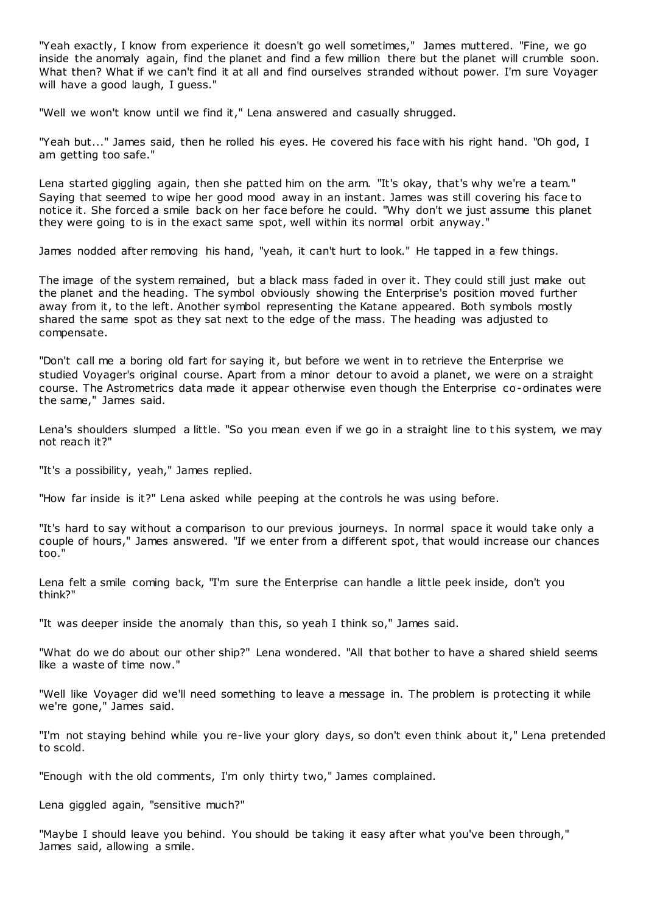"Yeah exactly, I know from experience it doesn't go well sometimes," James muttered. "Fine, we go inside the anomaly again, find the planet and find a few million there but the planet will crumble soon. What then? What if we can't find it at all and find ourselves stranded without power. I'm sure Voyager will have a good laugh, I guess."

"Well we won't know until we find it," Lena answered and casually shrugged.

"Yeah but..." James said, then he rolled his eyes. He covered his face with his right hand. "Oh god, I am getting too safe."

Lena started giggling again, then she patted him on the arm. "It's okay, that's why we're a team." Saying that seemed to wipe her good mood away in an instant. James was still covering his face to notice it. She forced a smile back on her face before he could. "Why don't we just assume this planet they were going to is in the exact same spot, well within its normal orbit anyway."

James nodded after removing his hand, "yeah, it can't hurt to look." He tapped in a few things.

The image of the system remained, but a black mass faded in over it. They could still just make out the planet and the heading. The symbol obviously showing the Enterprise's position moved further away from it, to the left. Another symbol representing the Katane appeared. Both symbols mostly shared the same spot as they sat next to the edge of the mass. The heading was adjusted to compensate.

"Don't call me a boring old fart for saying it, but before we went in to retrieve the Enterprise we studied Voyager's original course. Apart from a minor detour to avoid a planet, we were on a straight course. The Astrometrics data made it appear otherwise even though the Enterprise co-ordinates were the same," James said.

Lena's shoulders slumped a little. "So you mean even if we go in a straight line to this system, we may not reach it?"

"It's a possibility, yeah," James replied.

"How far inside is it?" Lena asked while peeping at the controls he was using before.

"It's hard to say without a comparison to our previous journeys. In normal space it would take only a couple of hours," James answered. "If we enter from a different spot, that would increase our chances too."

Lena felt a smile coming back, "I'm sure the Enterprise can handle a little peek inside, don't you think?"

"It was deeper inside the anomaly than this, so yeah I think so," James said.

"What do we do about our other ship?" Lena wondered. "All that bother to have a shared shield seems like a waste of time now."

"Well like Voyager did we'll need something to leave a message in. The problem is protecting it while we're gone," James said.

"I'm not staying behind while you re-live your glory days, so don't even think about it," Lena pretended to scold.

"Enough with the old comments, I'm only thirty two," James complained.

Lena giggled again, "sensitive much?"

"Maybe I should leave you behind. You should be taking it easy after what you've been through," James said, allowing a smile.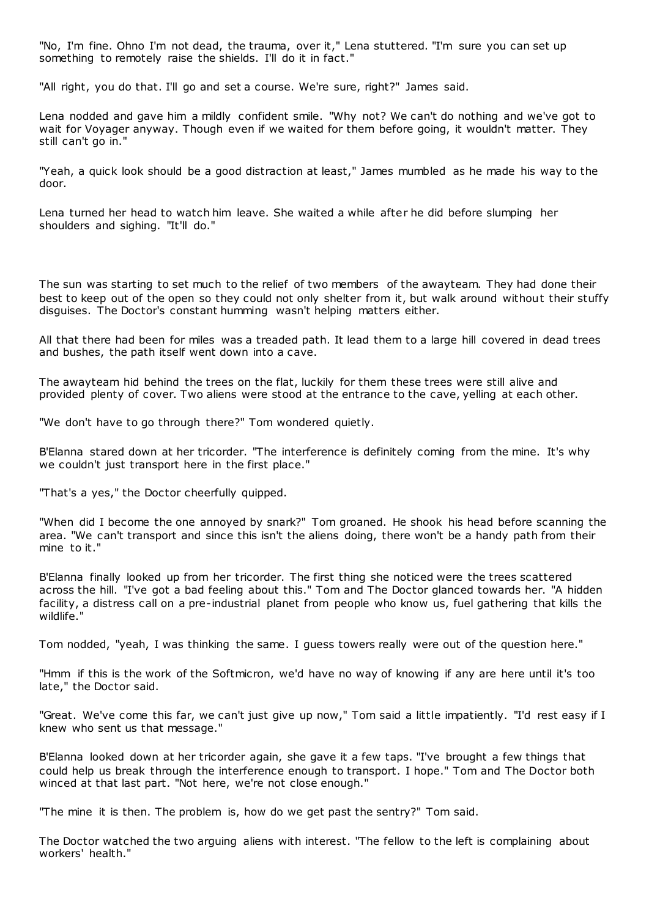"No, I'm fine. Ohno I'm not dead, the trauma, over it," Lena stuttered. "I'm sure you can set up something to remotely raise the shields. I'll do it in fact."

"All right, you do that. I'll go and set a course. We're sure, right?" James said.

Lena nodded and gave him a mildly confident smile. "Why not? We can't do nothing and we've got to wait for Voyager anyway. Though even if we waited for them before going, it wouldn't matter. They still can't go in."

"Yeah, a quick look should be a good distraction at least," James mumbled as he made his way to the door.

Lena turned her head to watch him leave. She waited a while after he did before slumping her shoulders and sighing. "It'll do."

The sun was starting to set much to the relief of two members of the awayteam. They had done their best to keep out of the open so they could not only shelter from it, but walk around without their stuffy disguises. The Doctor's constant humming wasn't helping matters either.

All that there had been for miles was a treaded path. It lead them to a large hill covered in dead trees and bushes, the path itself went down into a cave.

The awayteam hid behind the trees on the flat, luckily for them these trees were still alive and provided plenty of cover. Two aliens were stood at the entrance to the cave, yelling at each other.

"We don't have to go through there?" Tom wondered quietly.

B'Elanna stared down at her tricorder. "The interference is definitely coming from the mine. It's why we couldn't just transport here in the first place."

"That's a yes," the Doctor cheerfully quipped.

"When did I become the one annoyed by snark?" Tom groaned. He shook his head before scanning the area. "We can't transport and since this isn't the aliens doing, there won't be a handy path from their mine to it."

B'Elanna finally looked up from her tricorder. The first thing she noticed were the trees scattered across the hill. "I've got a bad feeling about this." Tom and The Doctor glanced towards her. "A hidden facility, a distress call on a pre-industrial planet from people who know us, fuel gathering that kills the wildlife."

Tom nodded, "yeah, I was thinking the same. I guess towers really were out of the question here."

"Hmm if this is the work of the Softmicron, we'd have no way of knowing if any are here until it's too late," the Doctor said.

"Great. We've come this far, we can't just give up now," Tom said a little impatiently. "I'd rest easy if I knew who sent us that message."

B'Elanna looked down at her tricorder again, she gave it a few taps. "I've brought a few things that could help us break through the interference enough to transport. I hope." Tom and The Doctor both winced at that last part. "Not here, we're not close enough."

"The mine it is then. The problem is, how do we get past the sentry?" Tom said.

The Doctor watched the two arguing aliens with interest. "The fellow to the left is complaining about workers' health."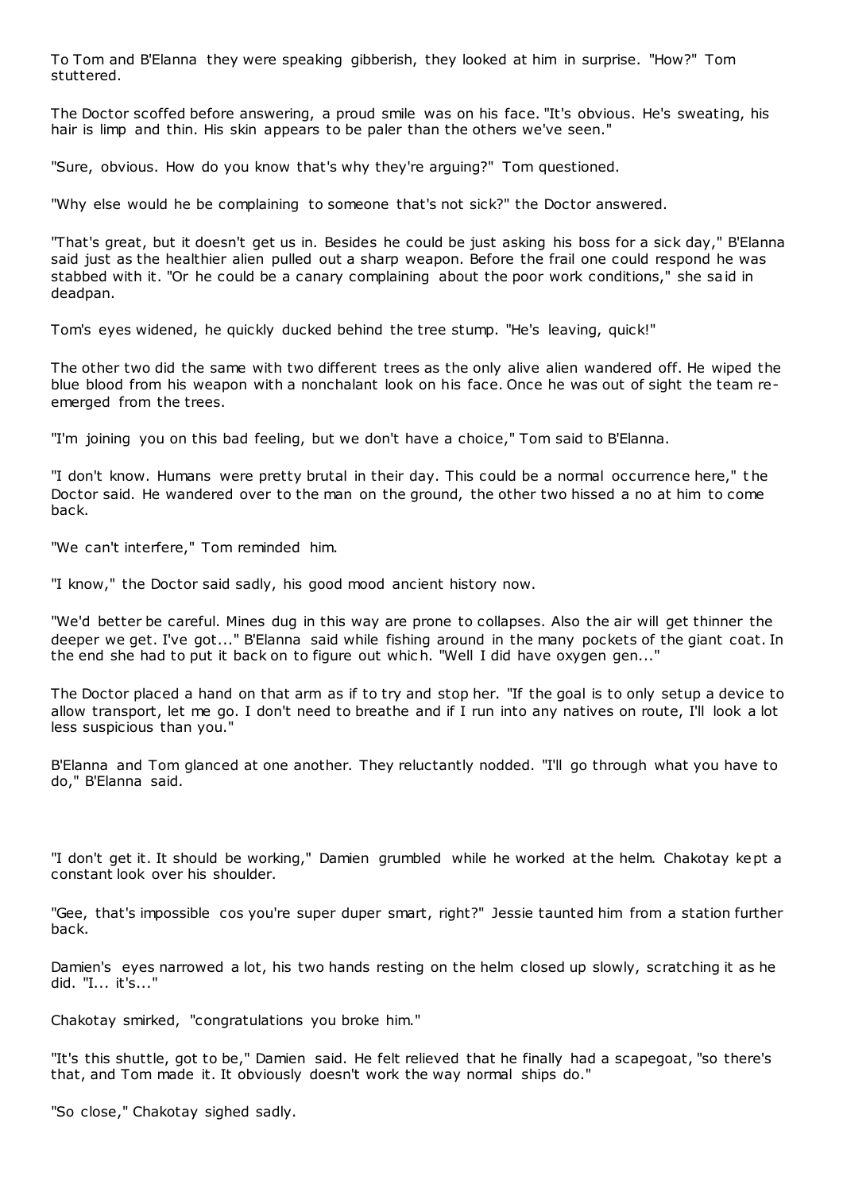To Tom and B'Elanna they were speaking gibberish, they looked at him in surprise. "How?" Tom stuttered.

The Doctor scoffed before answering, a proud smile was on his face. "It's obvious. He's sweating, his hair is limp and thin. His skin appears to be paler than the others we've seen."

"Sure, obvious. How do you know that's why they're arguing?" Tom questioned.

"Why else would he be complaining to someone that's not sick?" the Doctor answered.

"That's great, but it doesn't get us in. Besides he could be just asking his boss for a sick day," B'Elanna said just as the healthier alien pulled out a sharp weapon. Before the frail one could respond he was stabbed with it. "Or he could be a canary complaining about the poor work conditions," she said in deadpan.

Tom's eyes widened, he quickly ducked behind the tree stump. "He's leaving, quick!"

The other two did the same with two different trees as the only alive alien wandered off. He wiped the blue blood from his weapon with a nonchalant look on his face. Once he was out of sight the team re-emerged from the trees.

"I'm joining you on this bad feeling, but we don't have a choice," Tom said to B'Elanna.

"I don't know. Humans were pretty brutal in their day. This could be a normal occurrence here," the Doctor said. He wandered over to the man on the ground, the other two hissed a no at him to come back.

"We can't interfere," Tom reminded him.

"I know," the Doctor said sadly, his good mood ancient history now.

"We'd better be careful. Mines dug in this way are prone to collapses. Also the air will get thinner the deeper we get. I've got..." B'Elanna said while fishing around in the many pockets of the giant coat. In the end she had to put it back on to figure out which. "Well I did have oxygen gen..."

The Doctor placed a hand on that arm as if to try and stop her. "If the goal is to only setup a device to allow transport, let me go. I don't need to breathe and if I run into any natives on route, I'll look a lot less suspicious than you."

B'Elanna and Tom glanced at one another. They reluctantly nodded. "I'll go through what you have to do," B'Elanna said.

"I don't get it. It should be working," Damien grumbled while he worked at the helm. Chakotay kept a constant look over his shoulder.

"Gee, that's impossible cos you're super duper smart, right?" Jessie taunted him from a station further back.

Damien's eyes narrowed a lot, his two hands resting on the helm closed up slowly, scratching it as he did. "I... it's..."

Chakotay smirked, "congratulations you broke him."

"It's this shuttle, got to be," Damien said. He felt relieved that he finally had a scapegoat, "so there's that, and Tom made it. It obviously doesn't work the way normal ships do."

"So close," Chakotay sighed sadly.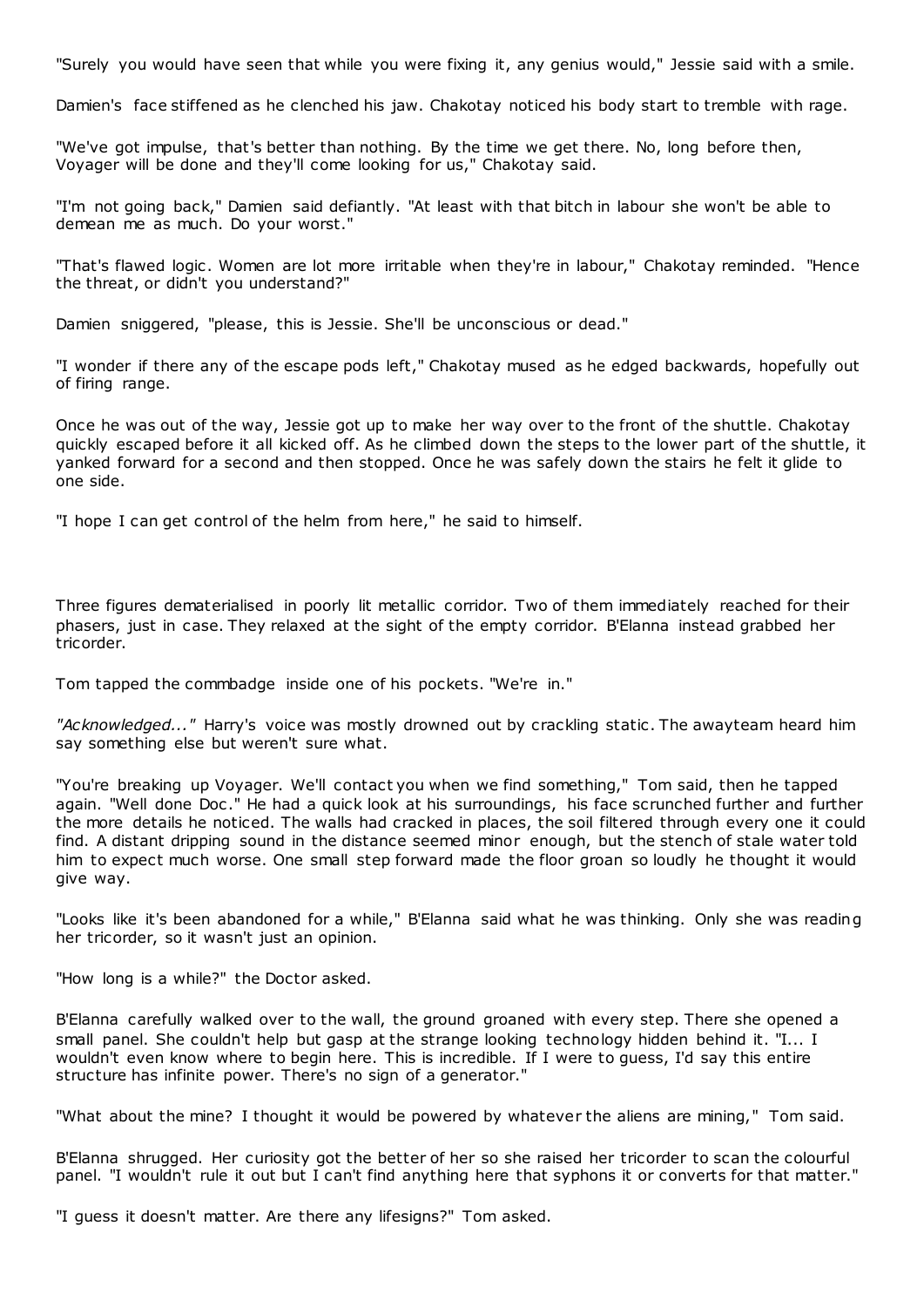"Surely you would have seen that while you were fixing it, any genius would," Jessie said with a smile.

Damien's face stiffened as he clenched his jaw. Chakotay noticed his body start to tremble with rage.

"We've got impulse, that's better than nothing. By the time we get there. No, long before then, Voyager will be done and they'll come looking for us," Chakotay said.

"I'm not going back," Damien said defiantly. "At least with that bitch in labour she won't be able to demean me as much. Do your worst."

"That's flawed logic. Women are lot more irritable when they're in labour," Chakotay reminded. "Hence the threat, or didn't you understand?"

Damien sniggered, "please, this is Jessie. She'll be unconscious or dead."

"I wonder if there any of the escape pods left," Chakotay mused as he edged backwards, hopefully out of firing range.

Once he was out of the way, Jessie got up to make her way over to the front of the shuttle. Chakotay quickly escaped before it all kicked off. As he climbed down the steps to the lower part of the shuttle, it yanked forward for a second and then stopped. Once he was safely down the stairs he felt it glide to one side.

"I hope I can get control of the helm from here," he said to himself.

Three figures dematerialised in poorly lit metallic corridor. Two of them immediately reached for their phasers, just in case. They relaxed at the sight of the empty corridor. B'Elanna instead grabbed her tricorder.

Tom tapped the commbadge inside one of his pockets. "We're in."

*"Acknowledged..."* Harry's voice was mostly drowned out by crackling static. The awayteam heard him say something else but weren't sure what.

"You're breaking up Voyager. We'll contact you when we find something," Tom said, then he tapped again. "Well done Doc." He had a quick look at his surroundings, his face scrunched further and further the more details he noticed. The walls had cracked in places, the soil filtered through every one it could find. A distant dripping sound in the distance seemed minor enough, but the stench of stale water told him to expect much worse. One small step forward made the floor groan so loudly he thought it would give way.

"Looks like it's been abandoned for a while," B'Elanna said what he was thinking. Only she was reading her tricorder, so it wasn't just an opinion.

"How long is a while?" the Doctor asked.

B'Elanna carefully walked over to the wall, the ground groaned with every step. There she opened a small panel. She couldn't help but gasp at the strange looking technology hidden behind it. "I... I wouldn't even know where to begin here. This is incredible. If I were to guess, I'd say this entire structure has infinite power. There's no sign of a generator."

"What about the mine? I thought it would be powered by whatever the aliens are mining," Tom said.

B'Elanna shrugged. Her curiosity got the better of her so she raised her tricorder to scan the colourful panel. "I wouldn't rule it out but I can't find anything here that syphons it or converts for that matter."

"I guess it doesn't matter. Are there any lifesigns?" Tom asked.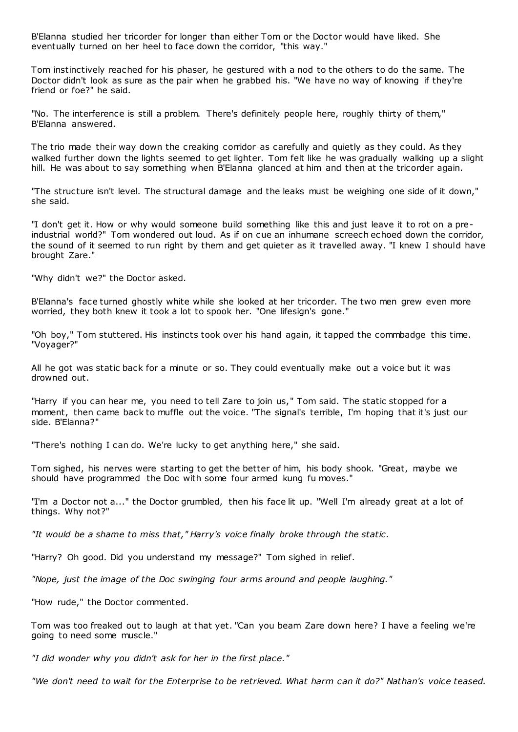B'Elanna studied her tricorder for longer than either Tom or the Doctor would have liked. She eventually turned on her heel to face down the corridor, "this way."

Tom instinctively reached for his phaser, he gestured with a nod to the others to do the same. The Doctor didn't look as sure as the pair when he grabbed his. "We have no way of knowing if they're friend or foe?" he said.

"No. The interference is still a problem. There's definitely people here, roughly thirty of them," B'Elanna answered.

The trio made their way down the creaking corridor as carefully and quietly as they could. As they walked further down the lights seemed to get lighter. Tom felt like he was gradually walking up a slight hill. He was about to say something when B'Elanna glanced at him and then at the tricorder again.

"The structure isn't level. The structural damage and the leaks must be weighing one side of it down," she said.

"I don't get it. How or why would someone build something like this and just leave it to rot on a pre-industrial world?" Tom wondered out loud. As if on cue an inhumane screech echoed down the corridor, the sound of it seemed to run right by them and get quieter as it travelled away. "I knew I should have brought Zare."

"Why didn't we?" the Doctor asked.

B'Elanna's face turned ghostly white while she looked at her tricorder. The two men grew even more worried, they both knew it took a lot to spook her. "One lifesign's gone."

"Oh boy," Tom stuttered. His instincts took over his hand again, it tapped the commbadge this time. "Voyager?"

All he got was static back for a minute or so. They could eventually make out a voice but it was drowned out.

"Harry if you can hear me, you need to tell Zare to join us," Tom said. The static stopped for a moment, then came back to muffle out the voice. "The signal's terrible, I'm hoping that it's just our side. B'Elanna?"

"There's nothing I can do. We're lucky to get anything here," she said.

Tom sighed, his nerves were starting to get the better of him, his body shook. "Great, maybe we should have programmed the Doc with some four armed kung fu moves."

"I'm a Doctor not a..." the Doctor grumbled, then his face lit up. "Well I'm already great at a lot of things. Why not?"

*"It would be a shame to miss that," Harry's voice finally broke through the static.*

"Harry? Oh good. Did you understand my message?" Tom sighed in relief.

*"Nope, just the image of the Doc swinging four arms around and people laughing."*

"How rude," the Doctor commented.

Tom was too freaked out to laugh at that yet. "Can you beam Zare down here? I have a feeling we're going to need some muscle."

*"I did wonder why you didn't ask for her in the first place."*

*"We don't need to wait for the Enterprise to be retrieved. What harm can it do?" Nathan's voice teased.*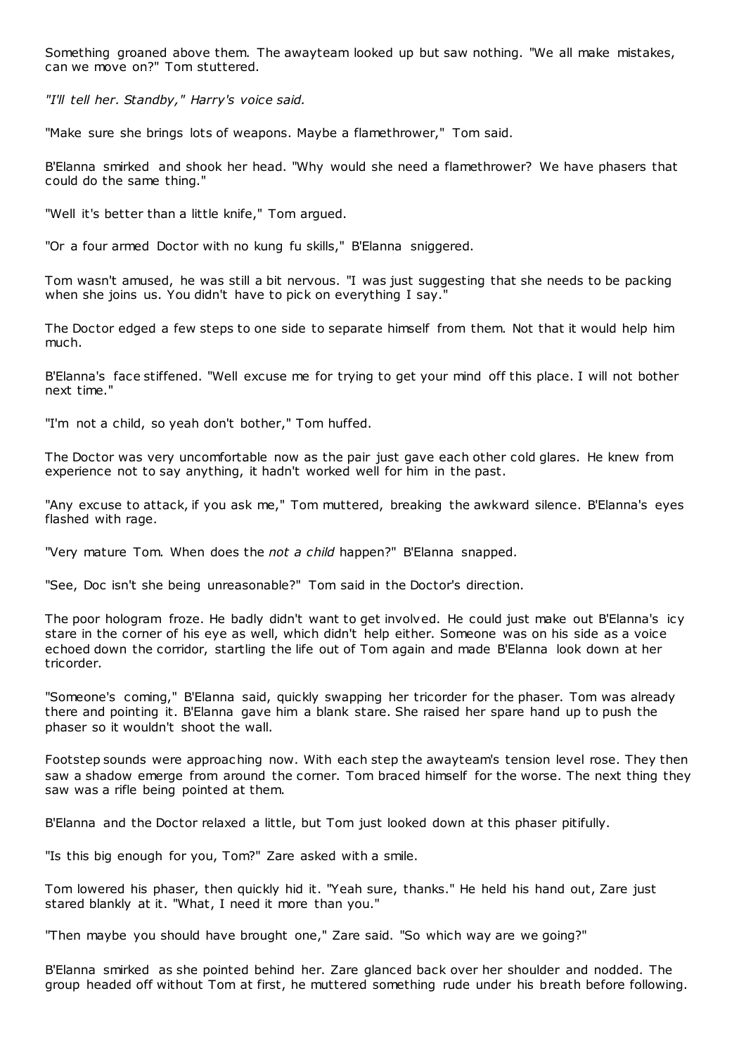Something groaned above them. The awayteam looked up but saw nothing. "We all make mistakes, can we move on?" Tom stuttered.

*"I'll tell her. Standby," Harry's voice said.*

"Make sure she brings lots of weapons. Maybe a flamethrower," Tom said.

B'Elanna smirked and shook her head. "Why would she need a flamethrower? We have phasers that could do the same thing."

"Well it's better than a little knife," Tom argued.

"Or a four armed Doctor with no kung fu skills," B'Elanna sniggered.

Tom wasn't amused, he was still a bit nervous. "I was just suggesting that she needs to be packing when she joins us. You didn't have to pick on everything I say."

The Doctor edged a few steps to one side to separate himself from them. Not that it would help him much.

B'Elanna's face stiffened. "Well excuse me for trying to get your mind off this place. I will not bother next time."

"I'm not a child, so yeah don't bother," Tom huffed.

The Doctor was very uncomfortable now as the pair just gave each other cold glares. He knew from experience not to say anything, it hadn't worked well for him in the past.

"Any excuse to attack, if you ask me," Tom muttered, breaking the awkward silence. B'Elanna's eyes flashed with rage.

"Very mature Tom. When does the *not a child* happen?" B'Elanna snapped.

"See, Doc isn't she being unreasonable?" Tom said in the Doctor's direction.

The poor hologram froze. He badly didn't want to get involved. He could just make out B'Elanna's icy stare in the corner of his eye as well, which didn't help either. Someone was on his side as a voice echoed down the corridor, startling the life out of Tom again and made B'Elanna look down at her tricorder.

"Someone's coming," B'Elanna said, quickly swapping her tricorder for the phaser. Tom was already there and pointing it. B'Elanna gave him a blank stare. She raised her spare hand up to push the phaser so it wouldn't shoot the wall.

Footstep sounds were approaching now. With each step the awayteam's tension level rose. They then saw a shadow emerge from around the corner. Tom braced himself for the worse. The next thing they saw was a rifle being pointed at them.

B'Elanna and the Doctor relaxed a little, but Tom just looked down at this phaser pitifully.

"Is this big enough for you, Tom?" Zare asked with a smile.

Tom lowered his phaser, then quickly hid it. "Yeah sure, thanks." He held his hand out, Zare just stared blankly at it. "What, I need it more than you."

"Then maybe you should have brought one," Zare said. "So which way are we going?"

B'Elanna smirked as she pointed behind her. Zare glanced back over her shoulder and nodded. The group headed off without Tom at first, he muttered something rude under his breath before following.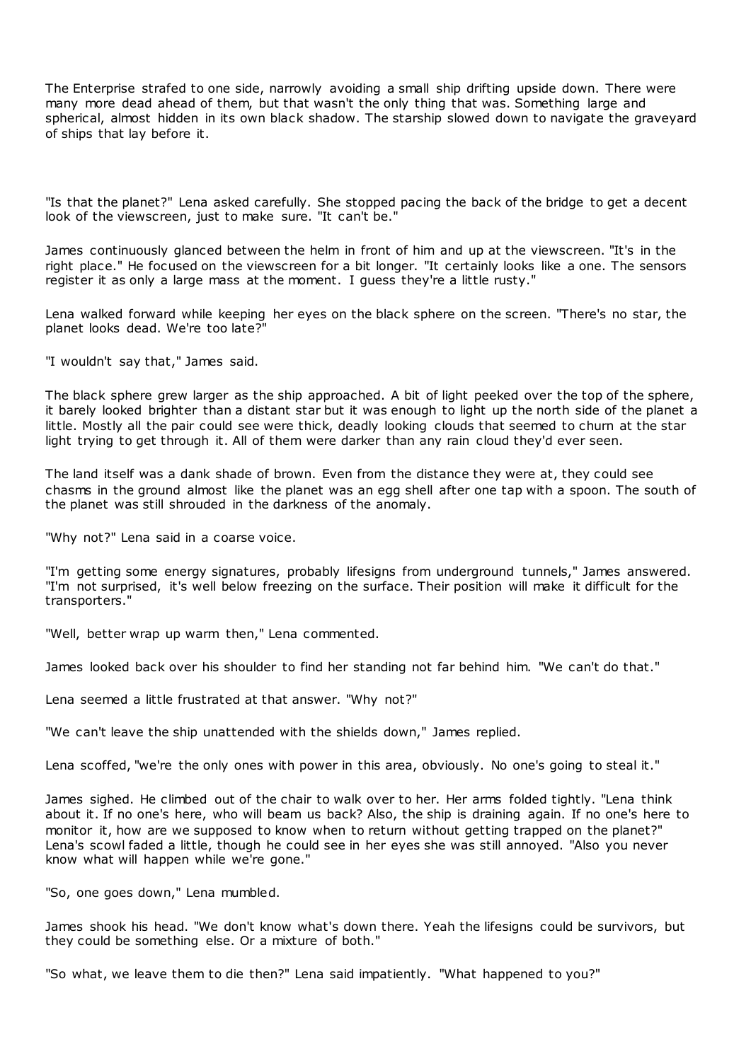The Enterprise strafed to one side, narrowly avoiding a small ship drifting upside down. There were many more dead ahead of them, but that wasn't the only thing that was. Something large and spherical, almost hidden in its own black shadow. The starship slowed down to navigate the graveyard of ships that lay before it.

"Is that the planet?" Lena asked carefully. She stopped pacing the back of the bridge to get a decent look of the viewscreen, just to make sure. "It can't be."

James continuously glanced between the helm in front of him and up at the viewscreen. "It's in the right place." He focused on the viewscreen for a bit longer. "It certainly looks like a one. The sensors register it as only a large mass at the moment. I guess they're a little rusty."

Lena walked forward while keeping her eyes on the black sphere on the screen. "There's no star, the planet looks dead. We're too late?"

"I wouldn't say that," James said.

The black sphere grew larger as the ship approached. A bit of light peeked over the top of the sphere, it barely looked brighter than a distant star but it was enough to light up the north side of the planet a little. Mostly all the pair could see were thick, deadly looking clouds that seemed to churn at the star light trying to get through it. All of them were darker than any rain cloud they'd ever seen.

The land itself was a dank shade of brown. Even from the distance they were at, they could see chasms in the ground almost like the planet was an egg shell after one tap with a spoon. The south of the planet was still shrouded in the darkness of the anomaly.

"Why not?" Lena said in a coarse voice.

"I'm getting some energy signatures, probably lifesigns from underground tunnels," James answered. "I'm not surprised, it's well below freezing on the surface. Their position will make it difficult for the transporters."

"Well, better wrap up warm then," Lena commented.

James looked back over his shoulder to find her standing not far behind him. "We can't do that."

Lena seemed a little frustrated at that answer. "Why not?"

"We can't leave the ship unattended with the shields down," James replied.

Lena scoffed, "we're the only ones with power in this area, obviously. No one's going to steal it."

James sighed. He climbed out of the chair to walk over to her. Her arms folded tightly. "Lena think about it. If no one's here, who will beam us back? Also, the ship is draining again. If no one's here to monitor it, how are we supposed to know when to return without getting trapped on the planet?" Lena's scowl faded a little, though he could see in her eyes she was still annoyed. "Also you never know what will happen while we're gone."

"So, one goes down," Lena mumbled.

James shook his head. "We don't know what's down there. Yeah the lifesigns could be survivors, but they could be something else. Or a mixture of both."

"So what, we leave them to die then?" Lena said impatiently. "What happened to you?"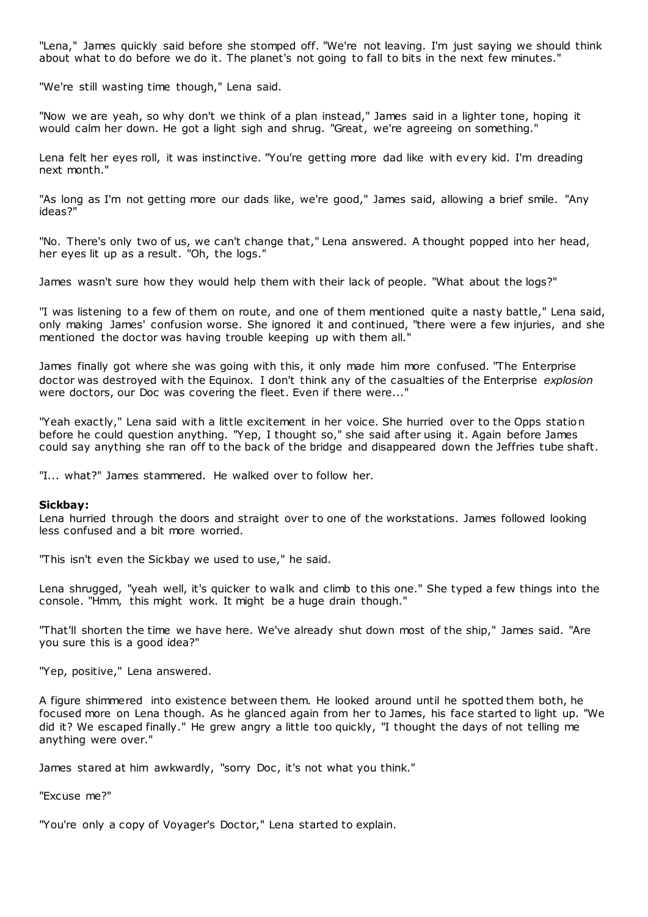"Lena," James quickly said before she stomped off. "We're not leaving. I'm just saying we should think about what to do before we do it. The planet's not going to fall to bits in the next few minutes."

"We're still wasting time though," Lena said.

"Now we are yeah, so why don't we think of a plan instead," James said in a lighter tone, hoping it would calm her down. He got a light sigh and shrug. "Great, we're agreeing on something."

Lena felt her eyes roll, it was instinctive. "You're getting more dad like with every kid. I'm dreading next month."

"As long as I'm not getting more our dads like, we're good," James said, allowing a brief smile. "Any ideas?"

"No. There's only two of us, we can't change that," Lena answered. A thought popped into her head, her eyes lit up as a result. "Oh, the logs."

James wasn't sure how they would help them with their lack of people. "What about the logs?"

"I was listening to a few of them on route, and one of them mentioned quite a nasty battle," Lena said, only making James' confusion worse. She ignored it and continued, "there were a few injuries, and she mentioned the doctor was having trouble keeping up with them all."

James finally got where she was going with this, it only made him more confused. "The Enterprise doctor was destroyed with the Equinox. I don't think any of the casualties of the Enterprise *explosion* were doctors, our Doc was covering the fleet. Even if there were..."

"Yeah exactly," Lena said with a little excitement in her voice. She hurried over to the Opps station before he could question anything. "Yep, I thought so," she said after using it. Again before James could say anything she ran off to the back of the bridge and disappeared down the Jeffries tube shaft.

"I... what?" James stammered. He walked over to follow her.

**Sickbay:**

Lena hurried through the doors and straight over to one of the workstations. James followed looking less confused and a bit more worried.

"This isn't even the Sickbay we used to use," he said.

Lena shrugged, "yeah well, it's quicker to walk and climb to this one." She typed a few things into the console. "Hmm, this might work. It might be a huge drain though."

"That'll shorten the time we have here. We've already shut down most of the ship," James said. "Are you sure this is a good idea?"

"Yep, positive," Lena answered.

A figure shimmered into existence between them. He looked around until he spotted them both, he focused more on Lena though. As he glanced again from her to James, his face started to light up. "We did it? We escaped finally." He grew angry a little too quickly, "I thought the days of not telling me anything were over."

James stared at him awkwardly, "sorry Doc, it's not what you think."

"Excuse me?"

"You're only a copy of Voyager's Doctor," Lena started to explain.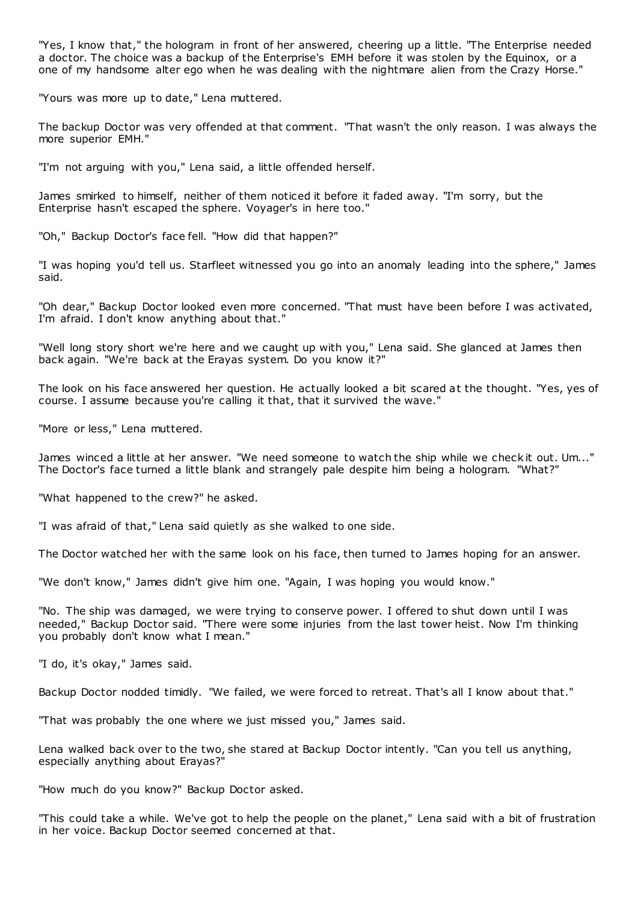"Yes, I know that," the hologram in front of her answered, cheering up a little. "The Enterprise needed a doctor. The choice was a backup of the Enterprise's EMH before it was stolen by the Equinox, or a one of my handsome alter ego when he was dealing with the nightmare alien from the Crazy Horse."

"Yours was more up to date," Lena muttered.

The backup Doctor was very offended at that comment. "That wasn't the only reason. I was always the more superior EMH."

"I'm not arguing with you," Lena said, a little offended herself.

James smirked to himself, neither of them noticed it before it faded away. "I'm sorry, but the Enterprise hasn't escaped the sphere. Voyager's in here too."

"Oh," Backup Doctor's face fell. "How did that happen?"

"I was hoping you'd tell us. Starfleet witnessed you go into an anomaly leading into the sphere," James said.

"Oh dear," Backup Doctor looked even more concerned. "That must have been before I was activated, I'm afraid. I don't know anything about that."

"Well long story short we're here and we caught up with you," Lena said. She glanced at James then back again. "We're back at the Erayas system. Do you know it?"

The look on his face answered her question. He actually looked a bit scared at the thought. "Yes, yes of course. I assume because you're calling it that, that it survived the wave."

"More or less," Lena muttered.

James winced a little at her answer. "We need someone to watch the ship while we check it out. Um..." The Doctor's face turned a little blank and strangely pale despite him being a hologram. "What?"

"What happened to the crew?" he asked.

"I was afraid of that," Lena said quietly as she walked to one side.

The Doctor watched her with the same look on his face, then turned to James hoping for an answer.

"We don't know," James didn't give him one. "Again, I was hoping you would know."

"No. The ship was damaged, we were trying to conserve power. I offered to shut down until I was needed," Backup Doctor said. "There were some injuries from the last tower heist. Now I'm thinking you probably don't know what I mean."

"I do, it's okay," James said.

Backup Doctor nodded timidly. "We failed, we were forced to retreat. That's all I know about that."

"That was probably the one where we just missed you," James said.

Lena walked back over to the two, she stared at Backup Doctor intently. "Can you tell us anything, especially anything about Erayas?"

"How much do you know?" Backup Doctor asked.

"This could take a while. We've got to help the people on the planet," Lena said with a bit of frustration in her voice. Backup Doctor seemed concerned at that.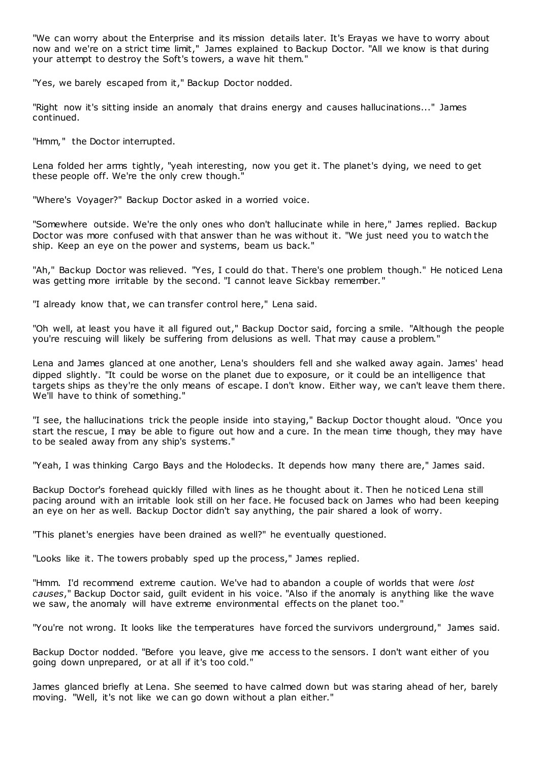"We can worry about the Enterprise and its mission details later. It's Erayas we have to worry about now and we're on a strict time limit," James explained to Backup Doctor. "All we know is that during your attempt to destroy the Soft's towers, a wave hit them."

"Yes, we barely escaped from it," Backup Doctor nodded.

"Right now it's sitting inside an anomaly that drains energy and causes hallucinations..." James continued.

"Hmm," the Doctor interrupted.

Lena folded her arms tightly, "yeah interesting, now you get it. The planet's dying, we need to get these people off. We're the only crew though."

"Where's Voyager?" Backup Doctor asked in a worried voice.

"Somewhere outside. We're the only ones who don't hallucinate while in here," James replied. Backup Doctor was more confused with that answer than he was without it. "We just need you to watch the ship. Keep an eye on the power and systems, beam us back."

"Ah," Backup Doctor was relieved. "Yes, I could do that. There's one problem though." He noticed Lena was getting more irritable by the second. "I cannot leave Sickbay remember."

"I already know that, we can transfer control here," Lena said.

"Oh well, at least you have it all figured out," Backup Doctor said, forcing a smile. "Although the people you're rescuing will likely be suffering from delusions as well. That may cause a problem."

Lena and James glanced at one another, Lena's shoulders fell and she walked away again. James' head dipped slightly. "It could be worse on the planet due to exposure, or it could be an intelligence that targets ships as they're the only means of escape. I don't know. Either way, we can't leave them there. We'll have to think of something."

"I see, the hallucinations trick the people inside into staying," Backup Doctor thought aloud. "Once you start the rescue, I may be able to figure out how and a cure. In the mean time though, they may have to be sealed away from any ship's systems."

"Yeah, I was thinking Cargo Bays and the Holodecks. It depends how many there are," James said.

Backup Doctor's forehead quickly filled with lines as he thought about it. Then he noticed Lena still pacing around with an irritable look still on her face. He focused back on James who had been keeping an eye on her as well. Backup Doctor didn't say anything, the pair shared a look of worry.

"This planet's energies have been drained as well?" he eventually questioned.

"Looks like it. The towers probably sped up the process," James replied.

"Hmm. I'd recommend extreme caution. We've had to abandon a couple of worlds that were *lost causes*," Backup Doctor said, guilt evident in his voice. "Also if the anomaly is anything like the wave we saw, the anomaly will have extreme environmental effects on the planet too."

"You're not wrong. It looks like the temperatures have forced the survivors underground," James said.

Backup Doctor nodded. "Before you leave, give me access to the sensors. I don't want either of you going down unprepared, or at all if it's too cold."

James glanced briefly at Lena. She seemed to have calmed down but was staring ahead of her, barely moving. "Well, it's not like we can go down without a plan either."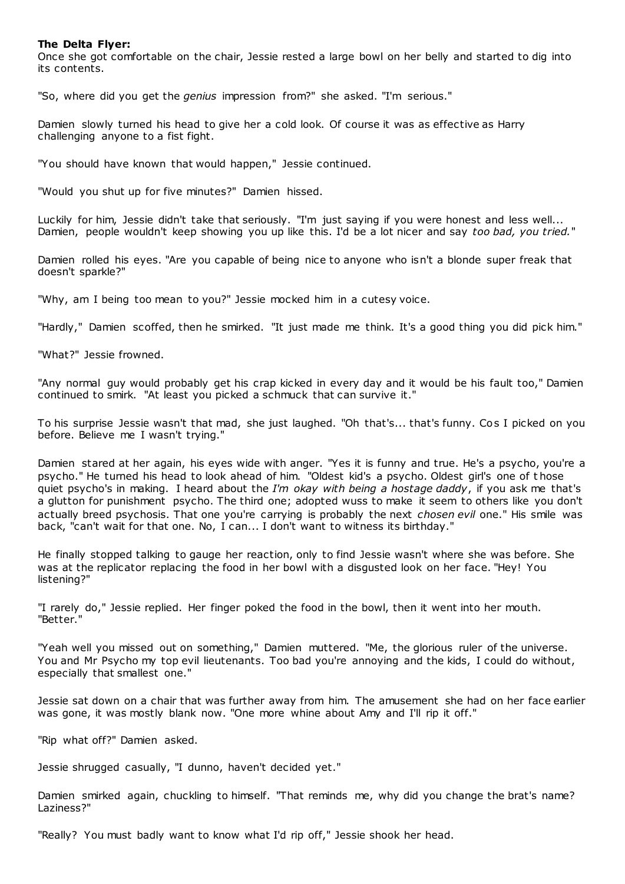**The Delta Flyer:**

Once she got comfortable on the chair, Jessie rested a large bowl on her belly and started to dig into its contents.

"So, where did you get the *genius* impression from?" she asked. "I'm serious."

Damien slowly turned his head to give her a cold look. Of course it was as effective as Harry challenging anyone to a fist fight.

"You should have known that would happen," Jessie continued.

"Would you shut up for five minutes?" Damien hissed.

Luckily for him, Jessie didn't take that seriously. "I'm just saying if you were honest and less well... Damien, people wouldn't keep showing you up like this. I'd be a lot nicer and say *too bad, you tried.*"

Damien rolled his eyes. "Are you capable of being nice to anyone who isn't a blonde super freak that doesn't sparkle?"

"Why, am I being too mean to you?" Jessie mocked him in a cutesy voice.

"Hardly," Damien scoffed, then he smirked. "It just made me think. It's a good thing you did pick him."

"What?" Jessie frowned.

"Any normal guy would probably get his crap kicked in every day and it would be his fault too," Damien continued to smirk. "At least you picked a schmuck that can survive it."

To his surprise Jessie wasn't that mad, she just laughed. "Oh that's... that's funny. Cos I picked on you before. Believe me I wasn't trying."

Damien stared at her again, his eyes wide with anger. "Yes it is funny and true. He's a psycho, you're a psycho." He turned his head to look ahead of him. "Oldest kid's a psycho. Oldest girl's one of those quiet psycho's in making. I heard about the *I'm okay with being a hostage daddy*, if you ask me that's a glutton for punishment psycho. The third one; adopted wuss to make it seem to others like you don't actually breed psychosis. That one you're carrying is probably the next *chosen evil* one." His smile was back, "can't wait for that one. No, I can... I don't want to witness its birthday."

He finally stopped talking to gauge her reaction, only to find Jessie wasn't where she was before. She was at the replicator replacing the food in her bowl with a disgusted look on her face. "Hey! You listening?"

"I rarely do," Jessie replied. Her finger poked the food in the bowl, then it went into her mouth. "Better."

"Yeah well you missed out on something," Damien muttered. "Me, the glorious ruler of the universe. You and Mr Psycho my top evil lieutenants. Too bad you're annoying and the kids, I could do without, especially that smallest one."

Jessie sat down on a chair that was further away from him. The amusement she had on her face earlier was gone, it was mostly blank now. "One more whine about Amy and I'll rip it off."

"Rip what off?" Damien asked.

Jessie shrugged casually, "I dunno, haven't decided yet."

Damien smirked again, chuckling to himself. "That reminds me, why did you change the brat's name? Laziness?"

"Really? You must badly want to know what I'd rip off," Jessie shook her head.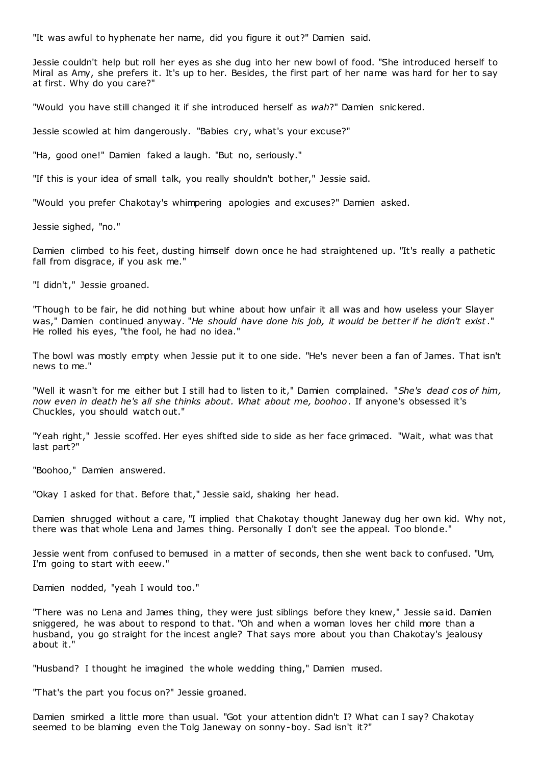"It was awful to hyphenate her name, did you figure it out?" Damien said.

Jessie couldn't help but roll her eyes as she dug into her new bowl of food. "She introduced herself to Miral as Amy, she prefers it. It's up to her. Besides, the first part of her name was hard for her to say at first. Why do you care?"

"Would you have still changed it if she introduced herself as *wah*?" Damien snickered.

Jessie scowled at him dangerously. "Babies cry, what's your excuse?"

"Ha, good one!" Damien faked a laugh. "But no, seriously."

"If this is your idea of small talk, you really shouldn't bother," Jessie said.

"Would you prefer Chakotay's whimpering apologies and excuses?" Damien asked.

Jessie sighed, "no."

Damien climbed to his feet, dusting himself down once he had straightened up. "It's really a pathetic fall from disgrace, if you ask me."

"I didn't," Jessie groaned.

"Though to be fair, he did nothing but whine about how unfair it all was and how useless your Slayer was," Damien continued anyway. "*He should have done his job, it would be better if he didn't exist*." He rolled his eyes, "the fool, he had no idea."

The bowl was mostly empty when Jessie put it to one side. "He's never been a fan of James. That isn't news to me."

"Well it wasn't for me either but I still had to listen to it," Damien complained. "*She's dead cos of him, now even in death he's all she thinks about. What about me, boohoo*. If anyone's obsessed it's Chuckles, you should watch out."

"Yeah right," Jessie scoffed. Her eyes shifted side to side as her face grimaced. "Wait, what was that last part?"

"Boohoo," Damien answered.

"Okay I asked for that. Before that," Jessie said, shaking her head.

Damien shrugged without a care, "I implied that Chakotay thought Janeway dug her own kid. Why not, there was that whole Lena and James thing. Personally I don't see the appeal. Too blonde."

Jessie went from confused to bemused in a matter of seconds, then she went back to confused. "Um, I'm going to start with eeew."

Damien nodded, "yeah I would too."

"There was no Lena and James thing, they were just siblings before they knew," Jessie said. Damien sniggered, he was about to respond to that. "Oh and when a woman loves her child more than a husband, you go straight for the incest angle? That says more about you than Chakotay's jealousy about it."

"Husband? I thought he imagined the whole wedding thing," Damien mused.

"That's the part you focus on?" Jessie groaned.

Damien smirked a little more than usual. "Got your attention didn't I? What can I say? Chakotay seemed to be blaming even the Tolg Janeway on sonny-boy. Sad isn't it?"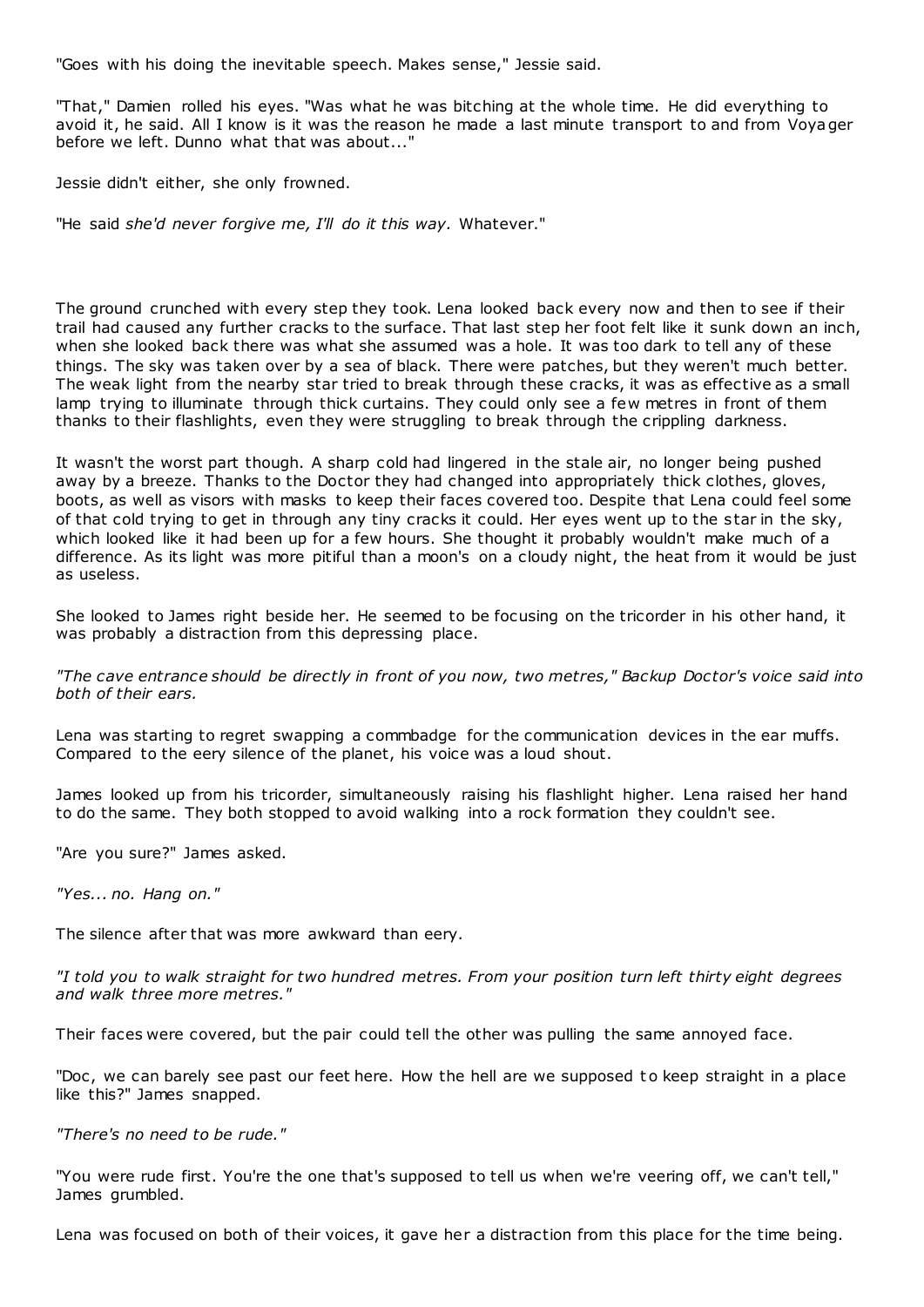"Goes with his doing the inevitable speech. Makes sense," Jessie said.

"That," Damien rolled his eyes. "Was what he was bitching at the whole time. He did everything to avoid it, he said. All I know is it was the reason he made a last minute transport to and from Voyager before we left. Dunno what that was about..."

Jessie didn't either, she only frowned.

"He said *she'd never forgive me, I'll do it this way.* Whatever."

The ground crunched with every step they took. Lena looked back every now and then to see if their trail had caused any further cracks to the surface. That last step her foot felt like it sunk down an inch, when she looked back there was what she assumed was a hole. It was too dark to tell any of these things. The sky was taken over by a sea of black. There were patches, but they weren't much better. The weak light from the nearby star tried to break through these cracks, it was as effective as a small lamp trying to illuminate through thick curtains. They could only see a few metres in front of them thanks to their flashlights, even they were struggling to break through the crippling darkness.

It wasn't the worst part though. A sharp cold had lingered in the stale air, no longer being pushed away by a breeze. Thanks to the Doctor they had changed into appropriately thick clothes, gloves, boots, as well as visors with masks to keep their faces covered too. Despite that Lena could feel some of that cold trying to get in through any tiny cracks it could. Her eyes went up to the star in the sky, which looked like it had been up for a few hours. She thought it probably wouldn't make much of a difference. As its light was more pitiful than a moon's on a cloudy night, the heat from it would be just as useless.

She looked to James right beside her. He seemed to be focusing on the tricorder in his other hand, it was probably a distraction from this depressing place.

*"The cave entrance should be directly in front of you now, two metres," Backup Doctor's voice said into both of their ears.*

Lena was starting to regret swapping a commbadge for the communication devices in the ear muffs. Compared to the eery silence of the planet, his voice was a loud shout.

James looked up from his tricorder, simultaneously raising his flashlight higher. Lena raised her hand to do the same. They both stopped to avoid walking into a rock formation they couldn't see.

"Are you sure?" James asked.

*"Yes... no. Hang on."*

The silence after that was more awkward than eery.

*"I told you to walk straight for two hundred metres. From your position turn left thirty eight degrees and walk three more metres."*

Their faces were covered, but the pair could tell the other was pulling the same annoyed face.

"Doc, we can barely see past our feet here. How the hell are we supposed to keep straight in a place like this?" James snapped.

*"There's no need to be rude."*

"You were rude first. You're the one that's supposed to tell us when we're veering off, we can't tell," James grumbled.

Lena was focused on both of their voices, it gave her a distraction from this place for the time being.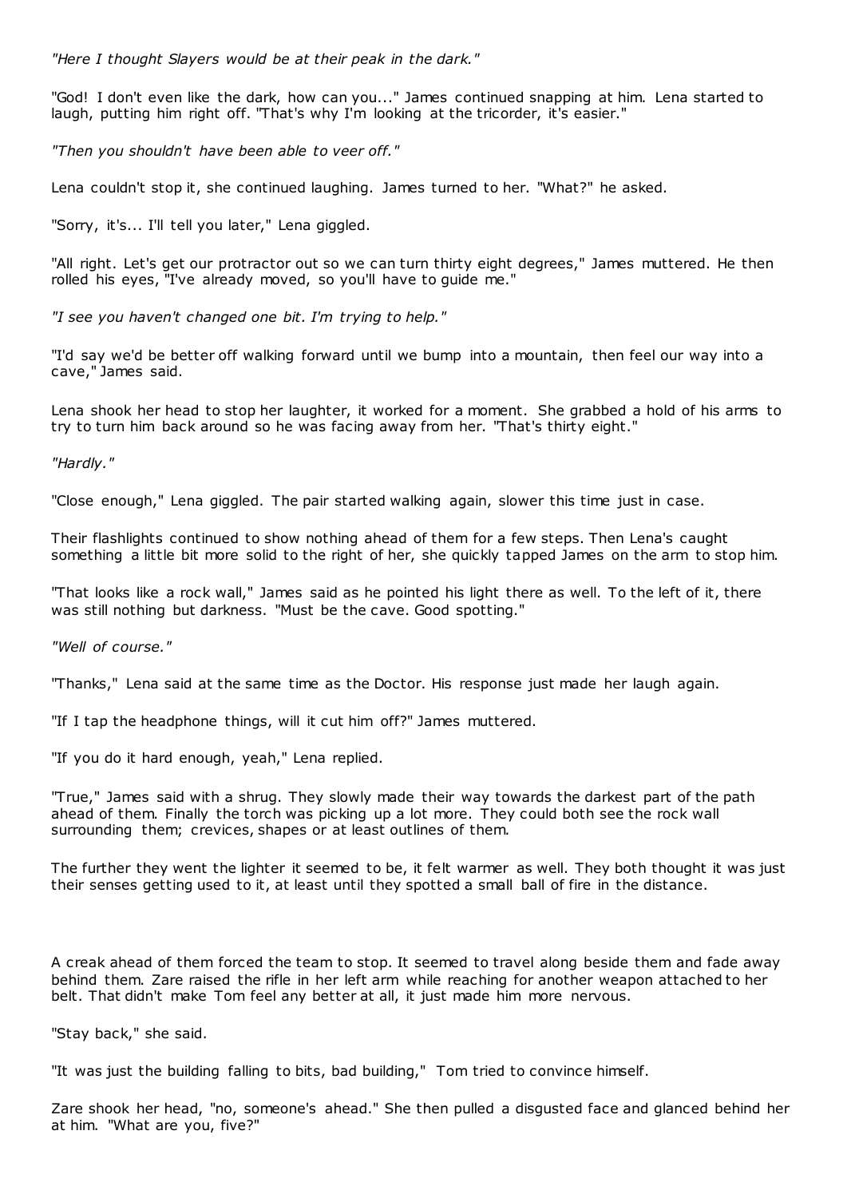*"Here I thought Slayers would be at their peak in the dark."*

"God! I don't even like the dark, how can you..." James continued snapping at him. Lena started to laugh, putting him right off. "That's why I'm looking at the tricorder, it's easier."

*"Then you shouldn't have been able to veer off."*

Lena couldn't stop it, she continued laughing. James turned to her. "What?" he asked.

"Sorry, it's... I'll tell you later," Lena giggled.

"All right. Let's get our protractor out so we can turn thirty eight degrees," James muttered. He then rolled his eyes, "I've already moved, so you'll have to guide me."

*"I see you haven't changed one bit. I'm trying to help."*

"I'd say we'd be better off walking forward until we bump into a mountain, then feel our way into a cave," James said.

Lena shook her head to stop her laughter, it worked for a moment. She grabbed a hold of his arms to try to turn him back around so he was facing away from her. "That's thirty eight."

*"Hardly."*

"Close enough," Lena giggled. The pair started walking again, slower this time just in case.

Their flashlights continued to show nothing ahead of them for a few steps. Then Lena's caught something a little bit more solid to the right of her, she quickly tapped James on the arm to stop him.

"That looks like a rock wall," James said as he pointed his light there as well. To the left of it, there was still nothing but darkness. "Must be the cave. Good spotting."

*"Well of course."*

"Thanks," Lena said at the same time as the Doctor. His response just made her laugh again.

"If I tap the headphone things, will it cut him off?" James muttered.

"If you do it hard enough, yeah," Lena replied.

"True," James said with a shrug. They slowly made their way towards the darkest part of the path ahead of them. Finally the torch was picking up a lot more. They could both see the rock wall surrounding them; crevices, shapes or at least outlines of them.

The further they went the lighter it seemed to be, it felt warmer as well. They both thought it was just their senses getting used to it, at least until they spotted a small ball of fire in the distance.

A creak ahead of them forced the team to stop. It seemed to travel along beside them and fade away behind them. Zare raised the rifle in her left arm while reaching for another weapon attached to her belt. That didn't make Tom feel any better at all, it just made him more nervous.

"Stay back," she said.

"It was just the building falling to bits, bad building," Tom tried to convince himself.

Zare shook her head, "no, someone's ahead." She then pulled a disgusted face and glanced behind her at him. "What are you, five?"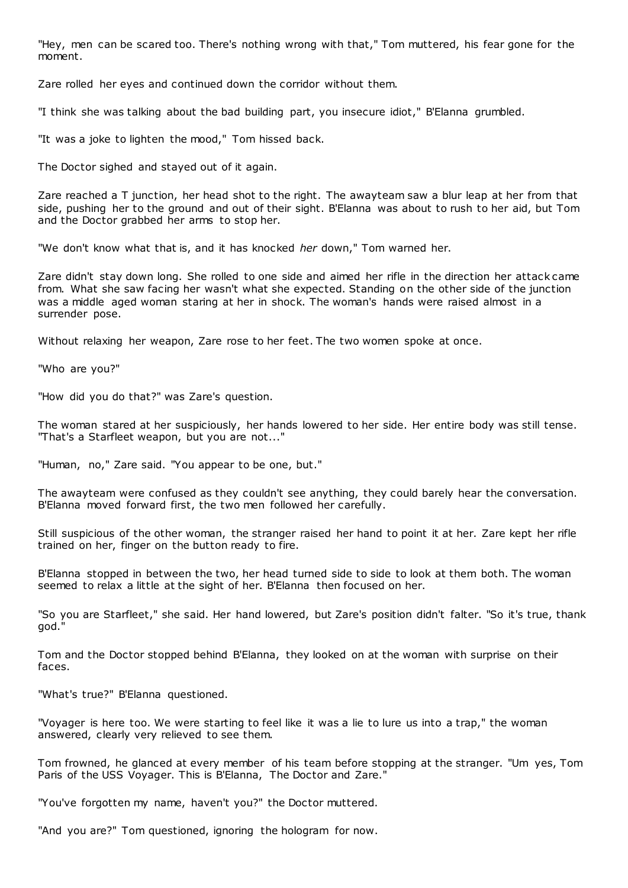"Hey, men can be scared too. There's nothing wrong with that," Tom muttered, his fear gone for the moment.

Zare rolled her eyes and continued down the corridor without them.

"I think she was talking about the bad building part, you insecure idiot," B'Elanna grumbled.

"It was a joke to lighten the mood," Tom hissed back.

The Doctor sighed and stayed out of it again.

Zare reached a T junction, her head shot to the right. The awayteam saw a blur leap at her from that side, pushing her to the ground and out of their sight. B'Elanna was about to rush to her aid, but Tom and the Doctor grabbed her arms to stop her.

"We don't know what that is, and it has knocked *her* down," Tom warned her.

Zare didn't stay down long. She rolled to one side and aimed her rifle in the direction her attack came from. What she saw facing her wasn't what she expected. Standing on the other side of the junction was a middle aged woman staring at her in shock. The woman's hands were raised almost in a surrender pose.

Without relaxing her weapon, Zare rose to her feet. The two women spoke at once.

"Who are you?"

"How did you do that?" was Zare's question.

The woman stared at her suspiciously, her hands lowered to her side. Her entire body was still tense. "That's a Starfleet weapon, but you are not..."

"Human, no," Zare said. "You appear to be one, but."

The awayteam were confused as they couldn't see anything, they could barely hear the conversation. B'Elanna moved forward first, the two men followed her carefully.

Still suspicious of the other woman, the stranger raised her hand to point it at her. Zare kept her rifle trained on her, finger on the button ready to fire.

B'Elanna stopped in between the two, her head turned side to side to look at them both. The woman seemed to relax a little at the sight of her. B'Elanna then focused on her.

"So you are Starfleet," she said. Her hand lowered, but Zare's position didn't falter. "So it's true, thank god."

Tom and the Doctor stopped behind B'Elanna, they looked on at the woman with surprise on their faces.

"What's true?" B'Elanna questioned.

"Voyager is here too. We were starting to feel like it was a lie to lure us into a trap," the woman answered, clearly very relieved to see them.

Tom frowned, he glanced at every member of his team before stopping at the stranger. "Um yes, Tom Paris of the USS Voyager. This is B'Elanna, The Doctor and Zare."

"You've forgotten my name, haven't you?" the Doctor muttered.

"And you are?" Tom questioned, ignoring the hologram for now.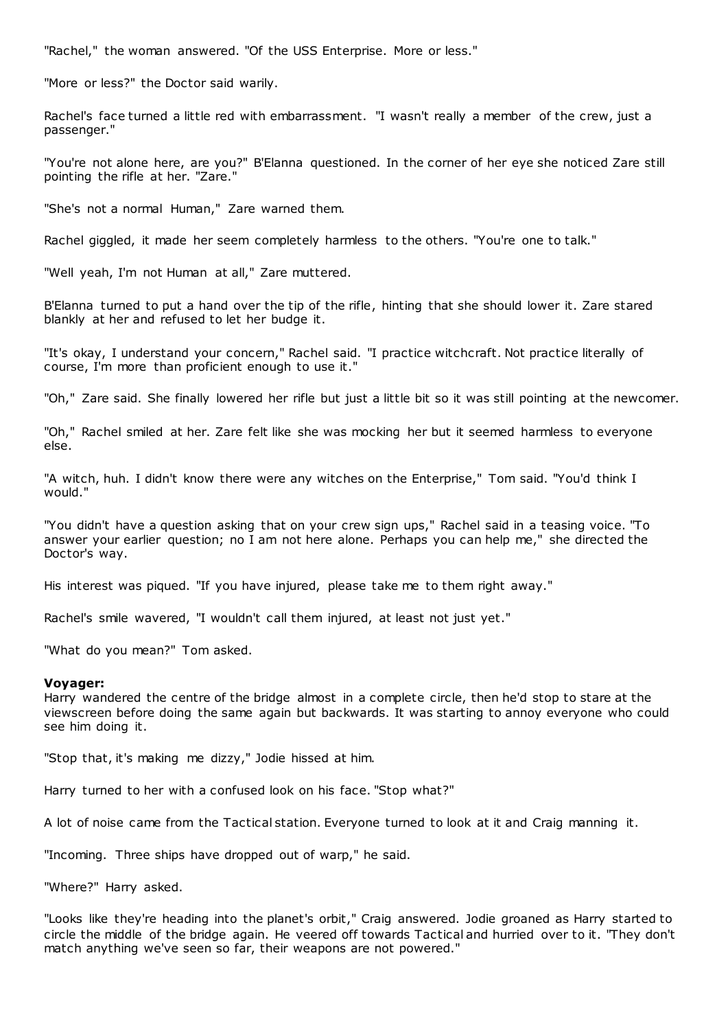"Rachel," the woman answered. "Of the USS Enterprise. More or less."

"More or less?" the Doctor said warily.

Rachel's face turned a little red with embarrassment. "I wasn't really a member of the crew, just a passenger."

"You're not alone here, are you?" B'Elanna questioned. In the corner of her eye she noticed Zare still pointing the rifle at her. "Zare."

"She's not a normal Human," Zare warned them.

Rachel giggled, it made her seem completely harmless to the others. "You're one to talk."

"Well yeah, I'm not Human at all," Zare muttered.

B'Elanna turned to put a hand over the tip of the rifle, hinting that she should lower it. Zare stared blankly at her and refused to let her budge it.

"It's okay, I understand your concern," Rachel said. "I practice witchcraft. Not practice literally of course, I'm more than proficient enough to use it."

"Oh," Zare said. She finally lowered her rifle but just a little bit so it was still pointing at the newcomer.

"Oh," Rachel smiled at her. Zare felt like she was mocking her but it seemed harmless to everyone else.

"A witch, huh. I didn't know there were any witches on the Enterprise," Tom said. "You'd think I would."

"You didn't have a question asking that on your crew sign ups," Rachel said in a teasing voice. "To answer your earlier question; no I am not here alone. Perhaps you can help me," she directed the Doctor's way.

His interest was piqued. "If you have injured, please take me to them right away."

Rachel's smile wavered, "I wouldn't call them injured, at least not just yet."

"What do you mean?" Tom asked.

**Voyager:**

Harry wandered the centre of the bridge almost in a complete circle, then he'd stop to stare at the viewscreen before doing the same again but backwards. It was starting to annoy everyone who could see him doing it.

"Stop that, it's making me dizzy," Jodie hissed at him.

Harry turned to her with a confused look on his face. "Stop what?"

A lot of noise came from the Tactical station. Everyone turned to look at it and Craig manning it.

"Incoming. Three ships have dropped out of warp," he said.

"Where?" Harry asked.

"Looks like they're heading into the planet's orbit," Craig answered. Jodie groaned as Harry started to circle the middle of the bridge again. He veered off towards Tactical and hurried over to it. "They don't match anything we've seen so far, their weapons are not powered."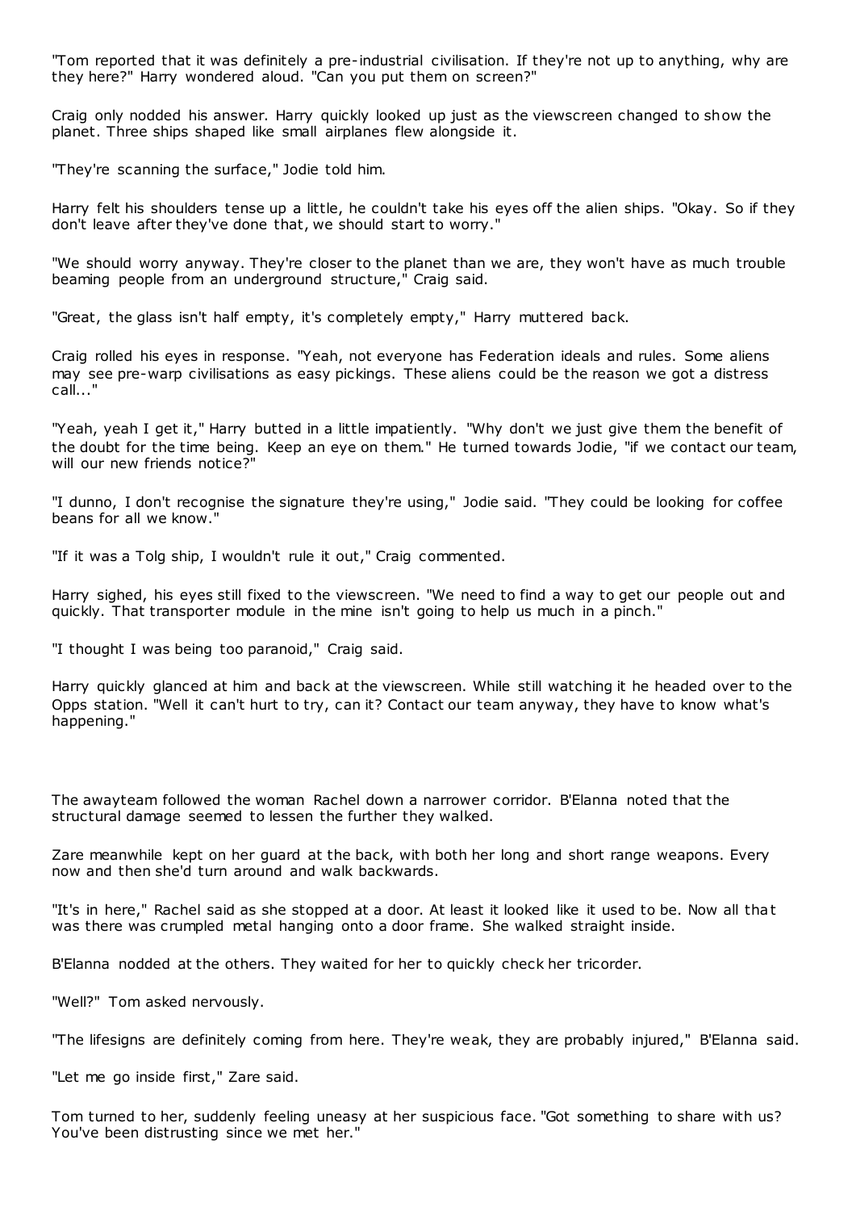"Tom reported that it was definitely a pre-industrial civilisation. If they're not up to anything, why are they here?" Harry wondered aloud. "Can you put them on screen?"

Craig only nodded his answer. Harry quickly looked up just as the viewscreen changed to show the planet. Three ships shaped like small airplanes flew alongside it.

"They're scanning the surface," Jodie told him.

Harry felt his shoulders tense up a little, he couldn't take his eyes off the alien ships. "Okay. So if they don't leave after they've done that, we should start to worry."

"We should worry anyway. They're closer to the planet than we are, they won't have as much trouble beaming people from an underground structure," Craig said.

"Great, the glass isn't half empty, it's completely empty," Harry muttered back.

Craig rolled his eyes in response. "Yeah, not everyone has Federation ideals and rules. Some aliens may see pre-warp civilisations as easy pickings. These aliens could be the reason we got a distress call..."

"Yeah, yeah I get it," Harry butted in a little impatiently. "Why don't we just give them the benefit of the doubt for the time being. Keep an eye on them." He turned towards Jodie, "if we contact our team, will our new friends notice?"

"I dunno, I don't recognise the signature they're using," Jodie said. "They could be looking for coffee beans for all we know."

"If it was a Tolg ship, I wouldn't rule it out," Craig commented.

Harry sighed, his eyes still fixed to the viewscreen. "We need to find a way to get our people out and quickly. That transporter module in the mine isn't going to help us much in a pinch."

"I thought I was being too paranoid," Craig said.

Harry quickly glanced at him and back at the viewscreen. While still watching it he headed over to the Opps station. "Well it can't hurt to try, can it? Contact our team anyway, they have to know what's happening."

The awayteam followed the woman Rachel down a narrower corridor. B'Elanna noted that the structural damage seemed to lessen the further they walked.

Zare meanwhile kept on her guard at the back, with both her long and short range weapons. Every now and then she'd turn around and walk backwards.

"It's in here," Rachel said as she stopped at a door. At least it looked like it used to be. Now all that was there was crumpled metal hanging onto a door frame. She walked straight inside.

B'Elanna nodded at the others. They waited for her to quickly check her tricorder.

"Well?" Tom asked nervously.

"The lifesigns are definitely coming from here. They're weak, they are probably injured," B'Elanna said.

"Let me go inside first," Zare said.

Tom turned to her, suddenly feeling uneasy at her suspicious face. "Got something to share with us? You've been distrusting since we met her."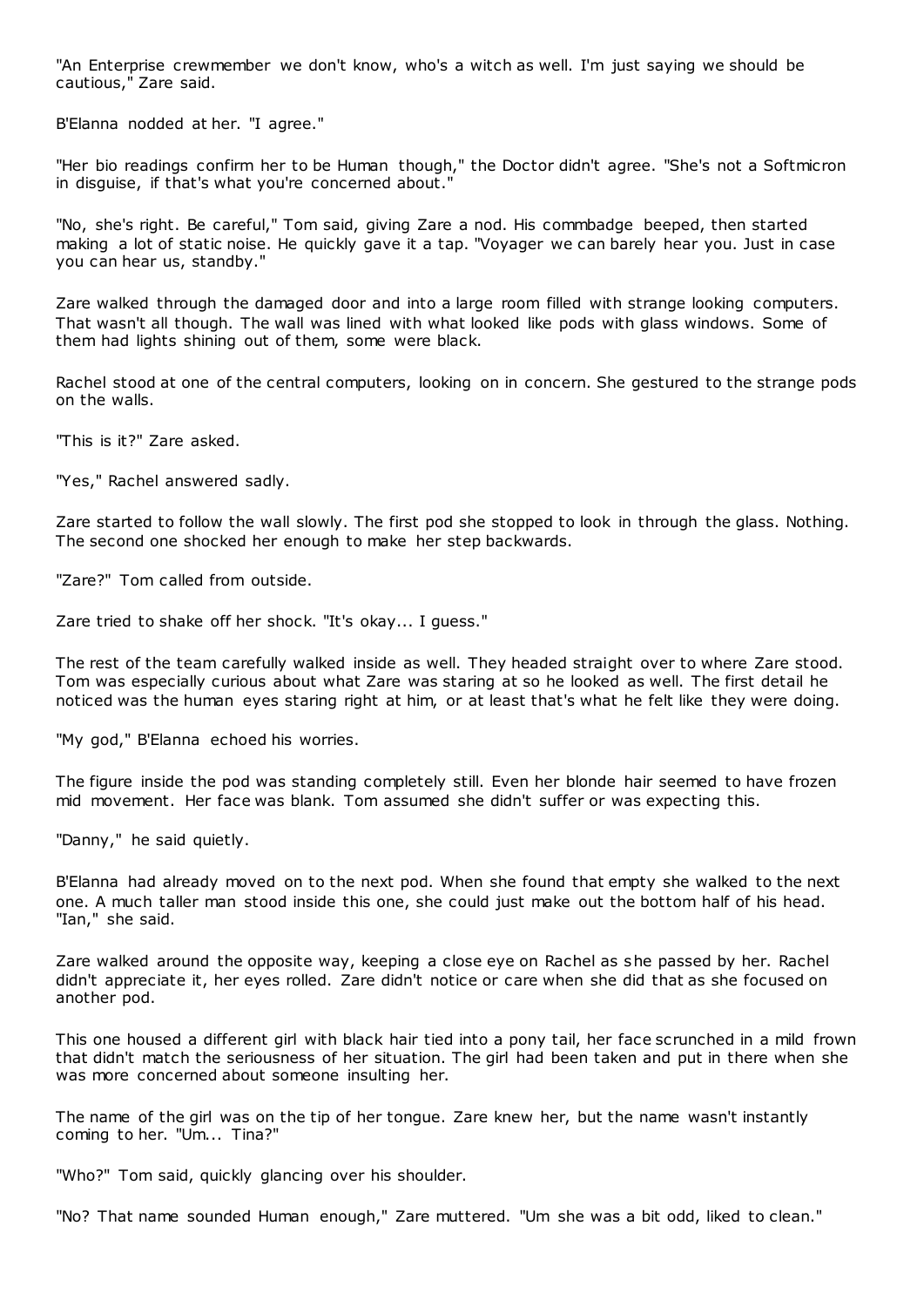"An Enterprise crewmember we don't know, who's a witch as well. I'm just saying we should be cautious," Zare said.

B'Elanna nodded at her. "I agree."

"Her bio readings confirm her to be Human though," the Doctor didn't agree. "She's not a Softmicron in disguise, if that's what you're concerned about."

"No, she's right. Be careful," Tom said, giving Zare a nod. His commbadge beeped, then started making a lot of static noise. He quickly gave it a tap. "Voyager we can barely hear you. Just in case you can hear us, standby."

Zare walked through the damaged door and into a large room filled with strange looking computers. That wasn't all though. The wall was lined with what looked like pods with glass windows. Some of them had lights shining out of them, some were black.

Rachel stood at one of the central computers, looking on in concern. She gestured to the strange pods on the walls.

"This is it?" Zare asked.

"Yes," Rachel answered sadly.

Zare started to follow the wall slowly. The first pod she stopped to look in through the glass. Nothing. The second one shocked her enough to make her step backwards.

"Zare?" Tom called from outside.

Zare tried to shake off her shock. "It's okay... I guess."

The rest of the team carefully walked inside as well. They headed straight over to where Zare stood. Tom was especially curious about what Zare was staring at so he looked as well. The first detail he noticed was the human eyes staring right at him, or at least that's what he felt like they were doing.

"My god," B'Elanna echoed his worries.

The figure inside the pod was standing completely still. Even her blonde hair seemed to have frozen mid movement. Her face was blank. Tom assumed she didn't suffer or was expecting this.

"Danny," he said quietly.

B'Elanna had already moved on to the next pod. When she found that empty she walked to the next one. A much taller man stood inside this one, she could just make out the bottom half of his head. "Ian," she said.

Zare walked around the opposite way, keeping a close eye on Rachel as she passed by her. Rachel didn't appreciate it, her eyes rolled. Zare didn't notice or care when she did that as she focused on another pod.

This one housed a different girl with black hair tied into a pony tail, her face scrunched in a mild frown that didn't match the seriousness of her situation. The girl had been taken and put in there when she was more concerned about someone insulting her.

The name of the girl was on the tip of her tongue. Zare knew her, but the name wasn't instantly coming to her. "Um... Tina?"

"Who?" Tom said, quickly glancing over his shoulder.

"No? That name sounded Human enough," Zare muttered. "Um she was a bit odd, liked to clean."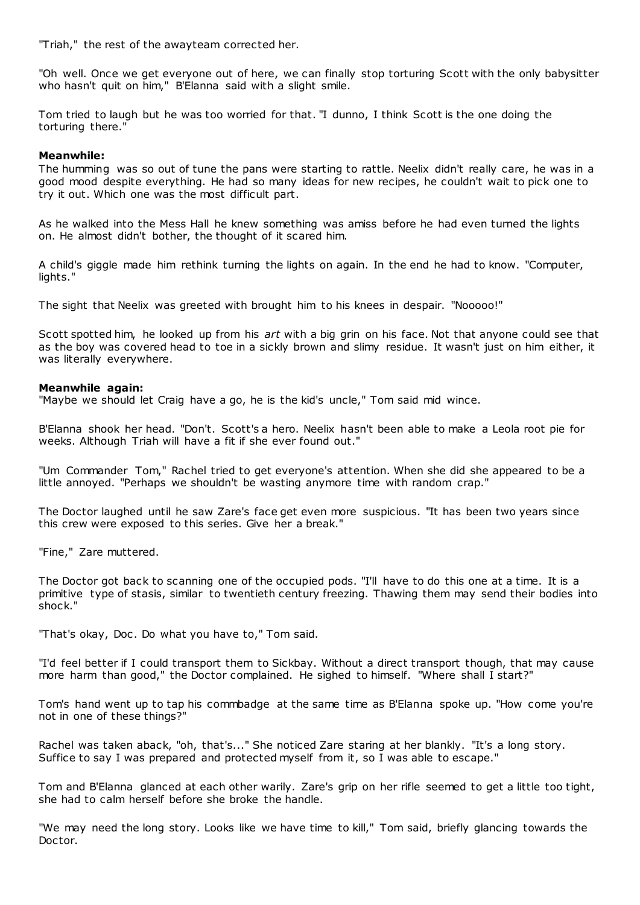"Triah," the rest of the awayteam corrected her.

"Oh well. Once we get everyone out of here, we can finally stop torturing Scott with the only babysitter who hasn't quit on him," B'Elanna said with a slight smile.

Tom tried to laugh but he was too worried for that. "I dunno, I think Scott is the one doing the torturing there."

**Meanwhile:**
The humming was so out of tune the pans were starting to rattle. Neelix didn't really care, he was in a good mood despite everything. He had so many ideas for new recipes, he couldn't wait to pick one to try it out. Which one was the most difficult part.

As he walked into the Mess Hall he knew something was amiss before he had even turned the lights on. He almost didn't bother, the thought of it scared him.

A child's giggle made him rethink turning the lights on again. In the end he had to know. "Computer, lights."

The sight that Neelix was greeted with brought him to his knees in despair. "Nooooo!"

Scott spotted him, he looked up from his *art* with a big grin on his face. Not that anyone could see that as the boy was covered head to toe in a sickly brown and slimy residue. It wasn't just on him either, it was literally everywhere.

**Meanwhile again:**
"Maybe we should let Craig have a go, he is the kid's uncle," Tom said mid wince.

B'Elanna shook her head. "Don't. Scott's a hero. Neelix hasn't been able to make a Leola root pie for weeks. Although Triah will have a fit if she ever found out."

"Um Commander Tom," Rachel tried to get everyone's attention. When she did she appeared to be a little annoyed. "Perhaps we shouldn't be wasting anymore time with random crap."

The Doctor laughed until he saw Zare's face get even more suspicious. "It has been two years since this crew were exposed to this series. Give her a break."

"Fine," Zare muttered.

The Doctor got back to scanning one of the occupied pods. "I'll have to do this one at a time. It is a primitive type of stasis, similar to twentieth century freezing. Thawing them may send their bodies into shock."

"That's okay, Doc. Do what you have to," Tom said.

"I'd feel better if I could transport them to Sickbay. Without a direct transport though, that may cause more harm than good," the Doctor complained. He sighed to himself. "Where shall I start?"

Tom's hand went up to tap his commbadge at the same time as B'Elanna spoke up. "How come you're not in one of these things?"

Rachel was taken aback, "oh, that's..." She noticed Zare staring at her blankly. "It's a long story. Suffice to say I was prepared and protected myself from it, so I was able to escape."

Tom and B'Elanna glanced at each other warily. Zare's grip on her rifle seemed to get a little too tight, she had to calm herself before she broke the handle.

"We may need the long story. Looks like we have time to kill," Tom said, briefly glancing towards the Doctor.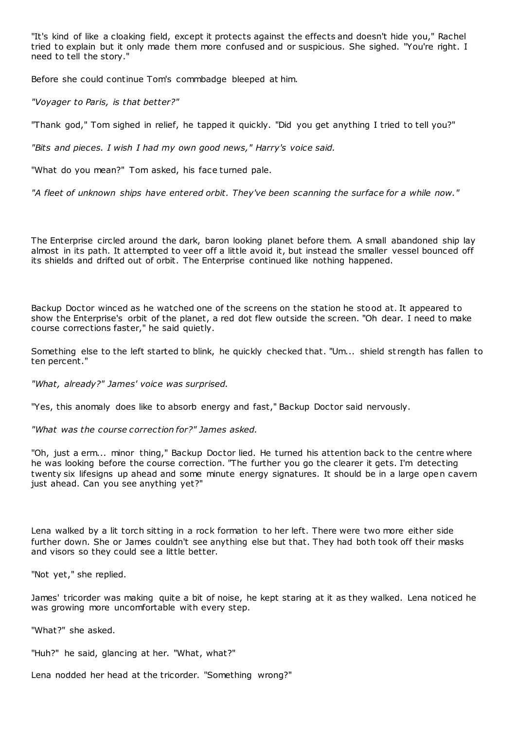"It's kind of like a cloaking field, except it protects against the effects and doesn't hide you," Rachel tried to explain but it only made them more confused and or suspicious. She sighed. "You're right. I need to tell the story."

Before she could continue Tom's commbadge bleeped at him.

*"Voyager to Paris, is that better?"*

"Thank god," Tom sighed in relief, he tapped it quickly. "Did you get anything I tried to tell you?"

*"Bits and pieces. I wish I had my own good news," Harry's voice said.*

"What do you mean?" Tom asked, his face turned pale.

*"A fleet of unknown ships have entered orbit. They've been scanning the surface for a while now."*

The Enterprise circled around the dark, baron looking planet before them. A small abandoned ship lay almost in its path. It attempted to veer off a little avoid it, but instead the smaller vessel bounced off its shields and drifted out of orbit. The Enterprise continued like nothing happened.

Backup Doctor winced as he watched one of the screens on the station he stood at. It appeared to show the Enterprise's orbit of the planet, a red dot flew outside the screen. "Oh dear. I need to make course corrections faster," he said quietly.

Something else to the left started to blink, he quickly checked that. "Um... shield strength has fallen to ten percent."

*"What, already?" James' voice was surprised.*

"Yes, this anomaly does like to absorb energy and fast," Backup Doctor said nervously.

*"What was the course correction for?" James asked.*

"Oh, just a erm... minor thing," Backup Doctor lied. He turned his attention back to the centre where he was looking before the course correction. "The further you go the clearer it gets. I'm detecting twenty six lifesigns up ahead and some minute energy signatures. It should be in a large open cavern just ahead. Can you see anything yet?"

Lena walked by a lit torch sitting in a rock formation to her left. There were two more either side further down. She or James couldn't see anything else but that. They had both took off their masks and visors so they could see a little better.

"Not yet," she replied.

James' tricorder was making quite a bit of noise, he kept staring at it as they walked. Lena noticed he was growing more uncomfortable with every step.

"What?" she asked.

"Huh?" he said, glancing at her. "What, what?"

Lena nodded her head at the tricorder. "Something wrong?"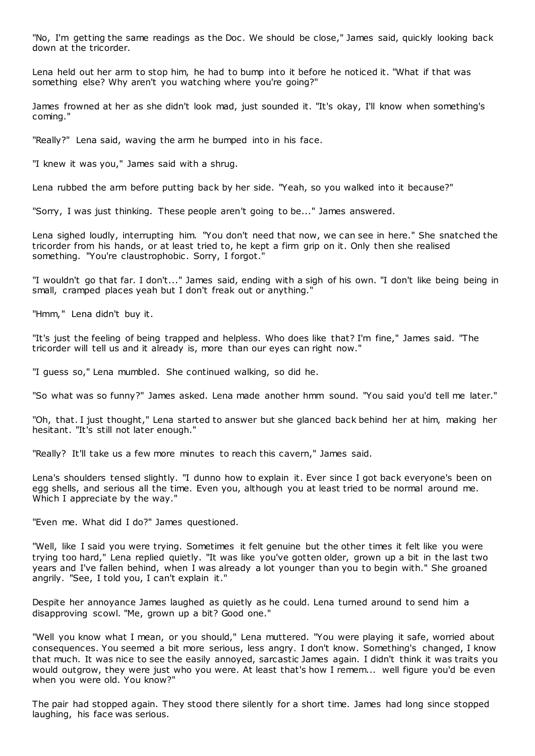"No, I'm getting the same readings as the Doc. We should be close," James said, quickly looking back down at the tricorder.

Lena held out her arm to stop him, he had to bump into it before he noticed it. "What if that was something else? Why aren't you watching where you're going?"

James frowned at her as she didn't look mad, just sounded it. "It's okay, I'll know when something's coming."

"Really?" Lena said, waving the arm he bumped into in his face.

"I knew it was you," James said with a shrug.

Lena rubbed the arm before putting back by her side. "Yeah, so you walked into it because?"

"Sorry, I was just thinking. These people aren't going to be..." James answered.

Lena sighed loudly, interrupting him. "You don't need that now, we can see in here." She snatched the tricorder from his hands, or at least tried to, he kept a firm grip on it. Only then she realised something. "You're claustrophobic. Sorry, I forgot."

"I wouldn't go that far. I don't..." James said, ending with a sigh of his own. "I don't like being being in small, cramped places yeah but I don't freak out or anything."

"Hmm," Lena didn't buy it.

"It's just the feeling of being trapped and helpless. Who does like that? I'm fine," James said. "The tricorder will tell us and it already is, more than our eyes can right now."

"I guess so," Lena mumbled. She continued walking, so did he.

"So what was so funny?" James asked. Lena made another hmm sound. "You said you'd tell me later."

"Oh, that. I just thought," Lena started to answer but she glanced back behind her at him, making her hesitant. "It's still not later enough."

"Really? It'll take us a few more minutes to reach this cavern," James said.

Lena's shoulders tensed slightly. "I dunno how to explain it. Ever since I got back everyone's been on egg shells, and serious all the time. Even you, although you at least tried to be normal around me. Which I appreciate by the way."

"Even me. What did I do?" James questioned.

"Well, like I said you were trying. Sometimes it felt genuine but the other times it felt like you were trying too hard," Lena replied quietly. "It was like you've gotten older, grown up a bit in the last two years and I've fallen behind, when I was already a lot younger than you to begin with." She groaned angrily. "See, I told you, I can't explain it."

Despite her annoyance James laughed as quietly as he could. Lena turned around to send him a disapproving scowl. "Me, grown up a bit? Good one."

"Well you know what I mean, or you should," Lena muttered. "You were playing it safe, worried about consequences. You seemed a bit more serious, less angry. I don't know. Something's changed, I know that much. It was nice to see the easily annoyed, sarcastic James again. I didn't think it was traits you would outgrow, they were just who you were. At least that's how I remem... well figure you'd be even when you were old. You know?"

The pair had stopped again. They stood there silently for a short time. James had long since stopped laughing, his face was serious.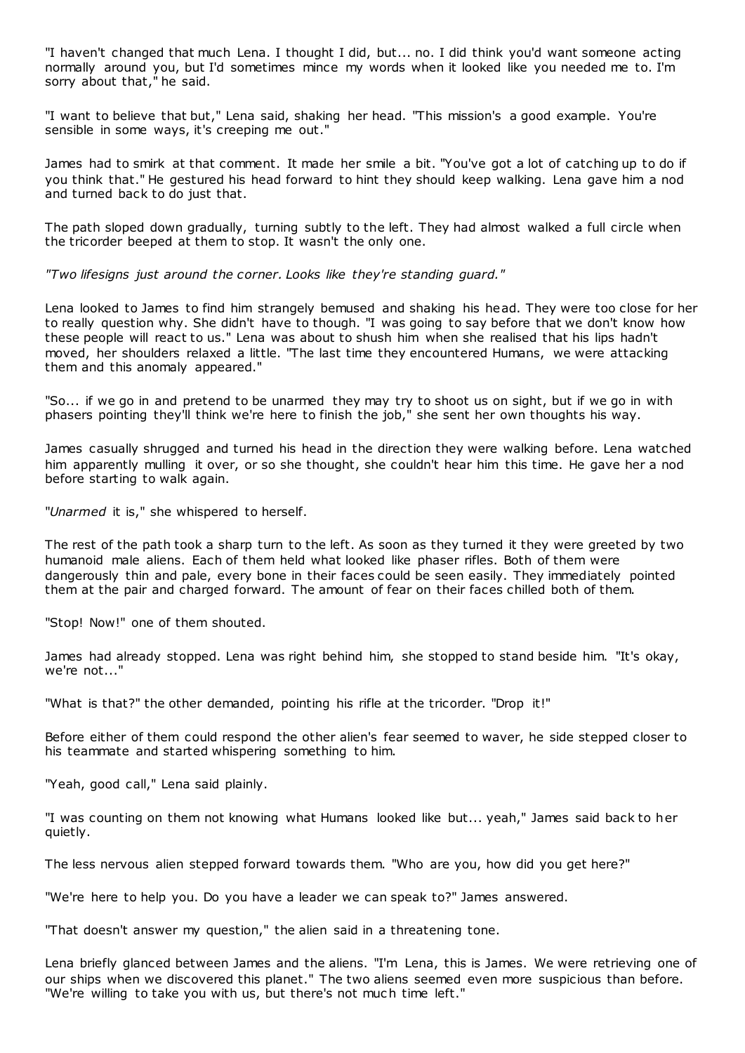"I haven't changed that much Lena. I thought I did, but... no. I did think you'd want someone acting normally around you, but I'd sometimes mince my words when it looked like you needed me to. I'm sorry about that," he said.

"I want to believe that but," Lena said, shaking her head. "This mission's a good example. You're sensible in some ways, it's creeping me out."

James had to smirk at that comment. It made her smile a bit. "You've got a lot of catching up to do if you think that." He gestured his head forward to hint they should keep walking. Lena gave him a nod and turned back to do just that.

The path sloped down gradually, turning subtly to the left. They had almost walked a full circle when the tricorder beeped at them to stop. It wasn't the only one.

*"Two lifesigns just around the corner. Looks like they're standing guard."*

Lena looked to James to find him strangely bemused and shaking his head. They were too close for her to really question why. She didn't have to though. "I was going to say before that we don't know how these people will react to us." Lena was about to shush him when she realised that his lips hadn't moved, her shoulders relaxed a little. "The last time they encountered Humans, we were attacking them and this anomaly appeared."

"So... if we go in and pretend to be unarmed they may try to shoot us on sight, but if we go in with phasers pointing they'll think we're here to finish the job," she sent her own thoughts his way.

James casually shrugged and turned his head in the direction they were walking before. Lena watched him apparently mulling it over, or so she thought, she couldn't hear him this time. He gave her a nod before starting to walk again.

"*Unarmed* it is," she whispered to herself.

The rest of the path took a sharp turn to the left. As soon as they turned it they were greeted by two humanoid male aliens. Each of them held what looked like phaser rifles. Both of them were dangerously thin and pale, every bone in their faces could be seen easily. They immediately pointed them at the pair and charged forward. The amount of fear on their faces chilled both of them.

"Stop! Now!" one of them shouted.

James had already stopped. Lena was right behind him, she stopped to stand beside him. "It's okay, we're not..."

"What is that?" the other demanded, pointing his rifle at the tricorder. "Drop it!"

Before either of them could respond the other alien's fear seemed to waver, he side stepped closer to his teammate and started whispering something to him.

"Yeah, good call," Lena said plainly.

"I was counting on them not knowing what Humans looked like but... yeah," James said back to her quietly.

The less nervous alien stepped forward towards them. "Who are you, how did you get here?"

"We're here to help you. Do you have a leader we can speak to?" James answered.

"That doesn't answer my question," the alien said in a threatening tone.

Lena briefly glanced between James and the aliens. "I'm Lena, this is James. We were retrieving one of our ships when we discovered this planet." The two aliens seemed even more suspicious than before. "We're willing to take you with us, but there's not much time left."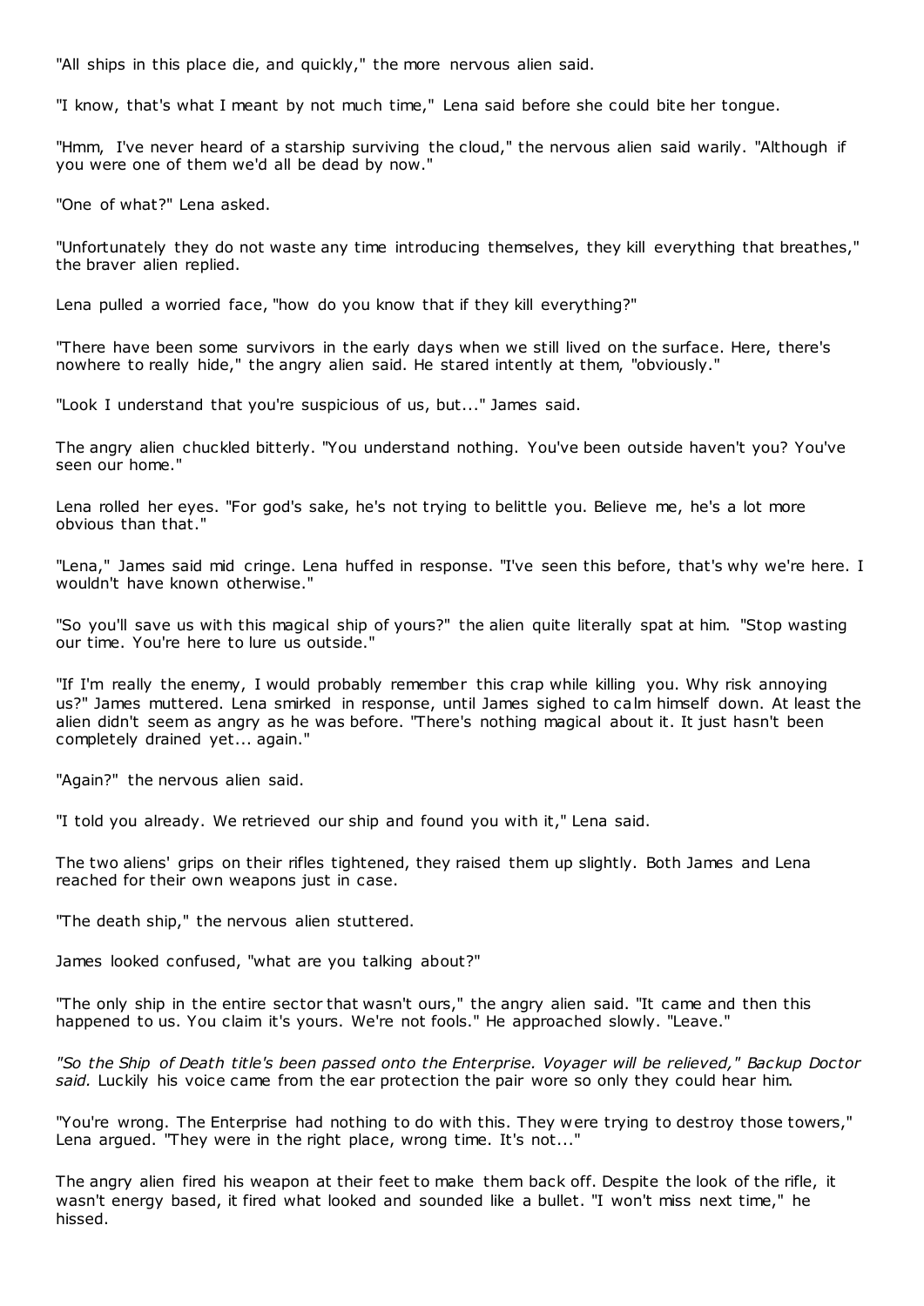"All ships in this place die, and quickly," the more nervous alien said.

"I know, that's what I meant by not much time," Lena said before she could bite her tongue.

"Hmm, I've never heard of a starship surviving the cloud," the nervous alien said warily. "Although if you were one of them we'd all be dead by now."

"One of what?" Lena asked.

"Unfortunately they do not waste any time introducing themselves, they kill everything that breathes," the braver alien replied.

Lena pulled a worried face, "how do you know that if they kill everything?"

"There have been some survivors in the early days when we still lived on the surface. Here, there's nowhere to really hide," the angry alien said. He stared intently at them, "obviously."

"Look I understand that you're suspicious of us, but..." James said.

The angry alien chuckled bitterly. "You understand nothing. You've been outside haven't you? You've seen our home."

Lena rolled her eyes. "For god's sake, he's not trying to belittle you. Believe me, he's a lot more obvious than that."

"Lena," James said mid cringe. Lena huffed in response. "I've seen this before, that's why we're here. I wouldn't have known otherwise."

"So you'll save us with this magical ship of yours?" the alien quite literally spat at him. "Stop wasting our time. You're here to lure us outside."

"If I'm really the enemy, I would probably remember this crap while killing you. Why risk annoying us?" James muttered. Lena smirked in response, until James sighed to calm himself down. At least the alien didn't seem as angry as he was before. "There's nothing magical about it. It just hasn't been completely drained yet... again."

"Again?" the nervous alien said.

"I told you already. We retrieved our ship and found you with it," Lena said.

The two aliens' grips on their rifles tightened, they raised them up slightly. Both James and Lena reached for their own weapons just in case.

"The death ship," the nervous alien stuttered.

James looked confused, "what are you talking about?"

"The only ship in the entire sector that wasn't ours," the angry alien said. "It came and then this happened to us. You claim it's yours. We're not fools." He approached slowly. "Leave."

*"So the Ship of Death title's been passed onto the Enterprise. Voyager will be relieved," Backup Doctor said.* Luckily his voice came from the ear protection the pair wore so only they could hear him.

"You're wrong. The Enterprise had nothing to do with this. They were trying to destroy those towers," Lena argued. "They were in the right place, wrong time. It's not..."

The angry alien fired his weapon at their feet to make them back off. Despite the look of the rifle, it wasn't energy based, it fired what looked and sounded like a bullet. "I won't miss next time," he hissed.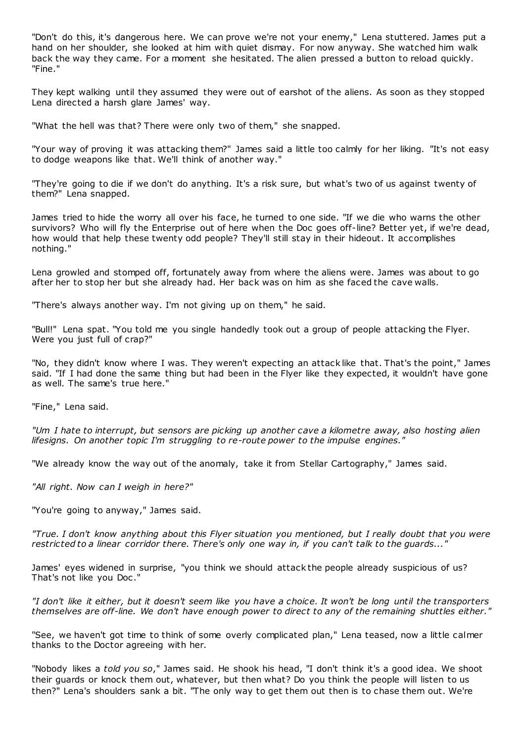"Don't do this, it's dangerous here. We can prove we're not your enemy," Lena stuttered. James put a hand on her shoulder, she looked at him with quiet dismay. For now anyway. She watched him walk back the way they came. For a moment she hesitated. The alien pressed a button to reload quickly. "Fine."

They kept walking until they assumed they were out of earshot of the aliens. As soon as they stopped Lena directed a harsh glare James' way.

"What the hell was that? There were only two of them," she snapped.

"Your way of proving it was attacking them?" James said a little too calmly for her liking. "It's not easy to dodge weapons like that. We'll think of another way."

"They're going to die if we don't do anything. It's a risk sure, but what's two of us against twenty of them?" Lena snapped.

James tried to hide the worry all over his face, he turned to one side. "If we die who warns the other survivors? Who will fly the Enterprise out of here when the Doc goes off-line? Better yet, if we're dead, how would that help these twenty odd people? They'll still stay in their hideout. It accomplishes nothing."

Lena growled and stomped off, fortunately away from where the aliens were. James was about to go after her to stop her but she already had. Her back was on him as she faced the cave walls.

"There's always another way. I'm not giving up on them," he said.

"Bull!" Lena spat. "You told me you single handedly took out a group of people attacking the Flyer. Were you just full of crap?"

"No, they didn't know where I was. They weren't expecting an attack like that. That's the point," James said. "If I had done the same thing but had been in the Flyer like they expected, it wouldn't have gone as well. The same's true here."

"Fine," Lena said.

*"Um I hate to interrupt, but sensors are picking up another cave a kilometre away, also hosting alien lifesigns. On another topic I'm struggling to re-route power to the impulse engines."*

"We already know the way out of the anomaly, take it from Stellar Cartography," James said.

*"All right. Now can I weigh in here?"*

"You're going to anyway," James said.

*"True. I don't know anything about this Flyer situation you mentioned, but I really doubt that you were restricted to a linear corridor there. There's only one way in, if you can't talk to the guards..."*

James' eyes widened in surprise, "you think we should attack the people already suspicious of us? That's not like you Doc."

*"I don't like it either, but it doesn't seem like you have a choice. It won't be long until the transporters themselves are off-line. We don't have enough power to direct to any of the remaining shuttles either."*

"See, we haven't got time to think of some overly complicated plan," Lena teased, now a little calmer thanks to the Doctor agreeing with her.

"Nobody likes a *told you so*," James said. He shook his head, "I don't think it's a good idea. We shoot their guards or knock them out, whatever, but then what? Do you think the people will listen to us then?" Lena's shoulders sank a bit. "The only way to get them out then is to chase them out. We're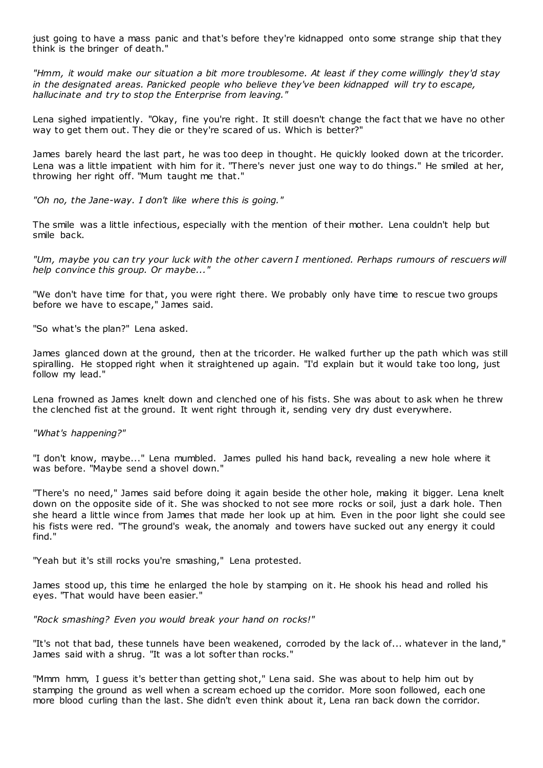just going to have a mass panic and that's before they're kidnapped onto some strange ship that they think is the bringer of death."

*"Hmm, it would make our situation a bit more troublesome. At least if they come willingly they'd stay in the designated areas. Panicked people who believe they've been kidnapped will try to escape, hallucinate and try to stop the Enterprise from leaving."*

Lena sighed impatiently. "Okay, fine you're right. It still doesn't change the fact that we have no other way to get them out. They die or they're scared of us. Which is better?"

James barely heard the last part, he was too deep in thought. He quickly looked down at the tricorder. Lena was a little impatient with him for it. "There's never just one way to do things." He smiled at her, throwing her right off. "Mum taught me that."

*"Oh no, the Jane-way. I don't like where this is going."*

The smile was a little infectious, especially with the mention of their mother. Lena couldn't help but smile back.

*"Um, maybe you can try your luck with the other cavern I mentioned. Perhaps rumours of rescuers will help convince this group. Or maybe..."*

"We don't have time for that, you were right there. We probably only have time to rescue two groups before we have to escape," James said.

"So what's the plan?" Lena asked.

James glanced down at the ground, then at the tricorder. He walked further up the path which was still spiralling. He stopped right when it straightened up again. "I'd explain but it would take too long, just follow my lead."

Lena frowned as James knelt down and clenched one of his fists. She was about to ask when he threw the clenched fist at the ground. It went right through it, sending very dry dust everywhere.

*"What's happening?"*

"I don't know, maybe..." Lena mumbled. James pulled his hand back, revealing a new hole where it was before. "Maybe send a shovel down."

"There's no need," James said before doing it again beside the other hole, making it bigger. Lena knelt down on the opposite side of it. She was shocked to not see more rocks or soil, just a dark hole. Then she heard a little wince from James that made her look up at him. Even in the poor light she could see his fists were red. "The ground's weak, the anomaly and towers have sucked out any energy it could find."

"Yeah but it's still rocks you're smashing," Lena protested.

James stood up, this time he enlarged the hole by stamping on it. He shook his head and rolled his eyes. "That would have been easier."

*"Rock smashing? Even you would break your hand on rocks!"*

"It's not that bad, these tunnels have been weakened, corroded by the lack of... whatever in the land," James said with a shrug. "It was a lot softer than rocks."

"Mmm hmm, I guess it's better than getting shot," Lena said. She was about to help him out by stamping the ground as well when a scream echoed up the corridor. More soon followed, each one more blood curling than the last. She didn't even think about it, Lena ran back down the corridor.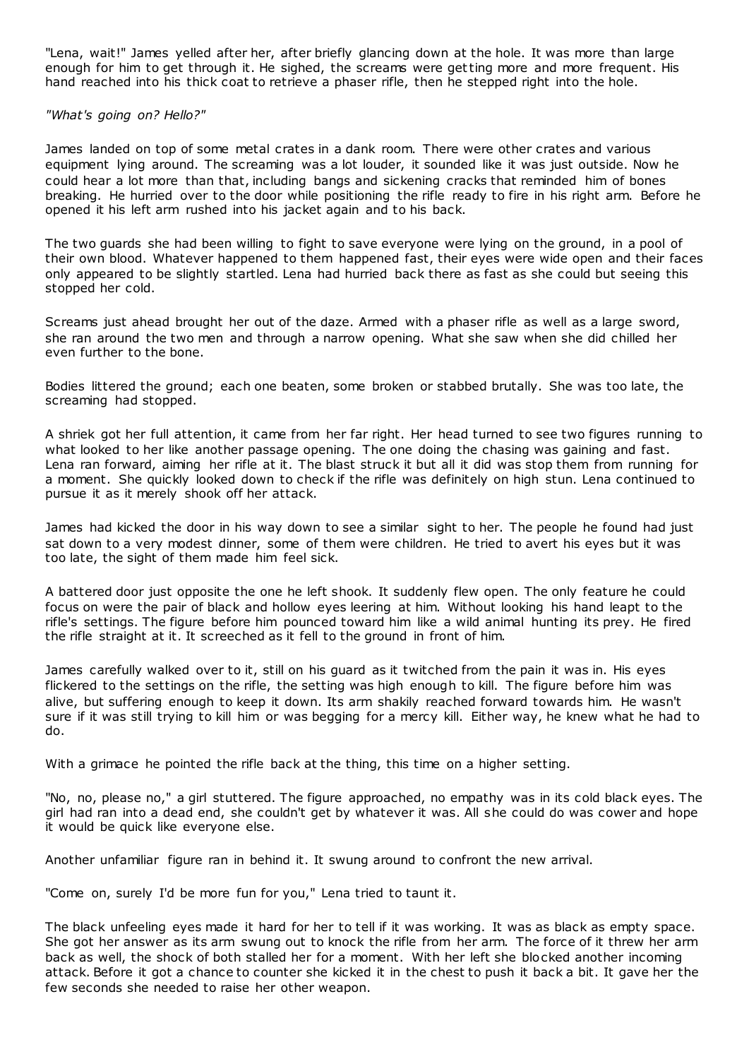"Lena, wait!" James yelled after her, after briefly glancing down at the hole. It was more than large enough for him to get through it. He sighed, the screams were getting more and more frequent. His hand reached into his thick coat to retrieve a phaser rifle, then he stepped right into the hole.

*"What's going on? Hello?"*

James landed on top of some metal crates in a dank room. There were other crates and various equipment lying around. The screaming was a lot louder, it sounded like it was just outside. Now he could hear a lot more than that, including bangs and sickening cracks that reminded him of bones breaking. He hurried over to the door while positioning the rifle ready to fire in his right arm. Before he opened it his left arm rushed into his jacket again and to his back.

The two guards she had been willing to fight to save everyone were lying on the ground, in a pool of their own blood. Whatever happened to them happened fast, their eyes were wide open and their faces only appeared to be slightly startled. Lena had hurried back there as fast as she could but seeing this stopped her cold.

Screams just ahead brought her out of the daze. Armed with a phaser rifle as well as a large sword, she ran around the two men and through a narrow opening. What she saw when she did chilled her even further to the bone.

Bodies littered the ground; each one beaten, some broken or stabbed brutally. She was too late, the screaming had stopped.

A shriek got her full attention, it came from her far right. Her head turned to see two figures running to what looked to her like another passage opening. The one doing the chasing was gaining and fast. Lena ran forward, aiming her rifle at it. The blast struck it but all it did was stop them from running for a moment. She quickly looked down to check if the rifle was definitely on high stun. Lena continued to pursue it as it merely shook off her attack.

James had kicked the door in his way down to see a similar sight to her. The people he found had just sat down to a very modest dinner, some of them were children. He tried to avert his eyes but it was too late, the sight of them made him feel sick.

A battered door just opposite the one he left shook. It suddenly flew open. The only feature he could focus on were the pair of black and hollow eyes leering at him. Without looking his hand leapt to the rifle's settings. The figure before him pounced toward him like a wild animal hunting its prey. He fired the rifle straight at it. It screeched as it fell to the ground in front of him.

James carefully walked over to it, still on his guard as it twitched from the pain it was in. His eyes flickered to the settings on the rifle, the setting was high enough to kill. The figure before him was alive, but suffering enough to keep it down. Its arm shakily reached forward towards him. He wasn't sure if it was still trying to kill him or was begging for a mercy kill. Either way, he knew what he had to do.

With a grimace he pointed the rifle back at the thing, this time on a higher setting.

"No, no, please no," a girl stuttered. The figure approached, no empathy was in its cold black eyes. The girl had ran into a dead end, she couldn't get by whatever it was. All she could do was cower and hope it would be quick like everyone else.

Another unfamiliar figure ran in behind it. It swung around to confront the new arrival.

"Come on, surely I'd be more fun for you," Lena tried to taunt it.

The black unfeeling eyes made it hard for her to tell if it was working. It was as black as empty space. She got her answer as its arm swung out to knock the rifle from her arm. The force of it threw her arm back as well, the shock of both stalled her for a moment. With her left she blocked another incoming attack. Before it got a chance to counter she kicked it in the chest to push it back a bit. It gave her the few seconds she needed to raise her other weapon.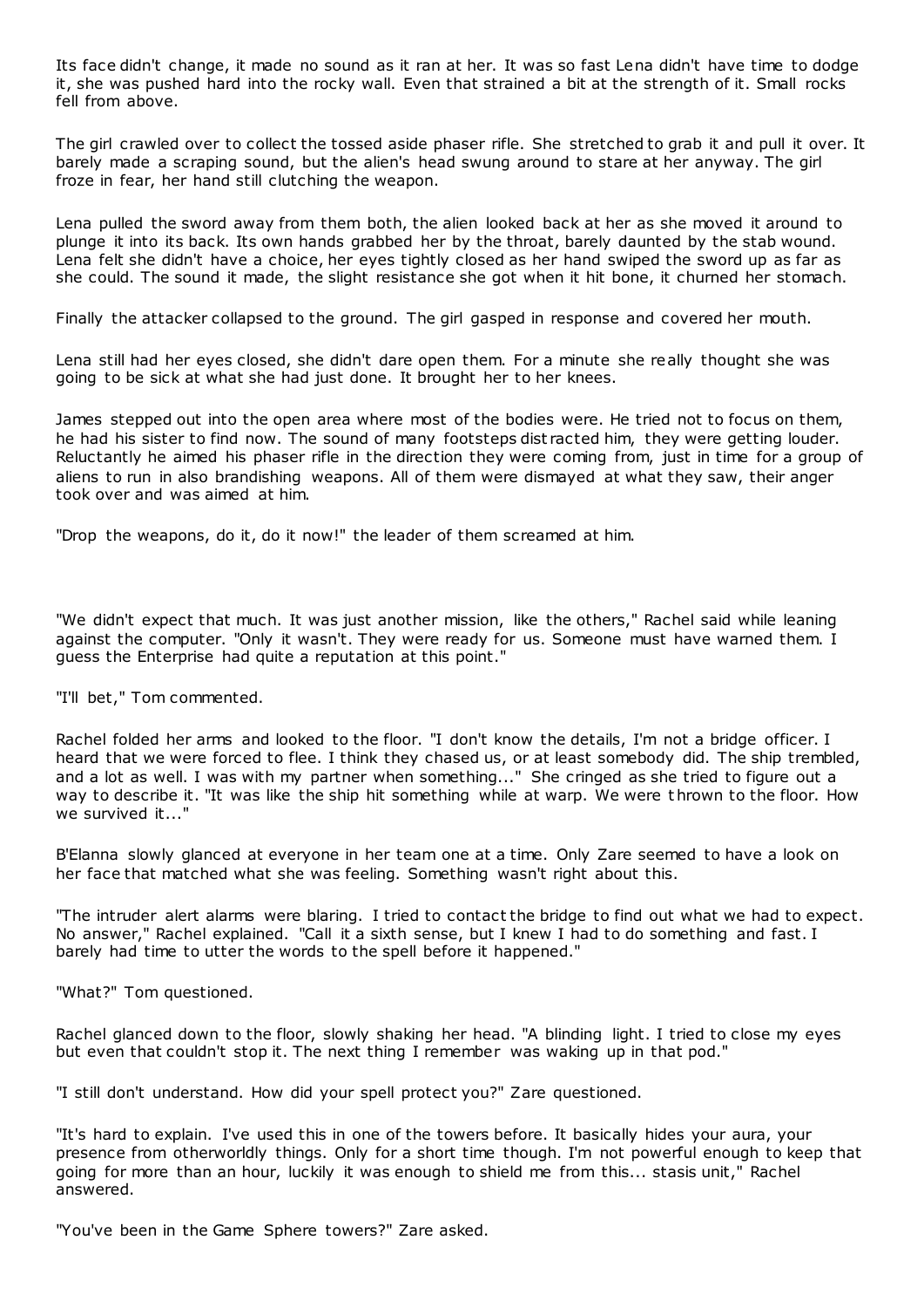Its face didn't change, it made no sound as it ran at her. It was so fast Lena didn't have time to dodge it, she was pushed hard into the rocky wall. Even that strained a bit at the strength of it. Small rocks fell from above.

The girl crawled over to collect the tossed aside phaser rifle. She stretched to grab it and pull it over. It barely made a scraping sound, but the alien's head swung around to stare at her anyway. The girl froze in fear, her hand still clutching the weapon.

Lena pulled the sword away from them both, the alien looked back at her as she moved it around to plunge it into its back. Its own hands grabbed her by the throat, barely daunted by the stab wound. Lena felt she didn't have a choice, her eyes tightly closed as her hand swiped the sword up as far as she could. The sound it made, the slight resistance she got when it hit bone, it churned her stomach.

Finally the attacker collapsed to the ground. The girl gasped in response and covered her mouth.

Lena still had her eyes closed, she didn't dare open them. For a minute she really thought she was going to be sick at what she had just done. It brought her to her knees.

James stepped out into the open area where most of the bodies were. He tried not to focus on them, he had his sister to find now. The sound of many footsteps distracted him, they were getting louder. Reluctantly he aimed his phaser rifle in the direction they were coming from, just in time for a group of aliens to run in also brandishing weapons. All of them were dismayed at what they saw, their anger took over and was aimed at him.

"Drop the weapons, do it, do it now!" the leader of them screamed at him.

"We didn't expect that much. It was just another mission, like the others," Rachel said while leaning against the computer. "Only it wasn't. They were ready for us. Someone must have warned them. I guess the Enterprise had quite a reputation at this point."

"I'll bet," Tom commented.

Rachel folded her arms and looked to the floor. "I don't know the details, I'm not a bridge officer. I heard that we were forced to flee. I think they chased us, or at least somebody did. The ship trembled, and a lot as well. I was with my partner when something..." She cringed as she tried to figure out a way to describe it. "It was like the ship hit something while at warp. We were thrown to the floor. How we survived it..."

B'Elanna slowly glanced at everyone in her team one at a time. Only Zare seemed to have a look on her face that matched what she was feeling. Something wasn't right about this.

"The intruder alert alarms were blaring. I tried to contact the bridge to find out what we had to expect. No answer," Rachel explained. "Call it a sixth sense, but I knew I had to do something and fast. I barely had time to utter the words to the spell before it happened."

"What?" Tom questioned.

Rachel glanced down to the floor, slowly shaking her head. "A blinding light. I tried to close my eyes but even that couldn't stop it. The next thing I remember was waking up in that pod."

"I still don't understand. How did your spell protect you?" Zare questioned.

"It's hard to explain. I've used this in one of the towers before. It basically hides your aura, your presence from otherworldly things. Only for a short time though. I'm not powerful enough to keep that going for more than an hour, luckily it was enough to shield me from this... stasis unit," Rachel answered.

"You've been in the Game Sphere towers?" Zare asked.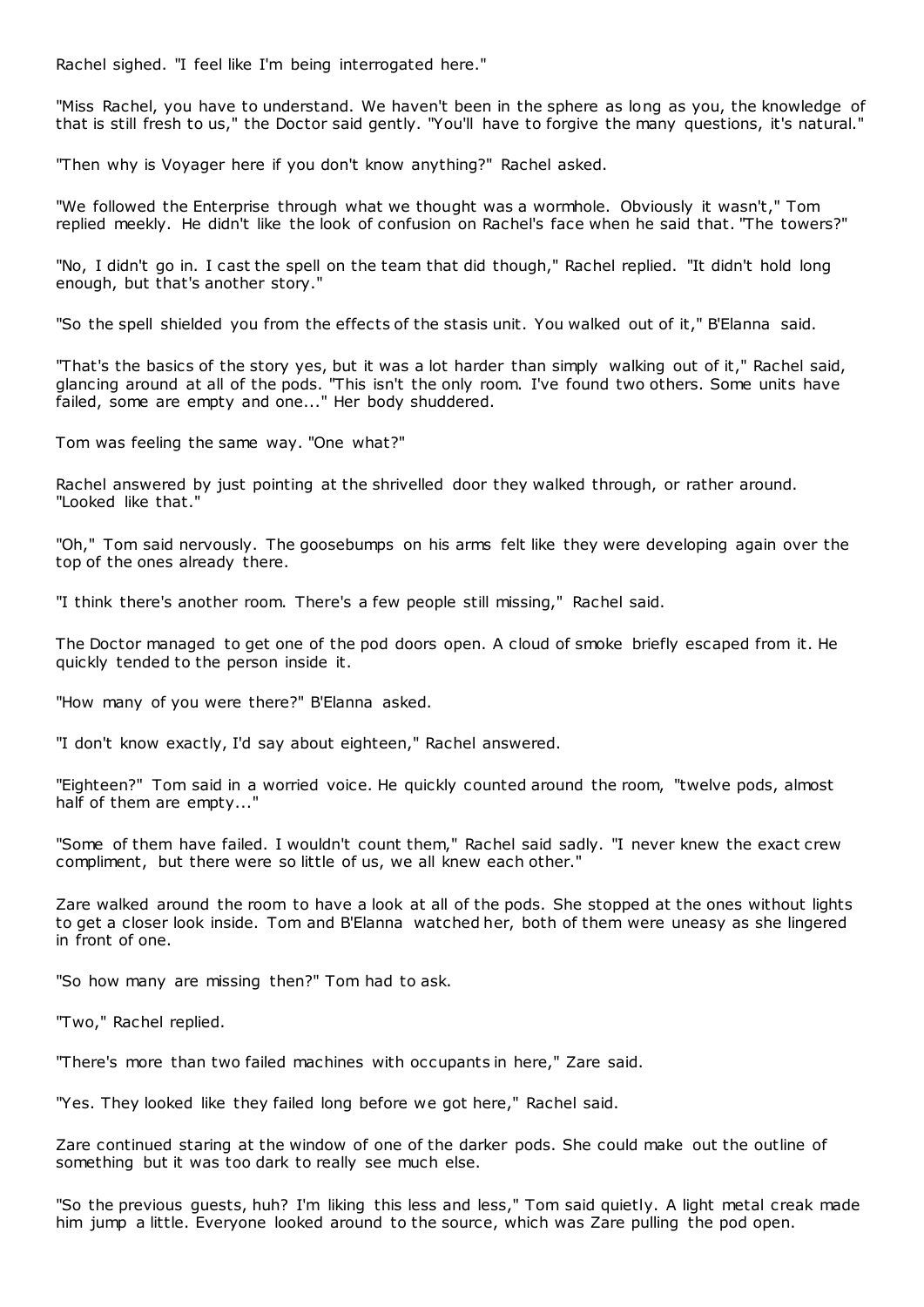Rachel sighed. "I feel like I'm being interrogated here."

"Miss Rachel, you have to understand. We haven't been in the sphere as long as you, the knowledge of that is still fresh to us," the Doctor said gently. "You'll have to forgive the many questions, it's natural."

"Then why is Voyager here if you don't know anything?" Rachel asked.

"We followed the Enterprise through what we thought was a wormhole. Obviously it wasn't," Tom replied meekly. He didn't like the look of confusion on Rachel's face when he said that. "The towers?"

"No, I didn't go in. I cast the spell on the team that did though," Rachel replied. "It didn't hold long enough, but that's another story."

"So the spell shielded you from the effects of the stasis unit. You walked out of it," B'Elanna said.

"That's the basics of the story yes, but it was a lot harder than simply walking out of it," Rachel said, glancing around at all of the pods. "This isn't the only room. I've found two others. Some units have failed, some are empty and one..." Her body shuddered.

Tom was feeling the same way. "One what?"

Rachel answered by just pointing at the shrivelled door they walked through, or rather around. "Looked like that."

"Oh," Tom said nervously. The goosebumps on his arms felt like they were developing again over the top of the ones already there.

"I think there's another room. There's a few people still missing," Rachel said.

The Doctor managed to get one of the pod doors open. A cloud of smoke briefly escaped from it. He quickly tended to the person inside it.

"How many of you were there?" B'Elanna asked.

"I don't know exactly, I'd say about eighteen," Rachel answered.

"Eighteen?" Tom said in a worried voice. He quickly counted around the room, "twelve pods, almost half of them are empty..."

"Some of them have failed. I wouldn't count them," Rachel said sadly. "I never knew the exact crew compliment, but there were so little of us, we all knew each other."

Zare walked around the room to have a look at all of the pods. She stopped at the ones without lights to get a closer look inside. Tom and B'Elanna watched her, both of them were uneasy as she lingered in front of one.

"So how many are missing then?" Tom had to ask.

"Two," Rachel replied.

"There's more than two failed machines with occupants in here," Zare said.

"Yes. They looked like they failed long before we got here," Rachel said.

Zare continued staring at the window of one of the darker pods. She could make out the outline of something but it was too dark to really see much else.

"So the previous guests, huh? I'm liking this less and less," Tom said quietly. A light metal creak made him jump a little. Everyone looked around to the source, which was Zare pulling the pod open.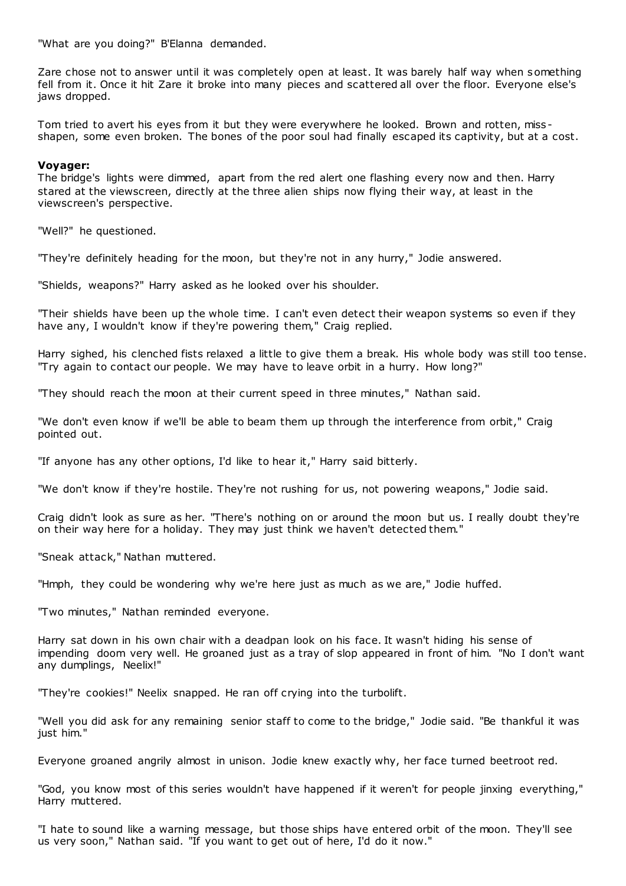"What are you doing?" B'Elanna demanded.

Zare chose not to answer until it was completely open at least. It was barely half way when something fell from it. Once it hit Zare it broke into many pieces and scattered all over the floor. Everyone else's jaws dropped.

Tom tried to avert his eyes from it but they were everywhere he looked. Brown and rotten, miss-shapen, some even broken. The bones of the poor soul had finally escaped its captivity, but at a cost.

**Voyager:**
The bridge's lights were dimmed, apart from the red alert one flashing every now and then. Harry stared at the viewscreen, directly at the three alien ships now flying their way, at least in the viewscreen's perspective.

"Well?" he questioned.

"They're definitely heading for the moon, but they're not in any hurry," Jodie answered.

"Shields, weapons?" Harry asked as he looked over his shoulder.

"Their shields have been up the whole time. I can't even detect their weapon systems so even if they have any, I wouldn't know if they're powering them," Craig replied.

Harry sighed, his clenched fists relaxed a little to give them a break. His whole body was still too tense. "Try again to contact our people. We may have to leave orbit in a hurry. How long?"

"They should reach the moon at their current speed in three minutes," Nathan said.

"We don't even know if we'll be able to beam them up through the interference from orbit," Craig pointed out.

"If anyone has any other options, I'd like to hear it," Harry said bitterly.

"We don't know if they're hostile. They're not rushing for us, not powering weapons," Jodie said.

Craig didn't look as sure as her. "There's nothing on or around the moon but us. I really doubt they're on their way here for a holiday. They may just think we haven't detected them."

"Sneak attack," Nathan muttered.

"Hmph, they could be wondering why we're here just as much as we are," Jodie huffed.

"Two minutes," Nathan reminded everyone.

Harry sat down in his own chair with a deadpan look on his face. It wasn't hiding his sense of impending doom very well. He groaned just as a tray of slop appeared in front of him. "No I don't want any dumplings, Neelix!"

"They're cookies!" Neelix snapped. He ran off crying into the turbolift.

"Well you did ask for any remaining senior staff to come to the bridge," Jodie said. "Be thankful it was just him."

Everyone groaned angrily almost in unison. Jodie knew exactly why, her face turned beetroot red.

"God, you know most of this series wouldn't have happened if it weren't for people jinxing everything," Harry muttered.

"I hate to sound like a warning message, but those ships have entered orbit of the moon. They'll see us very soon," Nathan said. "If you want to get out of here, I'd do it now."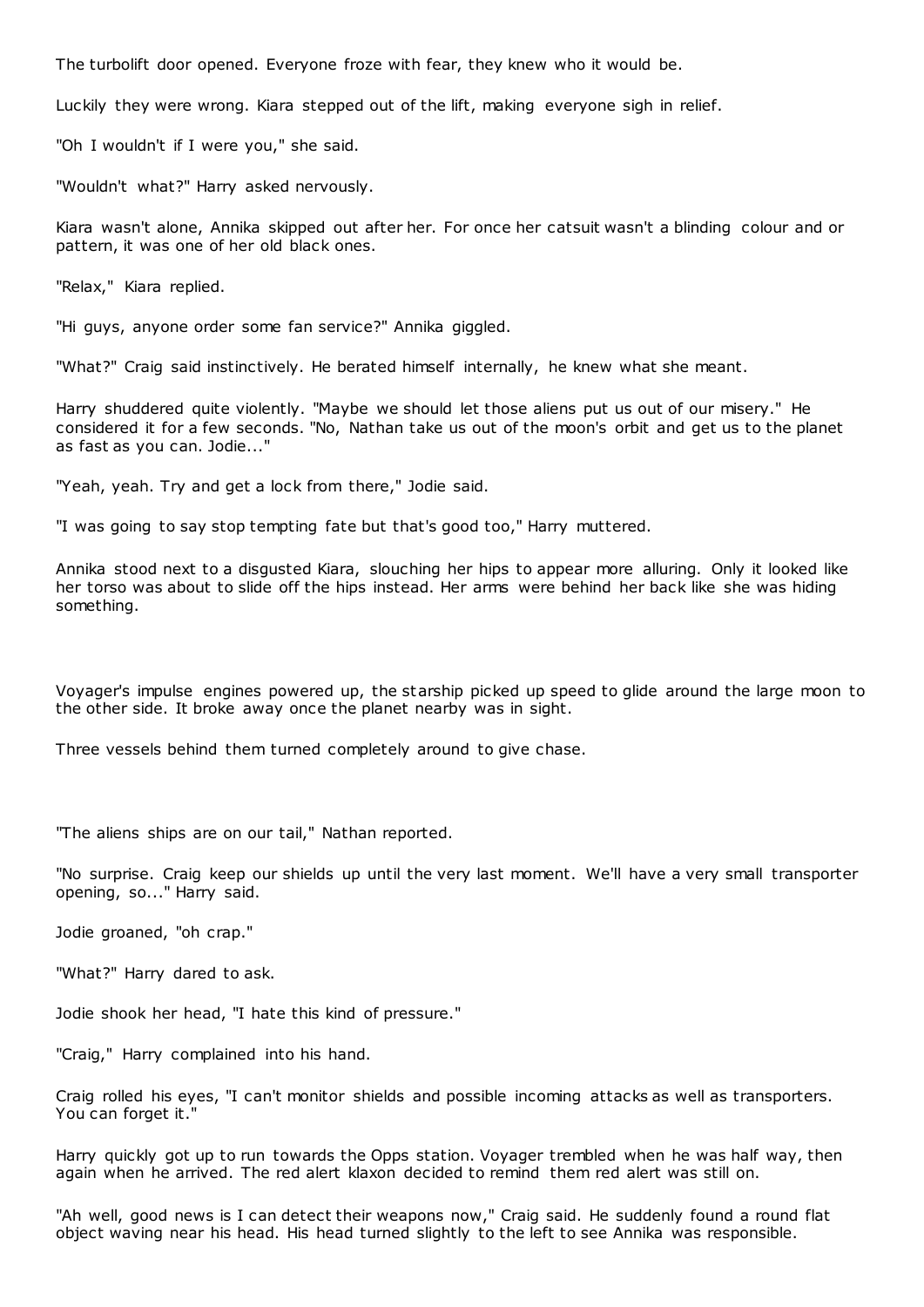The turbolift door opened. Everyone froze with fear, they knew who it would be.

Luckily they were wrong. Kiara stepped out of the lift, making everyone sigh in relief.

"Oh I wouldn't if I were you," she said.

"Wouldn't what?" Harry asked nervously.

Kiara wasn't alone, Annika skipped out after her. For once her catsuit wasn't a blinding colour and or pattern, it was one of her old black ones.

"Relax," Kiara replied.

"Hi guys, anyone order some fan service?" Annika giggled.

"What?" Craig said instinctively. He berated himself internally, he knew what she meant.

Harry shuddered quite violently. "Maybe we should let those aliens put us out of our misery." He considered it for a few seconds. "No, Nathan take us out of the moon's orbit and get us to the planet as fast as you can. Jodie..."

"Yeah, yeah. Try and get a lock from there," Jodie said.

"I was going to say stop tempting fate but that's good too," Harry muttered.

Annika stood next to a disgusted Kiara, slouching her hips to appear more alluring. Only it looked like her torso was about to slide off the hips instead. Her arms were behind her back like she was hiding something.

Voyager's impulse engines powered up, the starship picked up speed to glide around the large moon to the other side. It broke away once the planet nearby was in sight.

Three vessels behind them turned completely around to give chase.

"The aliens ships are on our tail," Nathan reported.

"No surprise. Craig keep our shields up until the very last moment. We'll have a very small transporter opening, so..." Harry said.

Jodie groaned, "oh crap."

"What?" Harry dared to ask.

Jodie shook her head, "I hate this kind of pressure."

"Craig," Harry complained into his hand.

Craig rolled his eyes, "I can't monitor shields and possible incoming attacks as well as transporters. You can forget it."

Harry quickly got up to run towards the Opps station. Voyager trembled when he was half way, then again when he arrived. The red alert klaxon decided to remind them red alert was still on.

"Ah well, good news is I can detect their weapons now," Craig said. He suddenly found a round flat object waving near his head. His head turned slightly to the left to see Annika was responsible.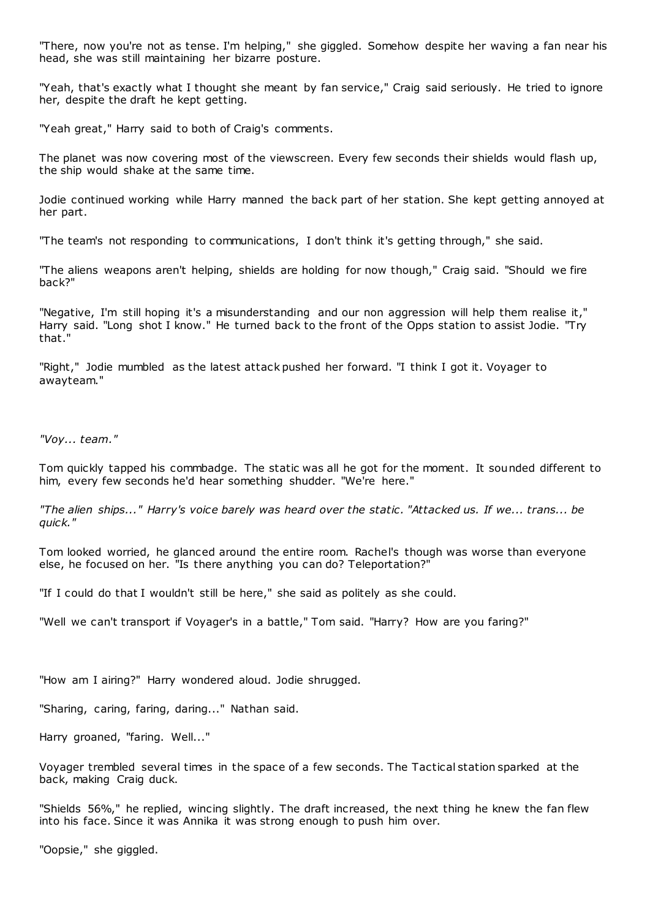"There, now you're not as tense. I'm helping," she giggled. Somehow despite her waving a fan near his head, she was still maintaining her bizarre posture.

"Yeah, that's exactly what I thought she meant by fan service," Craig said seriously. He tried to ignore her, despite the draft he kept getting.

"Yeah great," Harry said to both of Craig's comments.

The planet was now covering most of the viewscreen. Every few seconds their shields would flash up, the ship would shake at the same time.

Jodie continued working while Harry manned the back part of her station. She kept getting annoyed at her part.

"The team's not responding to communications, I don't think it's getting through," she said.

"The aliens weapons aren't helping, shields are holding for now though," Craig said. "Should we fire back?"

"Negative, I'm still hoping it's a misunderstanding and our non aggression will help them realise it," Harry said. "Long shot I know." He turned back to the front of the Opps station to assist Jodie. "Try that."

"Right," Jodie mumbled as the latest attack pushed her forward. "I think I got it. Voyager to awayteam."

*"Voy... team."*

Tom quickly tapped his commbadge. The static was all he got for the moment. It sounded different to him, every few seconds he'd hear something shudder. "We're here."

*"The alien ships..." Harry's voice barely was heard over the static. "Attacked us. If we... trans... be quick."*

Tom looked worried, he glanced around the entire room. Rachel's though was worse than everyone else, he focused on her. "Is there anything you can do? Teleportation?"

"If I could do that I wouldn't still be here," she said as politely as she could.

"Well we can't transport if Voyager's in a battle," Tom said. "Harry? How are you faring?"

"How am I airing?" Harry wondered aloud. Jodie shrugged.

"Sharing, caring, faring, daring..." Nathan said.

Harry groaned, "faring. Well..."

Voyager trembled several times in the space of a few seconds. The Tactical station sparked at the back, making Craig duck.

"Shields 56%," he replied, wincing slightly. The draft increased, the next thing he knew the fan flew into his face. Since it was Annika it was strong enough to push him over.

"Oopsie," she giggled.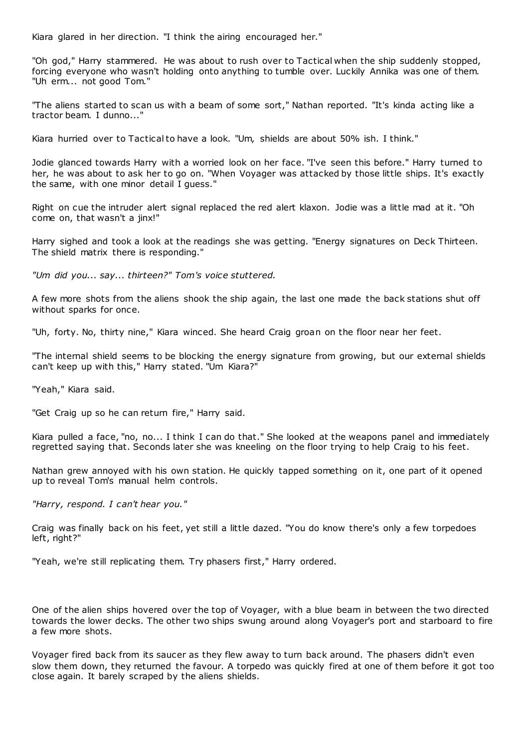Kiara glared in her direction. "I think the airing encouraged her."

"Oh god," Harry stammered. He was about to rush over to Tactical when the ship suddenly stopped, forcing everyone who wasn't holding onto anything to tumble over. Luckily Annika was one of them. "Uh erm... not good Tom."

"The aliens started to scan us with a beam of some sort," Nathan reported. "It's kinda acting like a tractor beam. I dunno..."

Kiara hurried over to Tactical to have a look. "Um, shields are about 50% ish. I think."

Jodie glanced towards Harry with a worried look on her face. "I've seen this before." Harry turned to her, he was about to ask her to go on. "When Voyager was attacked by those little ships. It's exactly the same, with one minor detail I guess."

Right on cue the intruder alert signal replaced the red alert klaxon. Jodie was a little mad at it. "Oh come on, that wasn't a jinx!"

Harry sighed and took a look at the readings she was getting. "Energy signatures on Deck Thirteen. The shield matrix there is responding."

*"Um did you... say... thirteen?" Tom's voice stuttered.*

A few more shots from the aliens shook the ship again, the last one made the back stations shut off without sparks for once.

"Uh, forty. No, thirty nine," Kiara winced. She heard Craig groan on the floor near her feet.

"The internal shield seems to be blocking the energy signature from growing, but our external shields can't keep up with this," Harry stated. "Um Kiara?"

"Yeah," Kiara said.

"Get Craig up so he can return fire," Harry said.

Kiara pulled a face, "no, no... I think I can do that." She looked at the weapons panel and immediately regretted saying that. Seconds later she was kneeling on the floor trying to help Craig to his feet.

Nathan grew annoyed with his own station. He quickly tapped something on it, one part of it opened up to reveal Tom's manual helm controls.

*"Harry, respond. I can't hear you."*

Craig was finally back on his feet, yet still a little dazed. "You do know there's only a few torpedoes left, right?"

"Yeah, we're still replicating them. Try phasers first," Harry ordered.

One of the alien ships hovered over the top of Voyager, with a blue beam in between the two directed towards the lower decks. The other two ships swung around along Voyager's port and starboard to fire a few more shots.

Voyager fired back from its saucer as they flew away to turn back around. The phasers didn't even slow them down, they returned the favour. A torpedo was quickly fired at one of them before it got too close again. It barely scraped by the aliens shields.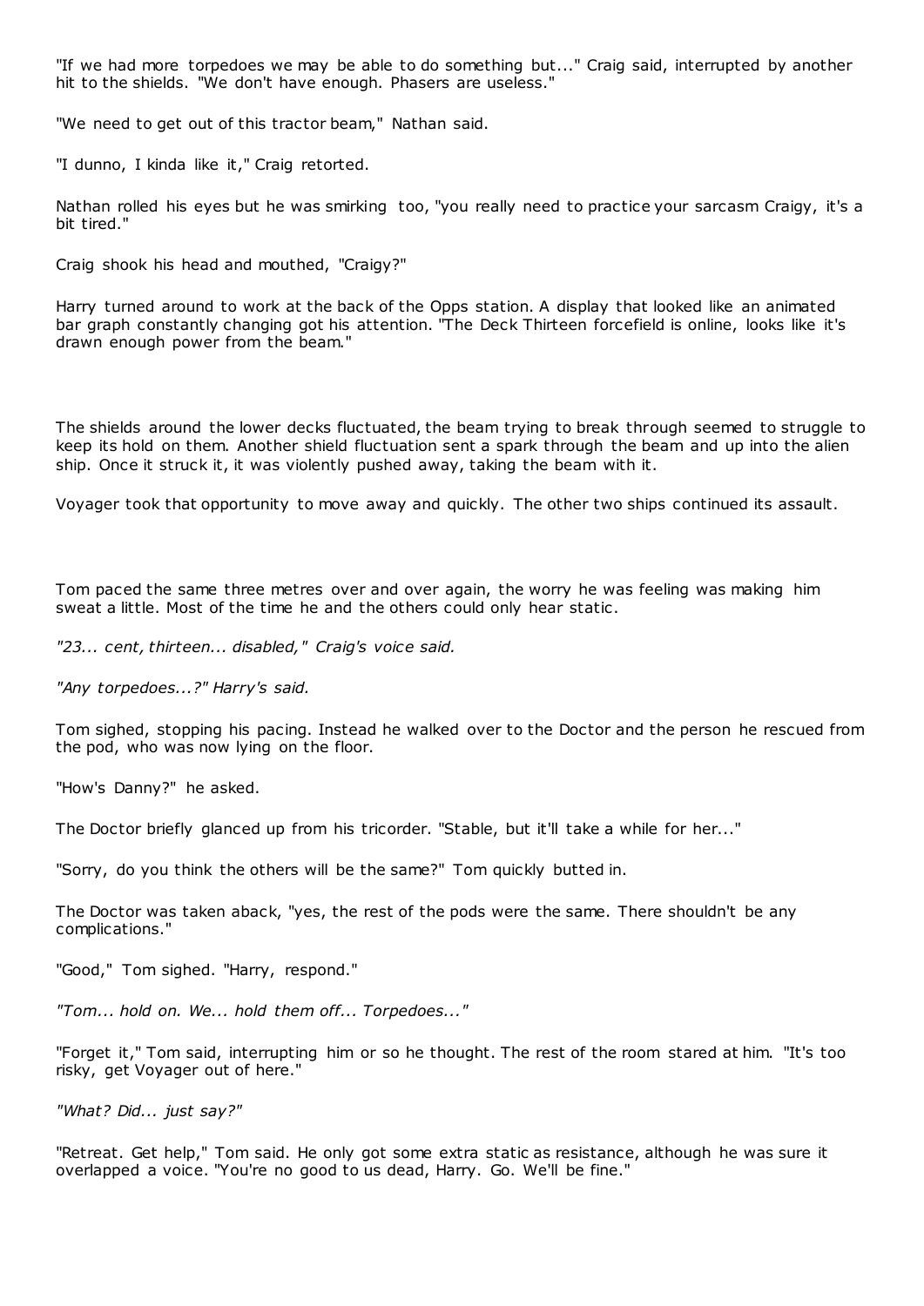"If we had more torpedoes we may be able to do something but..." Craig said, interrupted by another hit to the shields. "We don't have enough. Phasers are useless."

"We need to get out of this tractor beam," Nathan said.

"I dunno, I kinda like it," Craig retorted.

Nathan rolled his eyes but he was smirking too, "you really need to practice your sarcasm Craigy, it's a bit tired."

Craig shook his head and mouthed, "Craigy?"

Harry turned around to work at the back of the Opps station. A display that looked like an animated bar graph constantly changing got his attention. "The Deck Thirteen forcefield is online, looks like it's drawn enough power from the beam."

The shields around the lower decks fluctuated, the beam trying to break through seemed to struggle to keep its hold on them. Another shield fluctuation sent a spark through the beam and up into the alien ship. Once it struck it, it was violently pushed away, taking the beam with it.

Voyager took that opportunity to move away and quickly. The other two ships continued its assault.

Tom paced the same three metres over and over again, the worry he was feeling was making him sweat a little. Most of the time he and the others could only hear static.

*"23... cent, thirteen... disabled," Craig's voice said.*

*"Any torpedoes...?" Harry's said.*

Tom sighed, stopping his pacing. Instead he walked over to the Doctor and the person he rescued from the pod, who was now lying on the floor.

"How's Danny?" he asked.

The Doctor briefly glanced up from his tricorder. "Stable, but it'll take a while for her..."

"Sorry, do you think the others will be the same?" Tom quickly butted in.

The Doctor was taken aback, "yes, the rest of the pods were the same. There shouldn't be any complications."

"Good," Tom sighed. "Harry, respond."

*"Tom... hold on. We... hold them off... Torpedoes..."*

"Forget it," Tom said, interrupting him or so he thought. The rest of the room stared at him. "It's too risky, get Voyager out of here."

*"What? Did... just say?"*

"Retreat. Get help," Tom said. He only got some extra static as resistance, although he was sure it overlapped a voice. "You're no good to us dead, Harry. Go. We'll be fine."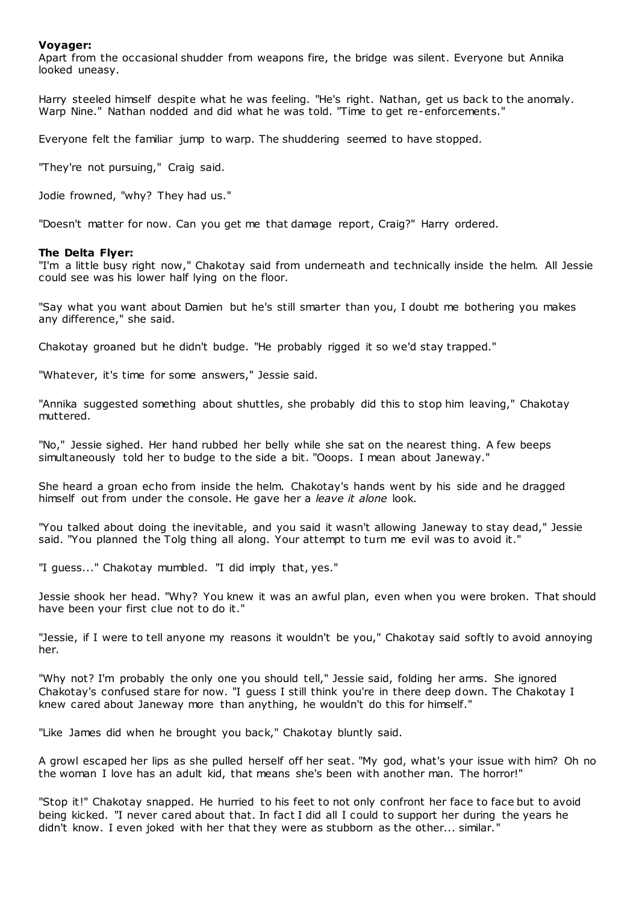**Voyager:**
Apart from the occasional shudder from weapons fire, the bridge was silent. Everyone but Annika looked uneasy.

Harry steeled himself despite what he was feeling. "He's right. Nathan, get us back to the anomaly. Warp Nine." Nathan nodded and did what he was told. "Time to get re-enforcements."

Everyone felt the familiar jump to warp. The shuddering seemed to have stopped.

"They're not pursuing," Craig said.

Jodie frowned, "why? They had us."

"Doesn't matter for now. Can you get me that damage report, Craig?" Harry ordered.

**The Delta Flyer:**
"I'm a little busy right now," Chakotay said from underneath and technically inside the helm. All Jessie could see was his lower half lying on the floor.

"Say what you want about Damien but he's still smarter than you, I doubt me bothering you makes any difference," she said.

Chakotay groaned but he didn't budge. "He probably rigged it so we'd stay trapped."

"Whatever, it's time for some answers," Jessie said.

"Annika suggested something about shuttles, she probably did this to stop him leaving," Chakotay muttered.

"No," Jessie sighed. Her hand rubbed her belly while she sat on the nearest thing. A few beeps simultaneously told her to budge to the side a bit. "Ooops. I mean about Janeway."

She heard a groan echo from inside the helm. Chakotay's hands went by his side and he dragged himself out from under the console. He gave her a *leave it alone* look.

"You talked about doing the inevitable, and you said it wasn't allowing Janeway to stay dead," Jessie said. "You planned the Tolg thing all along. Your attempt to turn me evil was to avoid it."

"I guess..." Chakotay mumbled. "I did imply that, yes."

Jessie shook her head. "Why? You knew it was an awful plan, even when you were broken. That should have been your first clue not to do it."

"Jessie, if I were to tell anyone my reasons it wouldn't be you," Chakotay said softly to avoid annoying her.

"Why not? I'm probably the only one you should tell," Jessie said, folding her arms. She ignored Chakotay's confused stare for now. "I guess I still think you're in there deep down. The Chakotay I knew cared about Janeway more than anything, he wouldn't do this for himself."

"Like James did when he brought you back," Chakotay bluntly said.

A growl escaped her lips as she pulled herself off her seat. "My god, what's your issue with him? Oh no the woman I love has an adult kid, that means she's been with another man. The horror!"

"Stop it!" Chakotay snapped. He hurried to his feet to not only confront her face to face but to avoid being kicked. "I never cared about that. In fact I did all I could to support her during the years he didn't know. I even joked with her that they were as stubborn as the other... similar."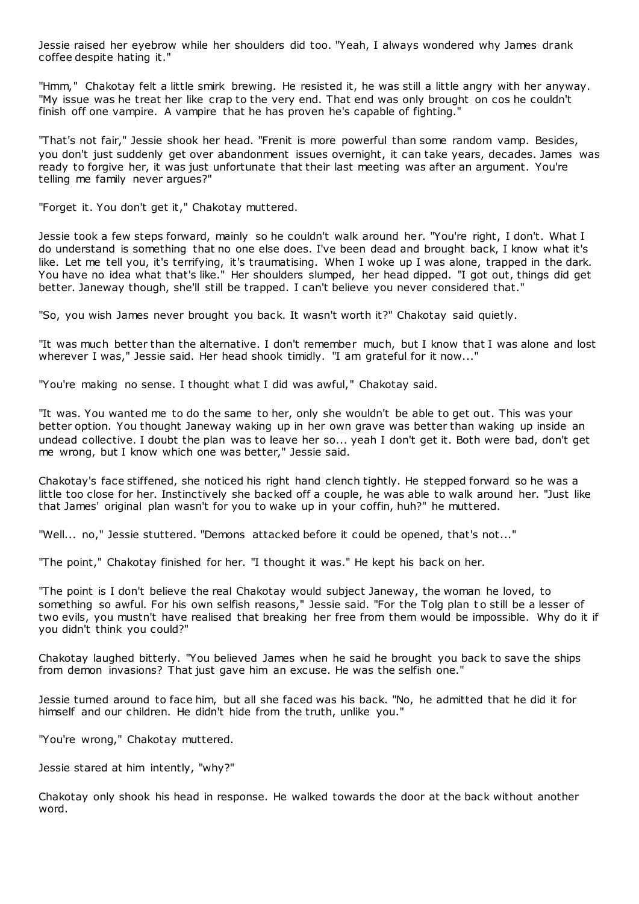Jessie raised her eyebrow while her shoulders did too. "Yeah, I always wondered why James drank coffee despite hating it."

"Hmm," Chakotay felt a little smirk brewing. He resisted it, he was still a little angry with her anyway. "My issue was he treat her like crap to the very end. That end was only brought on cos he couldn't finish off one vampire. A vampire that he has proven he's capable of fighting."

"That's not fair," Jessie shook her head. "Frenit is more powerful than some random vamp. Besides, you don't just suddenly get over abandonment issues overnight, it can take years, decades. James was ready to forgive her, it was just unfortunate that their last meeting was after an argument. You're telling me family never argues?"

"Forget it. You don't get it," Chakotay muttered.

Jessie took a few steps forward, mainly so he couldn't walk around her. "You're right, I don't. What I do understand is something that no one else does. I've been dead and brought back, I know what it's like. Let me tell you, it's terrifying, it's traumatising. When I woke up I was alone, trapped in the dark. You have no idea what that's like." Her shoulders slumped, her head dipped. "I got out, things did get better. Janeway though, she'll still be trapped. I can't believe you never considered that."

"So, you wish James never brought you back. It wasn't worth it?" Chakotay said quietly.

"It was much better than the alternative. I don't remember much, but I know that I was alone and lost wherever I was," Jessie said. Her head shook timidly. "I am grateful for it now..."

"You're making no sense. I thought what I did was awful," Chakotay said.

"It was. You wanted me to do the same to her, only she wouldn't be able to get out. This was your better option. You thought Janeway waking up in her own grave was better than waking up inside an undead collective. I doubt the plan was to leave her so... yeah I don't get it. Both were bad, don't get me wrong, but I know which one was better," Jessie said.

Chakotay's face stiffened, she noticed his right hand clench tightly. He stepped forward so he was a little too close for her. Instinctively she backed off a couple, he was able to walk around her. "Just like that James' original plan wasn't for you to wake up in your coffin, huh?" he muttered.

"Well... no," Jessie stuttered. "Demons attacked before it could be opened, that's not..."

"The point," Chakotay finished for her. "I thought it was." He kept his back on her.

"The point is I don't believe the real Chakotay would subject Janeway, the woman he loved, to something so awful. For his own selfish reasons," Jessie said. "For the Tolg plan to still be a lesser of two evils, you mustn't have realised that breaking her free from them would be impossible. Why do it if you didn't think you could?"

Chakotay laughed bitterly. "You believed James when he said he brought you back to save the ships from demon invasions? That just gave him an excuse. He was the selfish one."

Jessie turned around to face him, but all she faced was his back. "No, he admitted that he did it for himself and our children. He didn't hide from the truth, unlike you."

"You're wrong," Chakotay muttered.

Jessie stared at him intently, "why?"

Chakotay only shook his head in response. He walked towards the door at the back without another word.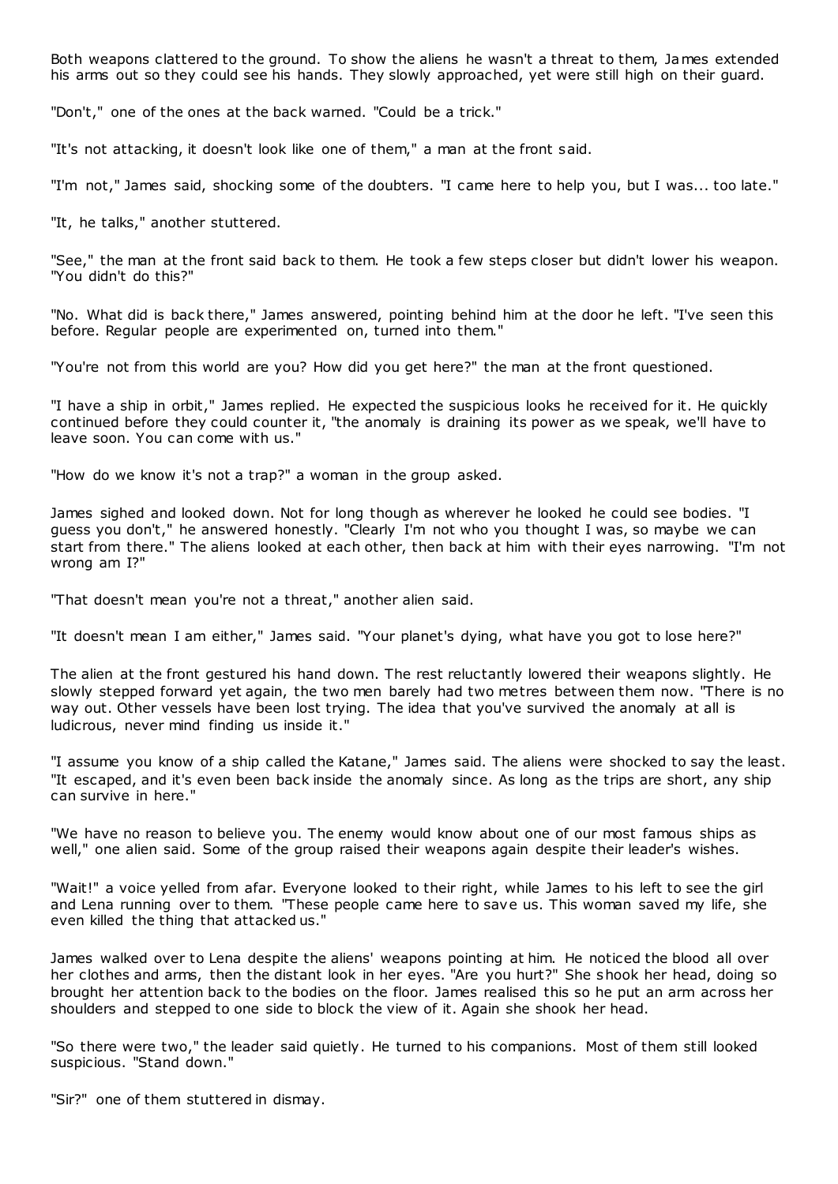Both weapons clattered to the ground. To show the aliens he wasn't a threat to them, James extended his arms out so they could see his hands. They slowly approached, yet were still high on their guard.

"Don't," one of the ones at the back warned. "Could be a trick."

"It's not attacking, it doesn't look like one of them," a man at the front said.

"I'm not," James said, shocking some of the doubters. "I came here to help you, but I was... too late."

"It, he talks," another stuttered.

"See," the man at the front said back to them. He took a few steps closer but didn't lower his weapon. "You didn't do this?"

"No. What did is back there," James answered, pointing behind him at the door he left. "I've seen this before. Regular people are experimented on, turned into them."

"You're not from this world are you? How did you get here?" the man at the front questioned.

"I have a ship in orbit," James replied. He expected the suspicious looks he received for it. He quickly continued before they could counter it, "the anomaly is draining its power as we speak, we'll have to leave soon. You can come with us."

"How do we know it's not a trap?" a woman in the group asked.

James sighed and looked down. Not for long though as wherever he looked he could see bodies. "I guess you don't," he answered honestly. "Clearly I'm not who you thought I was, so maybe we can start from there." The aliens looked at each other, then back at him with their eyes narrowing. "I'm not wrong am I?"

"That doesn't mean you're not a threat," another alien said.

"It doesn't mean I am either," James said. "Your planet's dying, what have you got to lose here?"

The alien at the front gestured his hand down. The rest reluctantly lowered their weapons slightly. He slowly stepped forward yet again, the two men barely had two metres between them now. "There is no way out. Other vessels have been lost trying. The idea that you've survived the anomaly at all is ludicrous, never mind finding us inside it."

"I assume you know of a ship called the Katane," James said. The aliens were shocked to say the least. "It escaped, and it's even been back inside the anomaly since. As long as the trips are short, any ship can survive in here."

"We have no reason to believe you. The enemy would know about one of our most famous ships as well," one alien said. Some of the group raised their weapons again despite their leader's wishes.

"Wait!" a voice yelled from afar. Everyone looked to their right, while James to his left to see the girl and Lena running over to them. "These people came here to save us. This woman saved my life, she even killed the thing that attacked us."

James walked over to Lena despite the aliens' weapons pointing at him. He noticed the blood all over her clothes and arms, then the distant look in her eyes. "Are you hurt?" She shook her head, doing so brought her attention back to the bodies on the floor. James realised this so he put an arm across her shoulders and stepped to one side to block the view of it. Again she shook her head.

"So there were two," the leader said quietly. He turned to his companions. Most of them still looked suspicious. "Stand down."

"Sir?" one of them stuttered in dismay.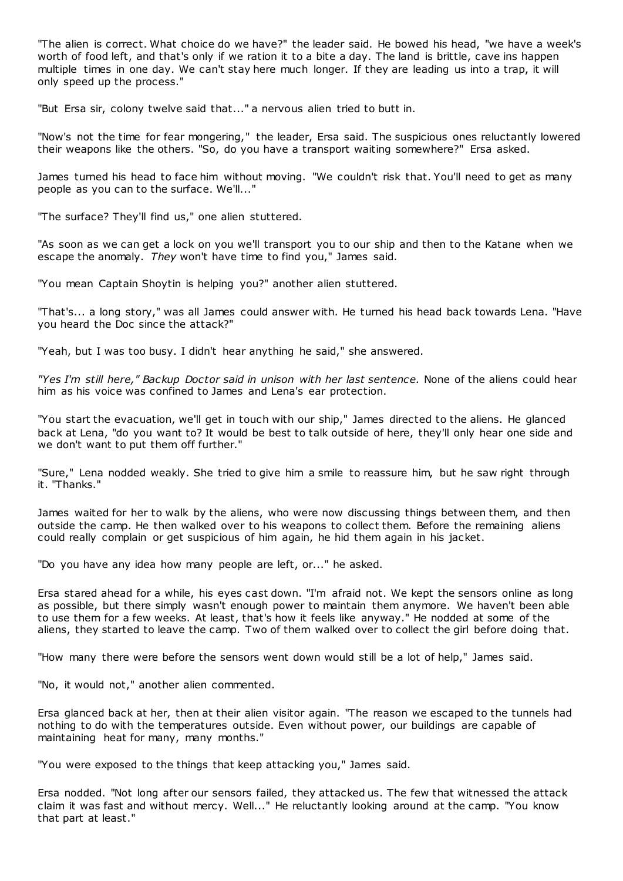"The alien is correct. What choice do we have?" the leader said. He bowed his head, "we have a week's worth of food left, and that's only if we ration it to a bite a day. The land is brittle, cave ins happen multiple times in one day. We can't stay here much longer. If they are leading us into a trap, it will only speed up the process."

"But Ersa sir, colony twelve said that..." a nervous alien tried to butt in.

"Now's not the time for fear mongering," the leader, Ersa said. The suspicious ones reluctantly lowered their weapons like the others. "So, do you have a transport waiting somewhere?" Ersa asked.

James turned his head to face him without moving. "We couldn't risk that. You'll need to get as many people as you can to the surface. We'll..."

"The surface? They'll find us," one alien stuttered.

"As soon as we can get a lock on you we'll transport you to our ship and then to the Katane when we escape the anomaly. *They* won't have time to find you," James said.

"You mean Captain Shoytin is helping you?" another alien stuttered.

"That's... a long story," was all James could answer with. He turned his head back towards Lena. "Have you heard the Doc since the attack?"

"Yeah, but I was too busy. I didn't hear anything he said," she answered.

*"Yes I'm still here," Backup Doctor said in unison with her last sentence.* None of the aliens could hear him as his voice was confined to James and Lena's ear protection.

"You start the evacuation, we'll get in touch with our ship," James directed to the aliens. He glanced back at Lena, "do you want to? It would be best to talk outside of here, they'll only hear one side and we don't want to put them off further."

"Sure," Lena nodded weakly. She tried to give him a smile to reassure him, but he saw right through it. "Thanks."

James waited for her to walk by the aliens, who were now discussing things between them, and then outside the camp. He then walked over to his weapons to collect them. Before the remaining aliens could really complain or get suspicious of him again, he hid them again in his jacket.

"Do you have any idea how many people are left, or..." he asked.

Ersa stared ahead for a while, his eyes cast down. "I'm afraid not. We kept the sensors online as long as possible, but there simply wasn't enough power to maintain them anymore. We haven't been able to use them for a few weeks. At least, that's how it feels like anyway." He nodded at some of the aliens, they started to leave the camp. Two of them walked over to collect the girl before doing that.

"How many there were before the sensors went down would still be a lot of help," James said.

"No, it would not," another alien commented.

Ersa glanced back at her, then at their alien visitor again. "The reason we escaped to the tunnels had nothing to do with the temperatures outside. Even without power, our buildings are capable of maintaining heat for many, many months."

"You were exposed to the things that keep attacking you," James said.

Ersa nodded. "Not long after our sensors failed, they attacked us. The few that witnessed the attack claim it was fast and without mercy. Well..." He reluctantly looking around at the camp. "You know that part at least."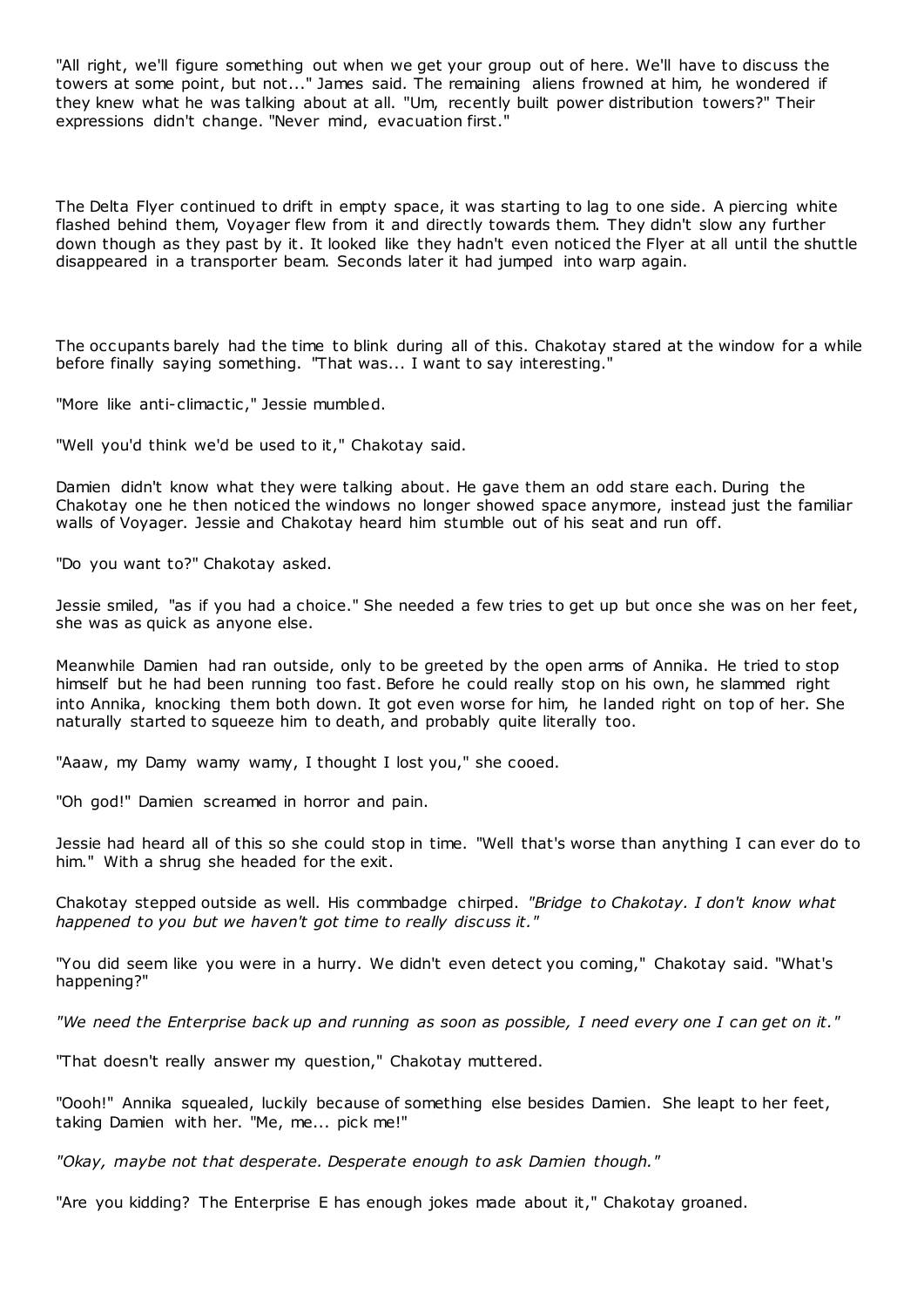"All right, we'll figure something out when we get your group out of here. We'll have to discuss the towers at some point, but not..." James said. The remaining aliens frowned at him, he wondered if they knew what he was talking about at all. "Um, recently built power distribution towers?" Their expressions didn't change. "Never mind, evacuation first."

The Delta Flyer continued to drift in empty space, it was starting to lag to one side. A piercing white flashed behind them, Voyager flew from it and directly towards them. They didn't slow any further down though as they past by it. It looked like they hadn't even noticed the Flyer at all until the shuttle disappeared in a transporter beam. Seconds later it had jumped into warp again.

The occupants barely had the time to blink during all of this. Chakotay stared at the window for a while before finally saying something. "That was... I want to say interesting."

"More like anti-climactic," Jessie mumbled.

"Well you'd think we'd be used to it," Chakotay said.

Damien didn't know what they were talking about. He gave them an odd stare each. During the Chakotay one he then noticed the windows no longer showed space anymore, instead just the familiar walls of Voyager. Jessie and Chakotay heard him stumble out of his seat and run off.

"Do you want to?" Chakotay asked.

Jessie smiled, "as if you had a choice." She needed a few tries to get up but once she was on her feet, she was as quick as anyone else.

Meanwhile Damien had ran outside, only to be greeted by the open arms of Annika. He tried to stop himself but he had been running too fast. Before he could really stop on his own, he slammed right into Annika, knocking them both down. It got even worse for him, he landed right on top of her. She naturally started to squeeze him to death, and probably quite literally too.

"Aaaw, my Damy wamy wamy, I thought I lost you," she cooed.

"Oh god!" Damien screamed in horror and pain.

Jessie had heard all of this so she could stop in time. "Well that's worse than anything I can ever do to him." With a shrug she headed for the exit.

Chakotay stepped outside as well. His commbadge chirped. *"Bridge to Chakotay. I don't know what happened to you but we haven't got time to really discuss it."*

"You did seem like you were in a hurry. We didn't even detect you coming," Chakotay said. "What's happening?"

*"We need the Enterprise back up and running as soon as possible, I need every one I can get on it."*

"That doesn't really answer my question," Chakotay muttered.

"Oooh!" Annika squealed, luckily because of something else besides Damien. She leapt to her feet, taking Damien with her. "Me, me... pick me!"

*"Okay, maybe not that desperate. Desperate enough to ask Damien though."*

"Are you kidding? The Enterprise E has enough jokes made about it," Chakotay groaned.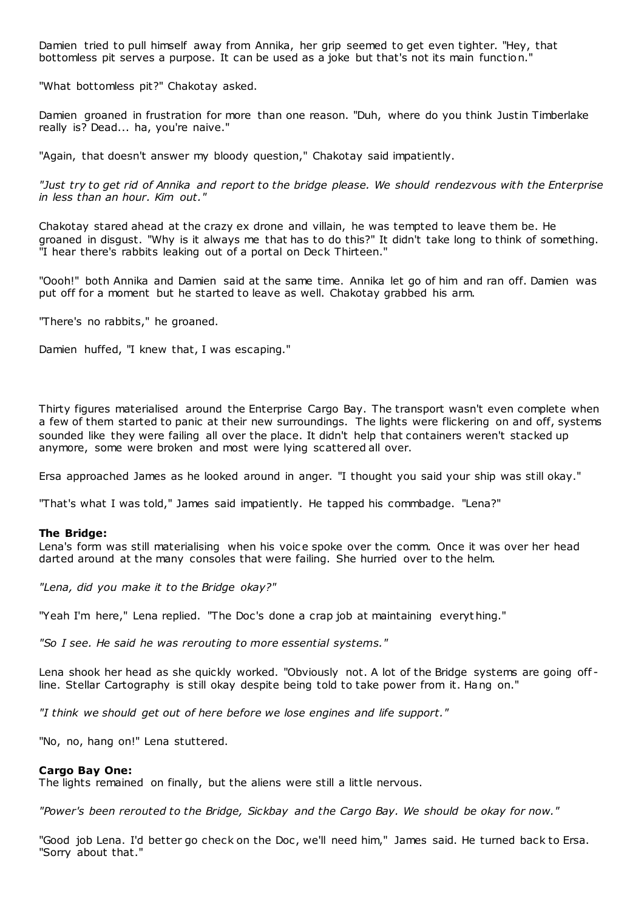Damien tried to pull himself away from Annika, her grip seemed to get even tighter. "Hey, that bottomless pit serves a purpose. It can be used as a joke but that's not its main function."

"What bottomless pit?" Chakotay asked.

Damien groaned in frustration for more than one reason. "Duh, where do you think Justin Timberlake really is? Dead... ha, you're naive."

"Again, that doesn't answer my bloody question," Chakotay said impatiently.

*"Just try to get rid of Annika and report to the bridge please. We should rendezvous with the Enterprise in less than an hour. Kim out."*

Chakotay stared ahead at the crazy ex drone and villain, he was tempted to leave them be. He groaned in disgust. "Why is it always me that has to do this?" It didn't take long to think of something. "I hear there's rabbits leaking out of a portal on Deck Thirteen."

"Oooh!" both Annika and Damien said at the same time. Annika let go of him and ran off. Damien was put off for a moment but he started to leave as well. Chakotay grabbed his arm.

"There's no rabbits," he groaned.

Damien huffed, "I knew that, I was escaping."

Thirty figures materialised around the Enterprise Cargo Bay. The transport wasn't even complete when a few of them started to panic at their new surroundings. The lights were flickering on and off, systems sounded like they were failing all over the place. It didn't help that containers weren't stacked up anymore, some were broken and most were lying scattered all over.

Ersa approached James as he looked around in anger. "I thought you said your ship was still okay."

"That's what I was told," James said impatiently. He tapped his commbadge. "Lena?"

**The Bridge:**
Lena's form was still materialising when his voice spoke over the comm. Once it was over her head darted around at the many consoles that were failing. She hurried over to the helm.

*"Lena, did you make it to the Bridge okay?"*

"Yeah I'm here," Lena replied. "The Doc's done a crap job at maintaining everything."

*"So I see. He said he was rerouting to more essential systems."*

Lena shook her head as she quickly worked. "Obviously not. A lot of the Bridge systems are going off-line. Stellar Cartography is still okay despite being told to take power from it. Hang on."

*"I think we should get out of here before we lose engines and life support."*

"No, no, hang on!" Lena stuttered.

**Cargo Bay One:**
The lights remained on finally, but the aliens were still a little nervous.

*"Power's been rerouted to the Bridge, Sickbay and the Cargo Bay. We should be okay for now."*

"Good job Lena. I'd better go check on the Doc, we'll need him," James said. He turned back to Ersa. "Sorry about that."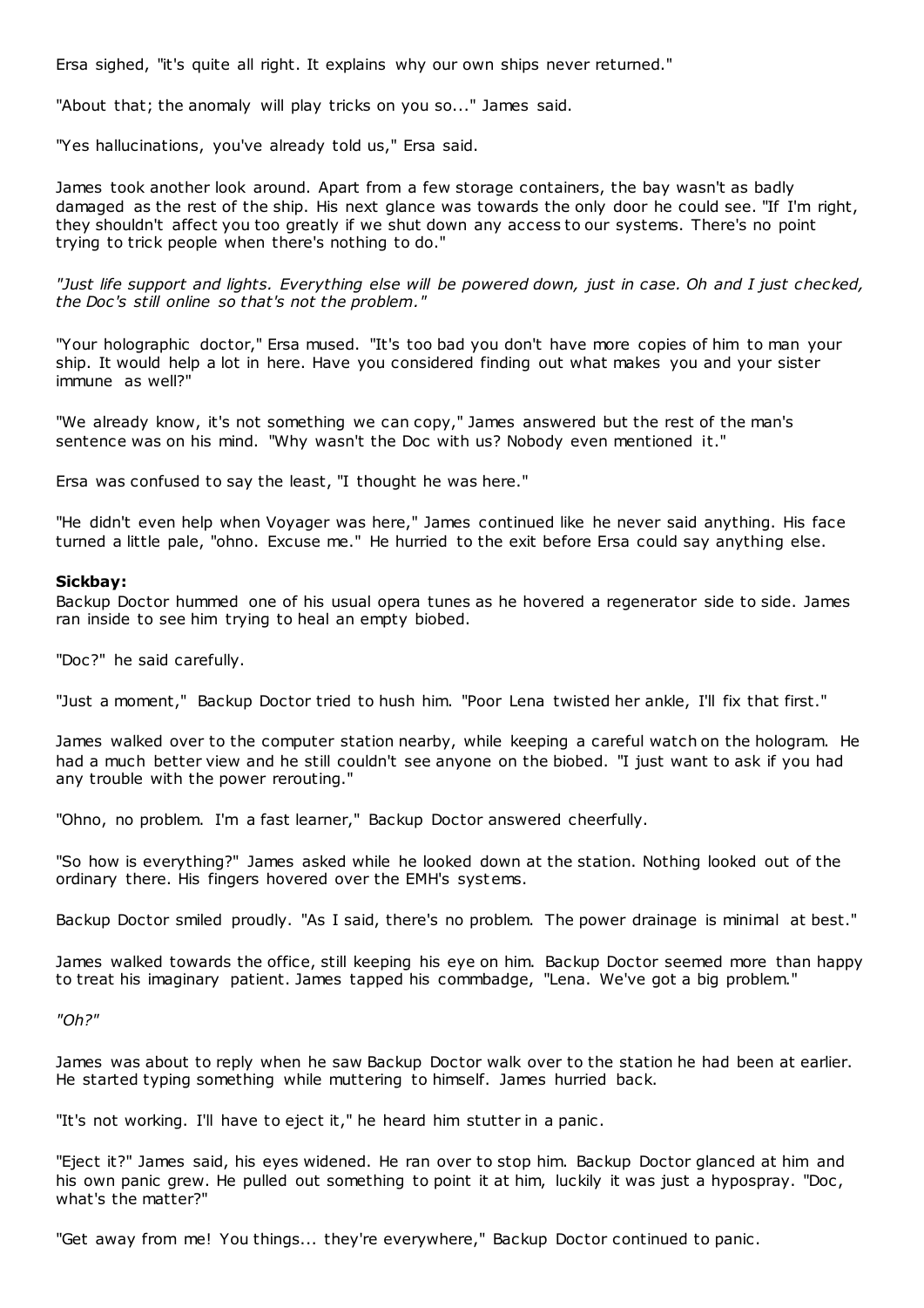Ersa sighed, "it's quite all right. It explains why our own ships never returned."

"About that; the anomaly will play tricks on you so..." James said.

"Yes hallucinations, you've already told us," Ersa said.

James took another look around. Apart from a few storage containers, the bay wasn't as badly damaged as the rest of the ship. His next glance was towards the only door he could see. "If I'm right, they shouldn't affect you too greatly if we shut down any access to our systems. There's no point trying to trick people when there's nothing to do."

*"Just life support and lights. Everything else will be powered down, just in case. Oh and I just checked, the Doc's still online so that's not the problem."*

"Your holographic doctor," Ersa mused. "It's too bad you don't have more copies of him to man your ship. It would help a lot in here. Have you considered finding out what makes you and your sister immune as well?"

"We already know, it's not something we can copy," James answered but the rest of the man's sentence was on his mind. "Why wasn't the Doc with us? Nobody even mentioned it."

Ersa was confused to say the least, "I thought he was here."

"He didn't even help when Voyager was here," James continued like he never said anything. His face turned a little pale, "ohno. Excuse me." He hurried to the exit before Ersa could say anything else.

**Sickbay:**

Backup Doctor hummed one of his usual opera tunes as he hovered a regenerator side to side. James ran inside to see him trying to heal an empty biobed.

"Doc?" he said carefully.

"Just a moment," Backup Doctor tried to hush him. "Poor Lena twisted her ankle, I'll fix that first."

James walked over to the computer station nearby, while keeping a careful watch on the hologram. He had a much better view and he still couldn't see anyone on the biobed. "I just want to ask if you had any trouble with the power rerouting."

"Ohno, no problem. I'm a fast learner," Backup Doctor answered cheerfully.

"So how is everything?" James asked while he looked down at the station. Nothing looked out of the ordinary there. His fingers hovered over the EMH's systems.

Backup Doctor smiled proudly. "As I said, there's no problem. The power drainage is minimal at best."

James walked towards the office, still keeping his eye on him. Backup Doctor seemed more than happy to treat his imaginary patient. James tapped his commbadge, "Lena. We've got a big problem."

*"Oh?"*

James was about to reply when he saw Backup Doctor walk over to the station he had been at earlier. He started typing something while muttering to himself. James hurried back.

"It's not working. I'll have to eject it," he heard him stutter in a panic.

"Eject it?" James said, his eyes widened. He ran over to stop him. Backup Doctor glanced at him and his own panic grew. He pulled out something to point it at him, luckily it was just a hypospray. "Doc, what's the matter?"

"Get away from me! You things... they're everywhere," Backup Doctor continued to panic.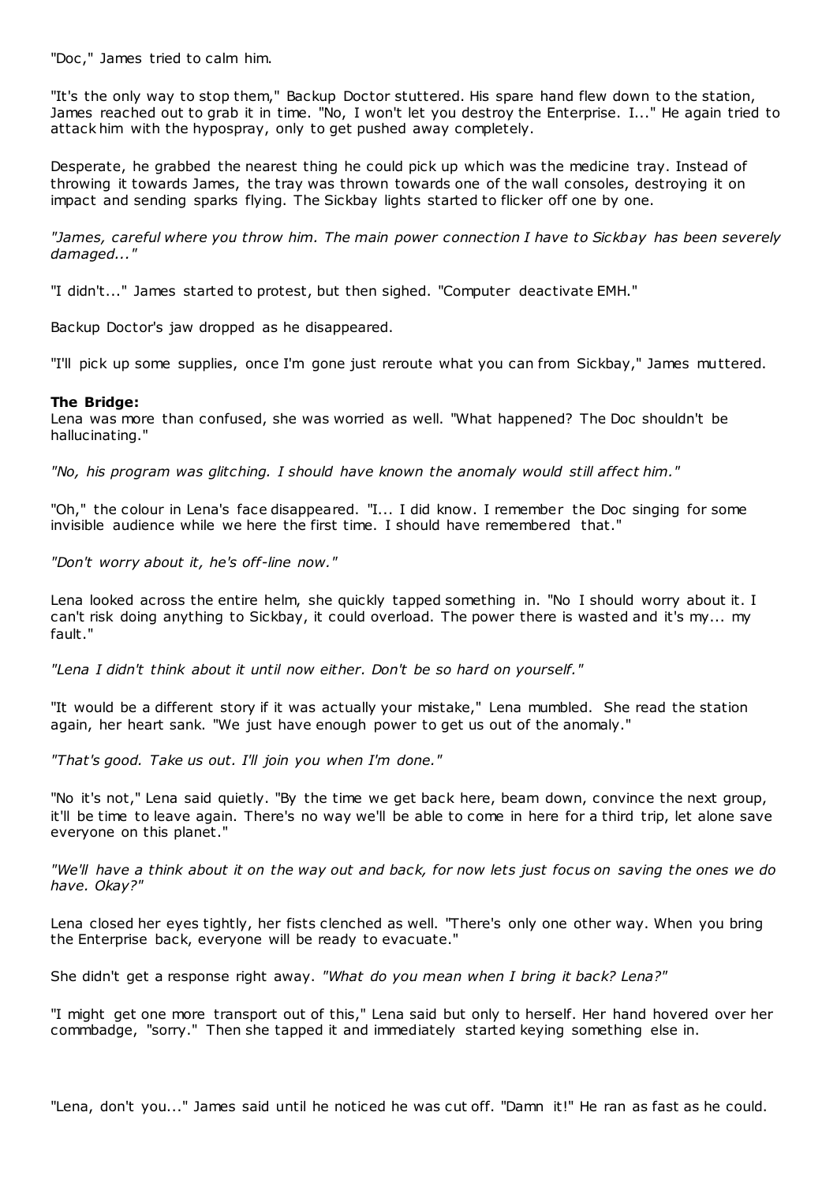"Doc," James tried to calm him.

"It's the only way to stop them," Backup Doctor stuttered. His spare hand flew down to the station, James reached out to grab it in time. "No, I won't let you destroy the Enterprise. I..." He again tried to attack him with the hypospray, only to get pushed away completely.

Desperate, he grabbed the nearest thing he could pick up which was the medicine tray. Instead of throwing it towards James, the tray was thrown towards one of the wall consoles, destroying it on impact and sending sparks flying. The Sickbay lights started to flicker off one by one.

*"James, careful where you throw him. The main power connection I have to Sickbay has been severely damaged..."*

"I didn't..." James started to protest, but then sighed. "Computer deactivate EMH."

Backup Doctor's jaw dropped as he disappeared.

"I'll pick up some supplies, once I'm gone just reroute what you can from Sickbay," James muttered.

**The Bridge:**
Lena was more than confused, she was worried as well. "What happened? The Doc shouldn't be hallucinating."

*"No, his program was glitching. I should have known the anomaly would still affect him."*

"Oh," the colour in Lena's face disappeared. "I... I did know. I remember the Doc singing for some invisible audience while we here the first time. I should have remembered that."

*"Don't worry about it, he's off-line now."*

Lena looked across the entire helm, she quickly tapped something in. "No I should worry about it. I can't risk doing anything to Sickbay, it could overload. The power there is wasted and it's my... my fault."

*"Lena I didn't think about it until now either. Don't be so hard on yourself."*

"It would be a different story if it was actually your mistake," Lena mumbled. She read the station again, her heart sank. "We just have enough power to get us out of the anomaly."

*"That's good. Take us out. I'll join you when I'm done."*

"No it's not," Lena said quietly. "By the time we get back here, beam down, convince the next group, it'll be time to leave again. There's no way we'll be able to come in here for a third trip, let alone save everyone on this planet."

*"We'll have a think about it on the way out and back, for now lets just focus on saving the ones we do have. Okay?"*

Lena closed her eyes tightly, her fists clenched as well. "There's only one other way. When you bring the Enterprise back, everyone will be ready to evacuate."

She didn't get a response right away. *"What do you mean when I bring it back? Lena?"*

"I might get one more transport out of this," Lena said but only to herself. Her hand hovered over her commbadge, "sorry." Then she tapped it and immediately started keying something else in.

"Lena, don't you..." James said until he noticed he was cut off. "Damn it!" He ran as fast as he could.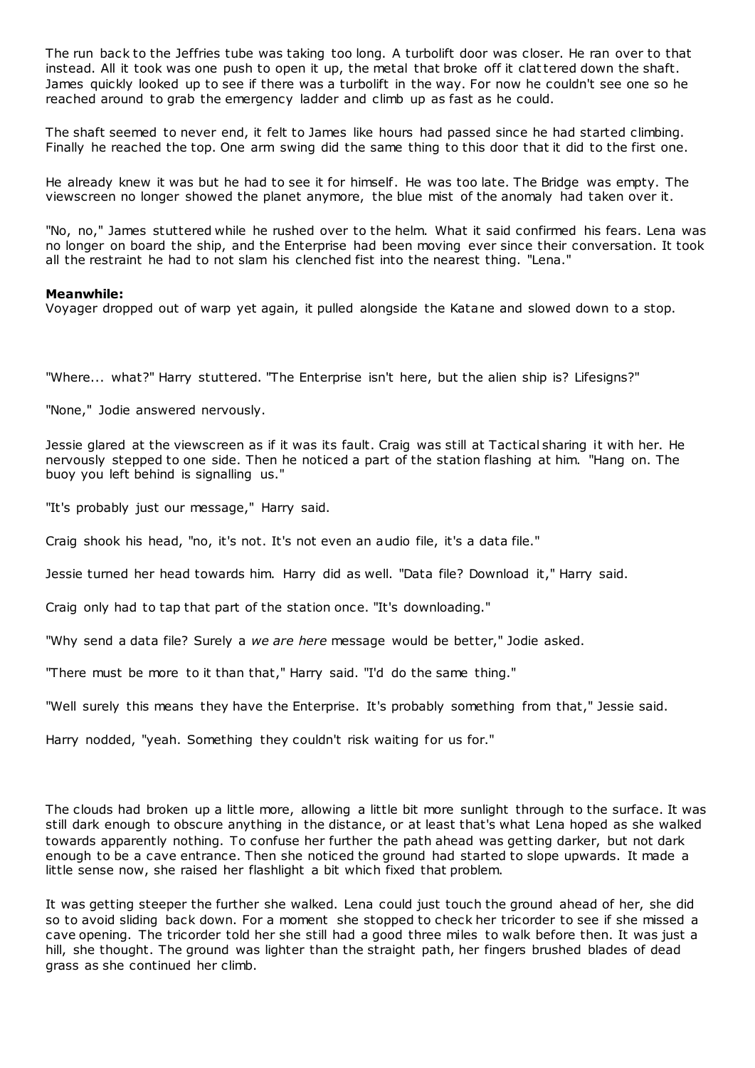The run back to the Jeffries tube was taking too long. A turbolift door was closer. He ran over to that instead. All it took was one push to open it up, the metal that broke off it clattered down the shaft. James quickly looked up to see if there was a turbolift in the way. For now he couldn't see one so he reached around to grab the emergency ladder and climb up as fast as he could.

The shaft seemed to never end, it felt to James like hours had passed since he had started climbing. Finally he reached the top. One arm swing did the same thing to this door that it did to the first one.

He already knew it was but he had to see it for himself. He was too late. The Bridge was empty. The viewscreen no longer showed the planet anymore, the blue mist of the anomaly had taken over it.

"No, no," James stuttered while he rushed over to the helm. What it said confirmed his fears. Lena was no longer on board the ship, and the Enterprise had been moving ever since their conversation. It took all the restraint he had to not slam his clenched fist into the nearest thing. "Lena."

**Meanwhile:**
Voyager dropped out of warp yet again, it pulled alongside the Katane and slowed down to a stop.

"Where... what?" Harry stuttered. "The Enterprise isn't here, but the alien ship is? Lifesigns?"

"None," Jodie answered nervously.

Jessie glared at the viewscreen as if it was its fault. Craig was still at Tactical sharing it with her. He nervously stepped to one side. Then he noticed a part of the station flashing at him. "Hang on. The buoy you left behind is signalling us."

"It's probably just our message," Harry said.

Craig shook his head, "no, it's not. It's not even an audio file, it's a data file."

Jessie turned her head towards him. Harry did as well. "Data file? Download it," Harry said.

Craig only had to tap that part of the station once. "It's downloading."

"Why send a data file? Surely a *we are here* message would be better," Jodie asked.

"There must be more to it than that," Harry said. "I'd do the same thing."

"Well surely this means they have the Enterprise. It's probably something from that," Jessie said.

Harry nodded, "yeah. Something they couldn't risk waiting for us for."

The clouds had broken up a little more, allowing a little bit more sunlight through to the surface. It was still dark enough to obscure anything in the distance, or at least that's what Lena hoped as she walked towards apparently nothing. To confuse her further the path ahead was getting darker, but not dark enough to be a cave entrance. Then she noticed the ground had started to slope upwards. It made a little sense now, she raised her flashlight a bit which fixed that problem.

It was getting steeper the further she walked. Lena could just touch the ground ahead of her, she did so to avoid sliding back down. For a moment she stopped to check her tricorder to see if she missed a cave opening. The tricorder told her she still had a good three miles to walk before then. It was just a hill, she thought. The ground was lighter than the straight path, her fingers brushed blades of dead grass as she continued her climb.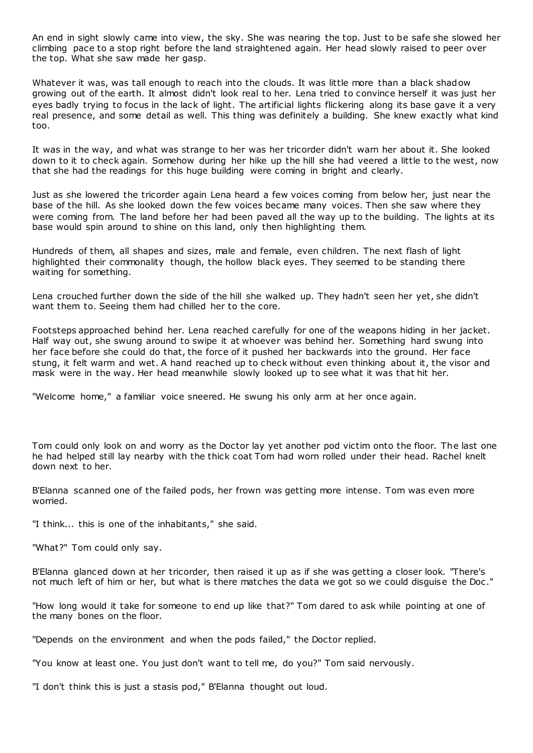An end in sight slowly came into view, the sky. She was nearing the top. Just to be safe she slowed her climbing pace to a stop right before the land straightened again. Her head slowly raised to peer over the top. What she saw made her gasp.

Whatever it was, was tall enough to reach into the clouds. It was little more than a black shadow growing out of the earth. It almost didn't look real to her. Lena tried to convince herself it was just her eyes badly trying to focus in the lack of light. The artificial lights flickering along its base gave it a very real presence, and some detail as well. This thing was definitely a building. She knew exactly what kind too.

It was in the way, and what was strange to her was her tricorder didn't warn her about it. She looked down to it to check again. Somehow during her hike up the hill she had veered a little to the west, now that she had the readings for this huge building were coming in bright and clearly.

Just as she lowered the tricorder again Lena heard a few voices coming from below her, just near the base of the hill. As she looked down the few voices became many voices. Then she saw where they were coming from. The land before her had been paved all the way up to the building. The lights at its base would spin around to shine on this land, only then highlighting them.

Hundreds of them, all shapes and sizes, male and female, even children. The next flash of light highlighted their commonality though, the hollow black eyes. They seemed to be standing there waiting for something.

Lena crouched further down the side of the hill she walked up. They hadn't seen her yet, she didn't want them to. Seeing them had chilled her to the core.

Footsteps approached behind her. Lena reached carefully for one of the weapons hiding in her jacket. Half way out, she swung around to swipe it at whoever was behind her. Something hard swung into her face before she could do that, the force of it pushed her backwards into the ground. Her face stung, it felt warm and wet. A hand reached up to check without even thinking about it, the visor and mask were in the way. Her head meanwhile slowly looked up to see what it was that hit her.

"Welcome home," a familiar voice sneered. He swung his only arm at her once again.

Tom could only look on and worry as the Doctor lay yet another pod victim onto the floor. The last one he had helped still lay nearby with the thick coat Tom had worn rolled under their head. Rachel knelt down next to her.

B'Elanna scanned one of the failed pods, her frown was getting more intense. Tom was even more worried.

"I think... this is one of the inhabitants," she said.

"What?" Tom could only say.

B'Elanna glanced down at her tricorder, then raised it up as if she was getting a closer look. "There's not much left of him or her, but what is there matches the data we got so we could disguise the Doc."

"How long would it take for someone to end up like that?" Tom dared to ask while pointing at one of the many bones on the floor.

"Depends on the environment and when the pods failed," the Doctor replied.

"You know at least one. You just don't want to tell me, do you?" Tom said nervously.

"I don't think this is just a stasis pod," B'Elanna thought out loud.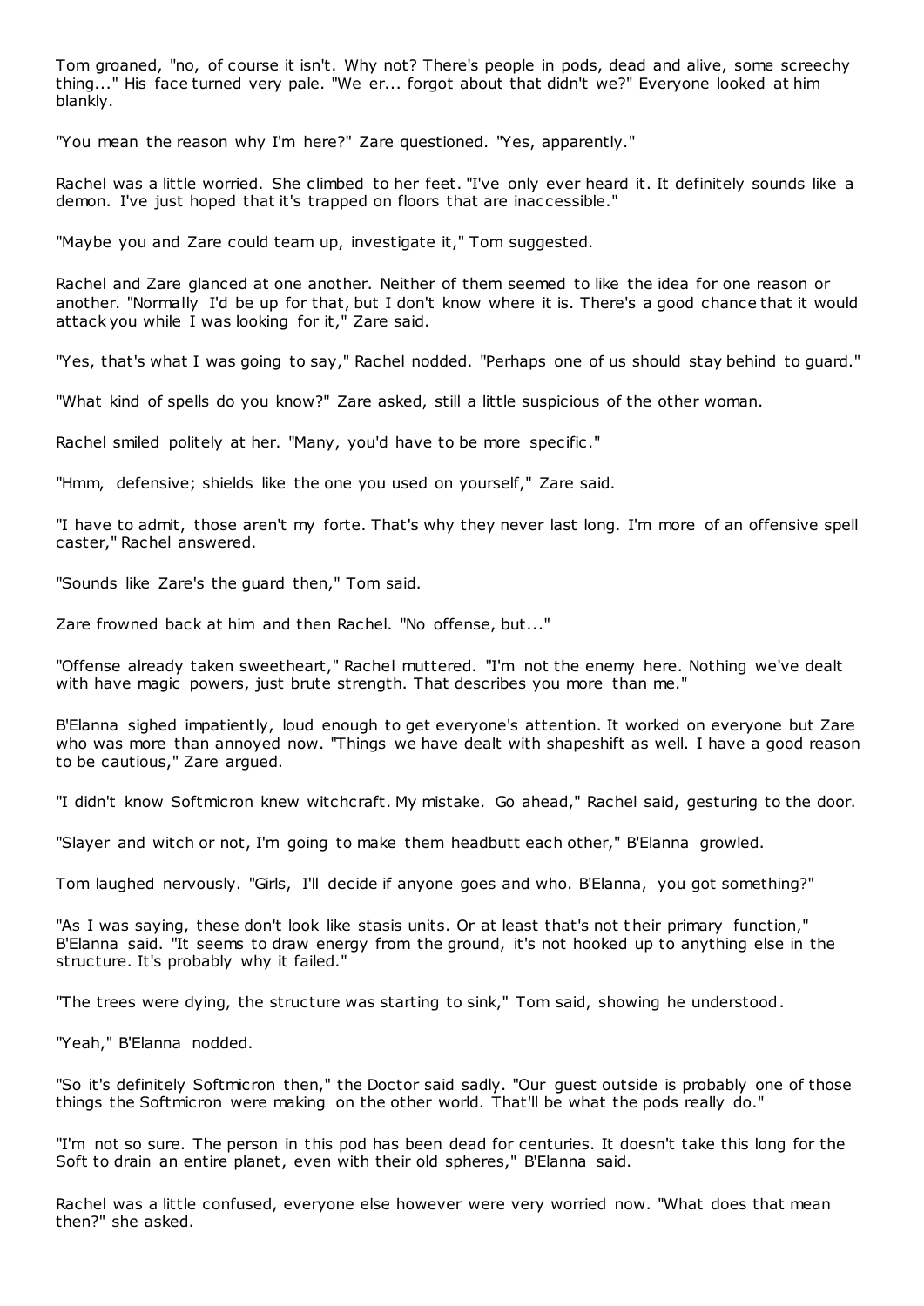Tom groaned, "no, of course it isn't. Why not? There's people in pods, dead and alive, some screechy thing..." His face turned very pale. "We er... forgot about that didn't we?" Everyone looked at him blankly.

"You mean the reason why I'm here?" Zare questioned. "Yes, apparently."

Rachel was a little worried. She climbed to her feet. "I've only ever heard it. It definitely sounds like a demon. I've just hoped that it's trapped on floors that are inaccessible."

"Maybe you and Zare could team up, investigate it," Tom suggested.

Rachel and Zare glanced at one another. Neither of them seemed to like the idea for one reason or another. "Normally I'd be up for that, but I don't know where it is. There's a good chance that it would attack you while I was looking for it," Zare said.

"Yes, that's what I was going to say," Rachel nodded. "Perhaps one of us should stay behind to guard."

"What kind of spells do you know?" Zare asked, still a little suspicious of the other woman.

Rachel smiled politely at her. "Many, you'd have to be more specific."

"Hmm, defensive; shields like the one you used on yourself," Zare said.

"I have to admit, those aren't my forte. That's why they never last long. I'm more of an offensive spell caster," Rachel answered.

"Sounds like Zare's the guard then," Tom said.

Zare frowned back at him and then Rachel. "No offense, but..."

"Offense already taken sweetheart," Rachel muttered. "I'm not the enemy here. Nothing we've dealt with have magic powers, just brute strength. That describes you more than me."

B'Elanna sighed impatiently, loud enough to get everyone's attention. It worked on everyone but Zare who was more than annoyed now. "Things we have dealt with shapeshift as well. I have a good reason to be cautious," Zare argued.

"I didn't know Softmicron knew witchcraft. My mistake. Go ahead," Rachel said, gesturing to the door.

"Slayer and witch or not, I'm going to make them headbutt each other," B'Elanna growled.

Tom laughed nervously. "Girls, I'll decide if anyone goes and who. B'Elanna, you got something?"

"As I was saying, these don't look like stasis units. Or at least that's not their primary function," B'Elanna said. "It seems to draw energy from the ground, it's not hooked up to anything else in the structure. It's probably why it failed."

"The trees were dying, the structure was starting to sink," Tom said, showing he understood.

"Yeah," B'Elanna nodded.

"So it's definitely Softmicron then," the Doctor said sadly. "Our guest outside is probably one of those things the Softmicron were making on the other world. That'll be what the pods really do."

"I'm not so sure. The person in this pod has been dead for centuries. It doesn't take this long for the Soft to drain an entire planet, even with their old spheres," B'Elanna said.

Rachel was a little confused, everyone else however were very worried now. "What does that mean then?" she asked.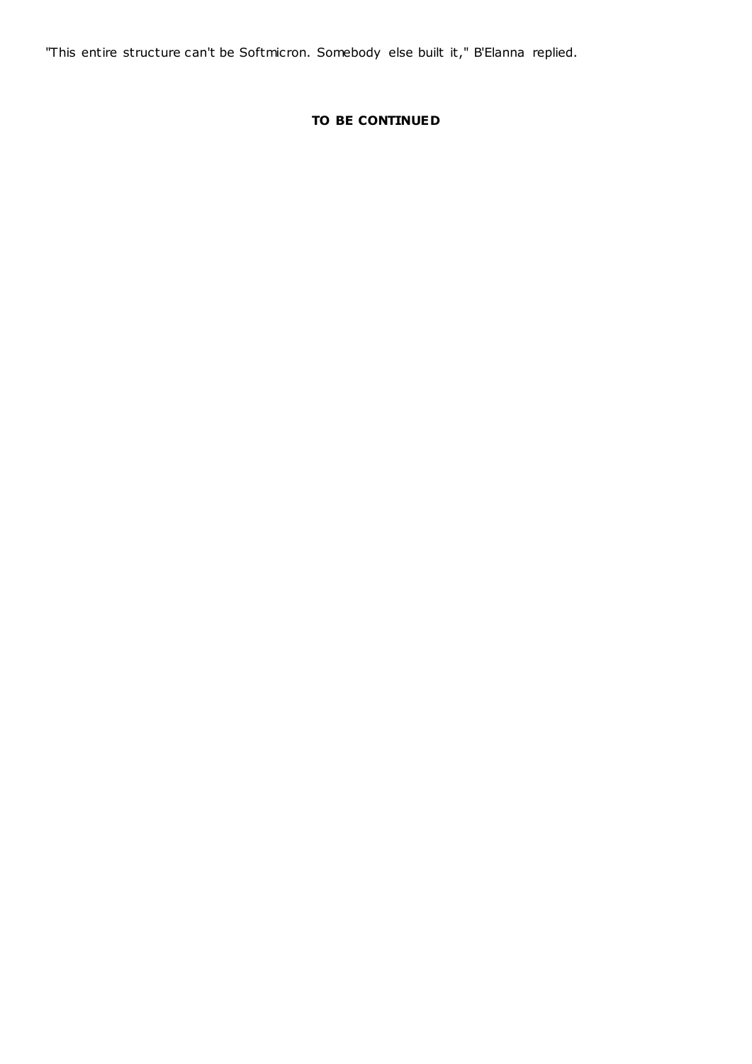"This entire structure can't be Softmicron. Somebody else built it," B'Elanna replied.

**TO BE CONTINUED**